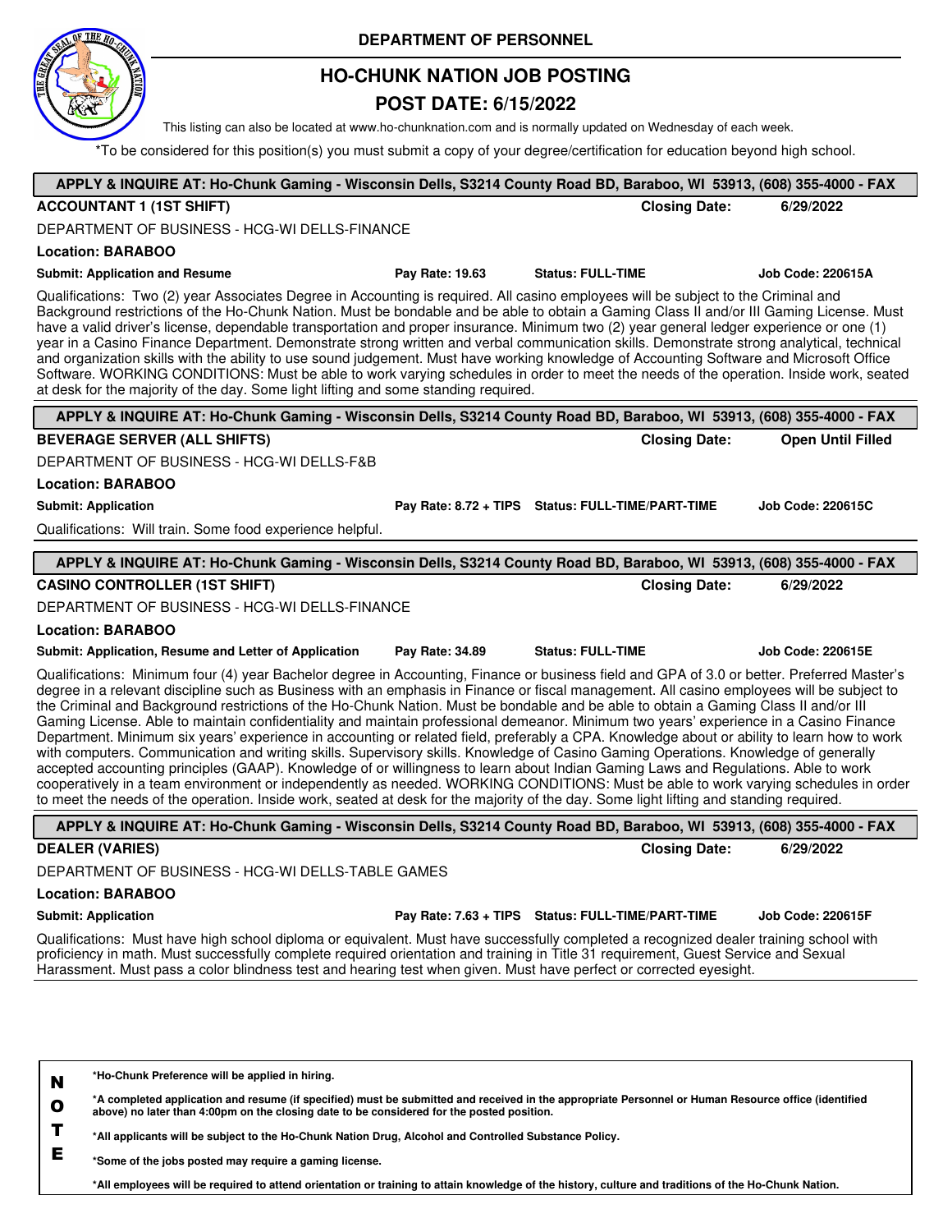**DEPARTMENT OF PERSONNEL**

# HO-CHUNK NATION JOB POSTING

## POST DATE: 6/15/2022

This listing can also be located at www.ho-chunknation.com and is normally updated on Wednesday of each week.

*To be considered for this position(s) you must submit a copy of your degree/certification for education beyond high school.

---

**APPLY & INQUIRE AT: Ho-Chunk Gaming - Wisconsin Dells, S3214 County Road BD, Baraboo, WI 53913, (608) 355-4000 - FAX**

### ACCOUNTANT 1 (1ST SHIFT)

**Closing Date:** 6/29/2022

DEPARTMENT OF BUSINESS - HCG-WI DELLS-FINANCE

**Location: BARABOO**

**Submit: Application and Resume** | **Pay Rate: 19.63** | **Status: FULL-TIME** | **Job Code: 220615A**

Qualifications: Two (2) year Associates Degree in Accounting is required. All casino employees will be subject to the Criminal and Background restrictions of the Ho-Chunk Nation. Must be bondable and be able to obtain a Gaming Class II and/or III Gaming License. Must have a valid driver's license, dependable transportation and proper insurance. Minimum two (2) year general ledger experience or one (1) year in a Casino Finance Department. Demonstrate strong written and verbal communication skills. Demonstrate strong analytical, technical and organization skills with the ability to use sound judgement. Must have working knowledge of Accounting Software and Microsoft Office Software. WORKING CONDITIONS: Must be able to work varying schedules in order to meet the needs of the operation. Inside work, seated at desk for the majority of the day. Some light lifting and some standing required.

---

**APPLY & INQUIRE AT: Ho-Chunk Gaming - Wisconsin Dells, S3214 County Road BD, Baraboo, WI 53913, (608) 355-4000 - FAX**

### BEVERAGE SERVER (ALL SHIFTS)

**Closing Date:** Open Until Filled

DEPARTMENT OF BUSINESS - HCG-WI DELLS-F&B

**Location: BARABOO**

**Submit: Application** | **Pay Rate: 8.72 + TIPS** | **Status: FULL-TIME/PART-TIME** | **Job Code: 220615C**

Qualifications: Will train. Some food experience helpful.

---

**APPLY & INQUIRE AT: Ho-Chunk Gaming - Wisconsin Dells, S3214 County Road BD, Baraboo, WI 53913, (608) 355-4000 - FAX**

### CASINO CONTROLLER (1ST SHIFT)

**Closing Date:** 6/29/2022

DEPARTMENT OF BUSINESS - HCG-WI DELLS-FINANCE

**Location: BARABOO**

**Submit: Application, Resume and Letter of Application** | **Pay Rate: 34.89** | **Status: FULL-TIME** | **Job Code: 220615E**

Qualifications: Minimum four (4) year Bachelor degree in Accounting, Finance or business field and GPA of 3.0 or better. Preferred Master's degree in a relevant discipline such as Business with an emphasis in Finance or fiscal management. All casino employees will be subject to the Criminal and Background restrictions of the Ho-Chunk Nation. Must be bondable and be able to obtain a Gaming Class II and/or III Gaming License. Able to maintain confidentiality and maintain professional demeanor. Minimum two years' experience in a Casino Finance Department. Minimum six years' experience in accounting or related field, preferably a CPA. Knowledge about or ability to learn how to work with computers. Communication and writing skills. Supervisory skills. Knowledge of Casino Gaming Operations. Knowledge of generally accepted accounting principles (GAAP). Knowledge of or willingness to learn about Indian Gaming Laws and Regulations. Able to work cooperatively in a team environment or independently as needed. WORKING CONDITIONS: Must be able to work varying schedules in order to meet the needs of the operation. Inside work, seated at desk for the majority of the day. Some light lifting and standing required.

---

**APPLY & INQUIRE AT: Ho-Chunk Gaming - Wisconsin Dells, S3214 County Road BD, Baraboo, WI 53913, (608) 355-4000 - FAX**

### DEALER (VARIES)

**Closing Date:** 6/29/2022

DEPARTMENT OF BUSINESS - HCG-WI DELLS-TABLE GAMES

**Location: BARABOO**

**Submit: Application** | **Pay Rate: 7.63 + TIPS** | **Status: FULL-TIME/PART-TIME** | **Job Code: 220615F**

Qualifications: Must have high school diploma or equivalent. Must have successfully completed a recognized dealer training school with proficiency in math. Must successfully complete required orientation and training in Title 31 requirement, Guest Service and Sexual Harassment. Must pass a color blindness test and hearing test when given. Must have perfect or corrected eyesight.

---

**NOTE**

- ***Ho-Chunk Preference will be applied in hiring.**
- ***A completed application and resume (if specified) must be submitted and received in the appropriate Personnel or Human Resource office (identified above) no later than 4:00pm on the closing date to be considered for the posted position.**
- ***All applicants will be subject to the Ho-Chunk Nation Drug, Alcohol and Controlled Substance Policy.**
- ***Some of the jobs posted may require a gaming license.**
- ***All employees will be required to attend orientation or training to attain knowledge of the history, culture and traditions of the Ho-Chunk Nation.**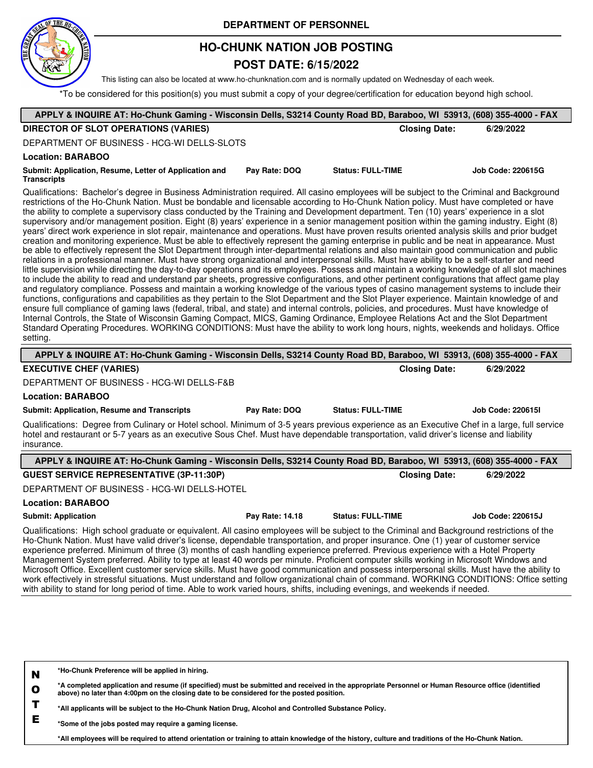**DEPARTMENT OF PERSONNEL**

# HO-CHUNK NATION JOB POSTING

## POST DATE: 6/15/2022

This listing can also be located at www.ho-chunknation.com and is normally updated on Wednesday of each week.

*To be considered for this position(s) you must submit a copy of your degree/certification for education beyond high school.

---

**APPLY & INQUIRE AT: Ho-Chunk Gaming - Wisconsin Dells, S3214 County Road BD, Baraboo, WI 53913, (608) 355-4000 - FAX**

**DIRECTOR OF SLOT OPERATIONS (VARIES)** — **Closing Date: 6/29/2022**

DEPARTMENT OF BUSINESS - HCG-WI DELLS-SLOTS

**Location: BARABOO**

**Submit: Application, Resume, Letter of Application and Transcripts** | **Pay Rate: DOQ** | **Status: FULL-TIME** | **Job Code: 220615G**

Qualifications: Bachelor's degree in Business Administration required. All casino employees will be subject to the Criminal and Background restrictions of the Ho-Chunk Nation. Must be bondable and licensable according to Ho-Chunk Nation policy. Must have completed or have the ability to complete a supervisory class conducted by the Training and Development department. Ten (10) years' experience in a slot supervisory and/or management position. Eight (8) years' experience in a senior management position within the gaming industry. Eight (8) years' direct work experience in slot repair, maintenance and operations. Must have proven results oriented analysis skills and prior budget creation and monitoring experience. Must be able to effectively represent the gaming enterprise in public and be neat in appearance. Must be able to effectively represent the Slot Department through inter-departmental relations and also maintain good communication and public relations in a professional manner. Must have strong organizational and interpersonal skills. Must have ability to be a self-starter and need little supervision while directing the day-to-day operations and its employees. Possess and maintain a working knowledge of all slot machines to include the ability to read and understand par sheets, progressive configurations, and other pertinent configurations that affect game play and regulatory compliance. Possess and maintain a working knowledge of the various types of casino management systems to include their functions, configurations and capabilities as they pertain to the Slot Department and the Slot Player experience. Maintain knowledge of and ensure full compliance of gaming laws (federal, tribal, and state) and internal controls, policies, and procedures. Must have knowledge of Internal Controls, the State of Wisconsin Gaming Compact, MICS, Gaming Ordinance, Employee Relations Act and the Slot Department Standard Operating Procedures. WORKING CONDITIONS: Must have the ability to work long hours, nights, weekends and holidays. Office setting.

---

**APPLY & INQUIRE AT: Ho-Chunk Gaming - Wisconsin Dells, S3214 County Road BD, Baraboo, WI 53913, (608) 355-4000 - FAX**

**EXECUTIVE CHEF (VARIES)** — **Closing Date: 6/29/2022**

DEPARTMENT OF BUSINESS - HCG-WI DELLS-F&B

**Location: BARABOO**

**Submit: Application, Resume and Transcripts** | **Pay Rate: DOQ** | **Status: FULL-TIME** | **Job Code: 220615I**

Qualifications: Degree from Culinary or Hotel school. Minimum of 3-5 years previous experience as an Executive Chef in a large, full service hotel and restaurant or 5-7 years as an executive Sous Chef. Must have dependable transportation, valid driver's license and liability insurance.

---

**APPLY & INQUIRE AT: Ho-Chunk Gaming - Wisconsin Dells, S3214 County Road BD, Baraboo, WI 53913, (608) 355-4000 - FAX**

**GUEST SERVICE REPRESENTATIVE (3P-11:30P)** — **Closing Date: 6/29/2022**

DEPARTMENT OF BUSINESS - HCG-WI DELLS-HOTEL

**Location: BARABOO**

**Submit: Application** | **Pay Rate: 14.18** | **Status: FULL-TIME** | **Job Code: 220615J**

Qualifications: High school graduate or equivalent. All casino employees will be subject to the Criminal and Background restrictions of the Ho-Chunk Nation. Must have valid driver's license, dependable transportation, and proper insurance. One (1) year of customer service experience preferred. Minimum of three (3) months of cash handling experience preferred. Previous experience with a Hotel Property Management System preferred. Ability to type at least 40 words per minute. Proficient computer skills working in Microsoft Windows and Microsoft Office. Excellent customer service skills. Must have good communication and possess interpersonal skills. Must have the ability to work effectively in stressful situations. Must understand and follow organizational chain of command. WORKING CONDITIONS: Office setting with ability to stand for long period of time. Able to work varied hours, shifts, including evenings, and weekends if needed.

---

**NOTE**

**\*Ho-Chunk Preference will be applied in hiring.**

**\*A completed application and resume (if specified) must be submitted and received in the appropriate Personnel or Human Resource office (identified above) no later than 4:00pm on the closing date to be considered for the posted position.**

**\*All applicants will be subject to the Ho-Chunk Nation Drug, Alcohol and Controlled Substance Policy.**

**\*Some of the jobs posted may require a gaming license.**

**\*All employees will be required to attend orientation or training to attain knowledge of the history, culture and traditions of the Ho-Chunk Nation.**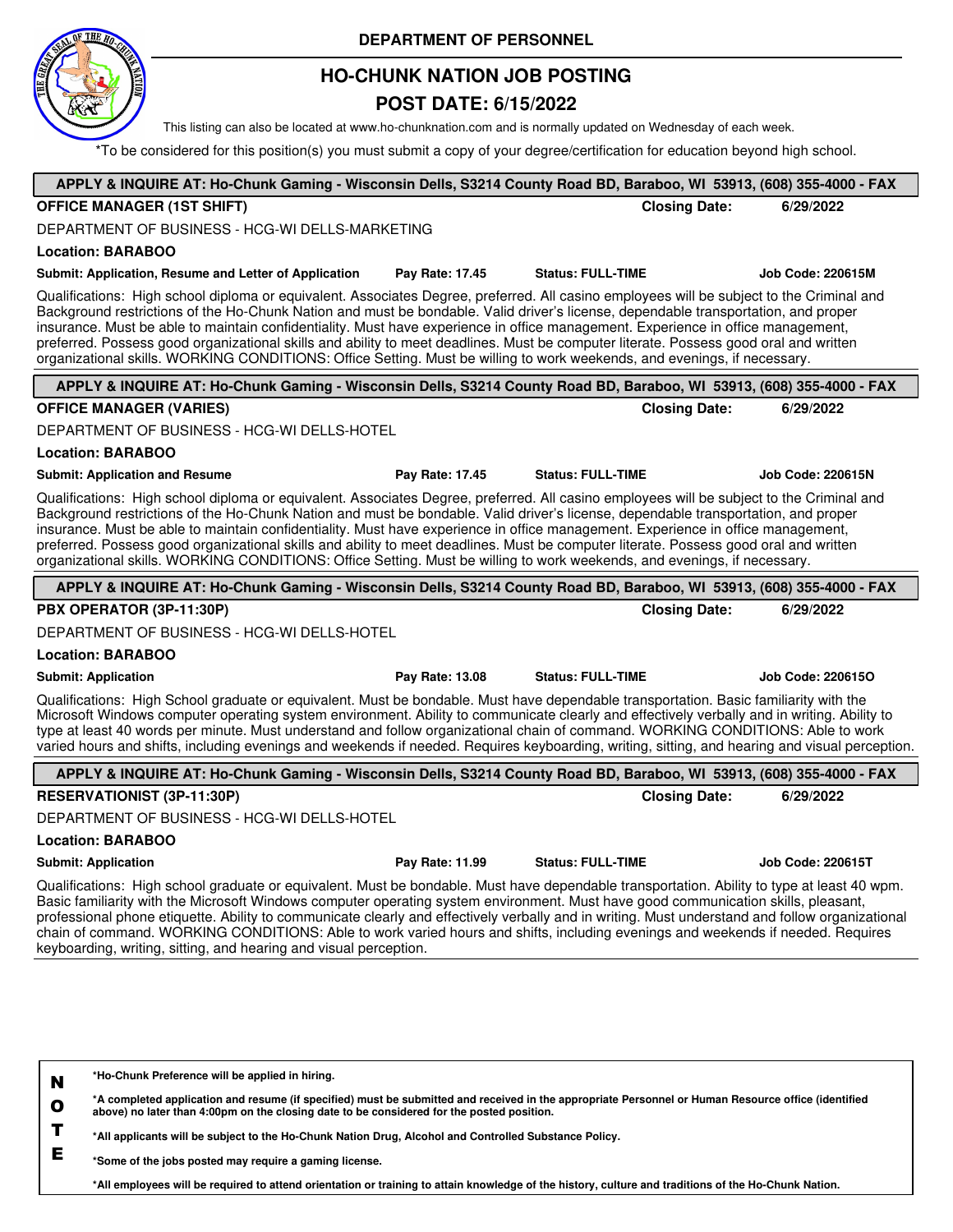**DEPARTMENT OF PERSONNEL**

# HO-CHUNK NATION JOB POSTING

## POST DATE: 6/15/2022

This listing can also be located at www.ho-chunknation.com and is normally updated on Wednesday of each week.

*To be considered for this position(s) you must submit a copy of your degree/certification for education beyond high school.

---

**APPLY & INQUIRE AT: Ho-Chunk Gaming - Wisconsin Dells, S3214 County Road BD, Baraboo, WI 53913, (608) 355-4000 - FAX**

**OFFICE MANAGER (1ST SHIFT)** — **Closing Date: 6/29/2022**

DEPARTMENT OF BUSINESS - HCG-WI DELLS-MARKETING

**Location: BARABOO**

**Submit: Application, Resume and Letter of Application** | **Pay Rate: 17.45** | **Status: FULL-TIME** | **Job Code: 220615M**

Qualifications: High school diploma or equivalent. Associates Degree, preferred. All casino employees will be subject to the Criminal and Background restrictions of the Ho-Chunk Nation and must be bondable. Valid driver's license, dependable transportation, and proper insurance. Must be able to maintain confidentiality. Must have experience in office management. Experience in office management, preferred. Possess good organizational skills and ability to meet deadlines. Must be computer literate. Possess good oral and written organizational skills. WORKING CONDITIONS: Office Setting. Must be willing to work weekends, and evenings, if necessary.

---

**APPLY & INQUIRE AT: Ho-Chunk Gaming - Wisconsin Dells, S3214 County Road BD, Baraboo, WI 53913, (608) 355-4000 - FAX**

**OFFICE MANAGER (VARIES)** — **Closing Date: 6/29/2022**

DEPARTMENT OF BUSINESS - HCG-WI DELLS-HOTEL

**Location: BARABOO**

**Submit: Application and Resume** | **Pay Rate: 17.45** | **Status: FULL-TIME** | **Job Code: 220615N**

Qualifications: High school diploma or equivalent. Associates Degree, preferred. All casino employees will be subject to the Criminal and Background restrictions of the Ho-Chunk Nation and must be bondable. Valid driver's license, dependable transportation, and proper insurance. Must be able to maintain confidentiality. Must have experience in office management. Experience in office management, preferred. Possess good organizational skills and ability to meet deadlines. Must be computer literate. Possess good oral and written organizational skills. WORKING CONDITIONS: Office Setting. Must be willing to work weekends, and evenings, if necessary.

---

**APPLY & INQUIRE AT: Ho-Chunk Gaming - Wisconsin Dells, S3214 County Road BD, Baraboo, WI 53913, (608) 355-4000 - FAX**

**PBX OPERATOR (3P-11:30P)** — **Closing Date: 6/29/2022**

DEPARTMENT OF BUSINESS - HCG-WI DELLS-HOTEL

**Location: BARABOO**

**Submit: Application** | **Pay Rate: 13.08** | **Status: FULL-TIME** | **Job Code: 220615O**

Qualifications: High School graduate or equivalent. Must be bondable. Must have dependable transportation. Basic familiarity with the Microsoft Windows computer operating system environment. Ability to communicate clearly and effectively verbally and in writing. Ability to type at least 40 words per minute. Must understand and follow organizational chain of command. WORKING CONDITIONS: Able to work varied hours and shifts, including evenings and weekends if needed. Requires keyboarding, writing, sitting, and hearing and visual perception.

---

**APPLY & INQUIRE AT: Ho-Chunk Gaming - Wisconsin Dells, S3214 County Road BD, Baraboo, WI 53913, (608) 355-4000 - FAX**

**RESERVATIONIST (3P-11:30P)** — **Closing Date: 6/29/2022**

DEPARTMENT OF BUSINESS - HCG-WI DELLS-HOTEL

**Location: BARABOO**

**Submit: Application** | **Pay Rate: 11.99** | **Status: FULL-TIME** | **Job Code: 220615T**

Qualifications: High school graduate or equivalent. Must be bondable. Must have dependable transportation. Ability to type at least 40 wpm. Basic familiarity with the Microsoft Windows computer operating system environment. Must have good communication skills, pleasant, professional phone etiquette. Ability to communicate clearly and effectively verbally and in writing. Must understand and follow organizational chain of command. WORKING CONDITIONS: Able to work varied hours and shifts, including evenings and weekends if needed. Requires keyboarding, writing, sitting, and hearing and visual perception.

---

**NOTE**

- **\*Ho-Chunk Preference will be applied in hiring.**
- **\*A completed application and resume (if specified) must be submitted and received in the appropriate Personnel or Human Resource office (identified above) no later than 4:00pm on the closing date to be considered for the posted position.**
- **\*All applicants will be subject to the Ho-Chunk Nation Drug, Alcohol and Controlled Substance Policy.**
- **\*Some of the jobs posted may require a gaming license.**
- **\*All employees will be required to attend orientation or training to attain knowledge of the history, culture and traditions of the Ho-Chunk Nation.**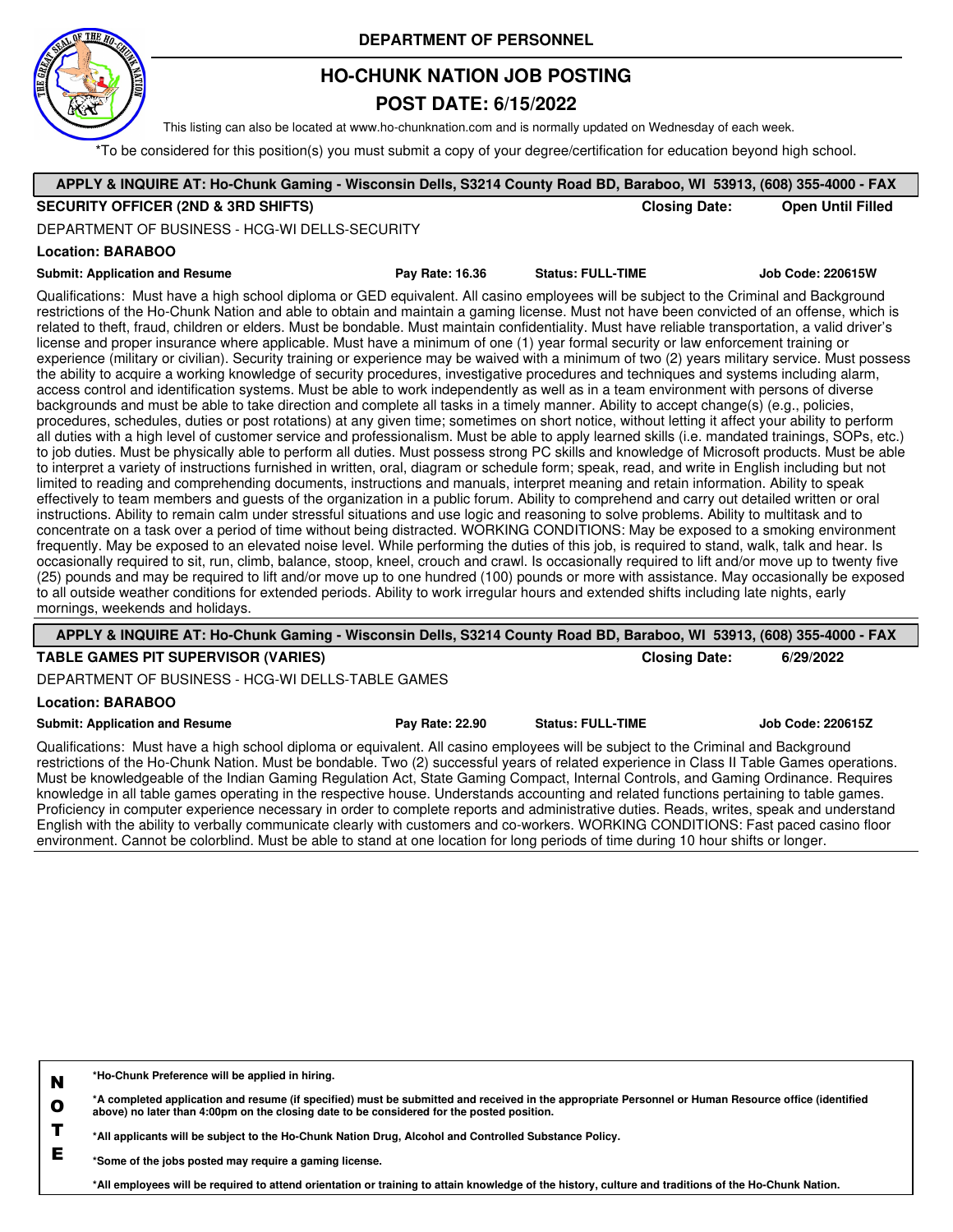**DEPARTMENT OF PERSONNEL**

# HO-CHUNK NATION JOB POSTING

## POST DATE: 6/15/2022

This listing can also be located at www.ho-chunknation.com and is normally updated on Wednesday of each week.

*To be considered for this position(s) you must submit a copy of your degree/certification for education beyond high school.

---

**APPLY & INQUIRE AT: Ho-Chunk Gaming - Wisconsin Dells, S3214 County Road BD, Baraboo, WI 53913, (608) 355-4000 - FAX**

**SECURITY OFFICER (2ND & 3RD SHIFTS)** — **Closing Date:** Open Until Filled

DEPARTMENT OF BUSINESS - HCG-WI DELLS-SECURITY

**Location: BARABOO**

**Submit: Application and Resume** | **Pay Rate: 16.36** | **Status: FULL-TIME** | **Job Code: 220615W**

Qualifications: Must have a high school diploma or GED equivalent. All casino employees will be subject to the Criminal and Background restrictions of the Ho-Chunk Nation and able to obtain and maintain a gaming license. Must not have been convicted of an offense, which is related to theft, fraud, children or elders. Must be bondable. Must maintain confidentiality. Must have reliable transportation, a valid driver's license and proper insurance where applicable. Must have a minimum of one (1) year formal security or law enforcement training or experience (military or civilian). Security training or experience may be waived with a minimum of two (2) years military service. Must possess the ability to acquire a working knowledge of security procedures, investigative procedures and techniques and systems including alarm, access control and identification systems. Must be able to work independently as well as in a team environment with persons of diverse backgrounds and must be able to take direction and complete all tasks in a timely manner. Ability to accept change(s) (e.g., policies, procedures, schedules, duties or post rotations) at any given time; sometimes on short notice, without letting it affect your ability to perform all duties with a high level of customer service and professionalism. Must be able to apply learned skills (i.e. mandated trainings, SOPs, etc.) to job duties. Must be physically able to perform all duties. Must possess strong PC skills and knowledge of Microsoft products. Must be able to interpret a variety of instructions furnished in written, oral, diagram or schedule form; speak, read, and write in English including but not limited to reading and comprehending documents, instructions and manuals, interpret meaning and retain information. Ability to speak effectively to team members and guests of the organization in a public forum. Ability to comprehend and carry out detailed written or oral instructions. Ability to remain calm under stressful situations and use logic and reasoning to solve problems. Ability to multitask and to concentrate on a task over a period of time without being distracted. WORKING CONDITIONS: May be exposed to a smoking environment frequently. May be exposed to an elevated noise level. While performing the duties of this job, is required to stand, walk, talk and hear. Is occasionally required to sit, run, climb, balance, stoop, kneel, crouch and crawl. Is occasionally required to lift and/or move up to twenty five (25) pounds and may be required to lift and/or move up to one hundred (100) pounds or more with assistance. May occasionally be exposed to all outside weather conditions for extended periods. Ability to work irregular hours and extended shifts including late nights, early mornings, weekends and holidays.

---

**APPLY & INQUIRE AT: Ho-Chunk Gaming - Wisconsin Dells, S3214 County Road BD, Baraboo, WI 53913, (608) 355-4000 - FAX**

**TABLE GAMES PIT SUPERVISOR (VARIES)** — **Closing Date:** 6/29/2022

DEPARTMENT OF BUSINESS - HCG-WI DELLS-TABLE GAMES

**Location: BARABOO**

**Submit: Application and Resume** | **Pay Rate: 22.90** | **Status: FULL-TIME** | **Job Code: 220615Z**

Qualifications: Must have a high school diploma or equivalent. All casino employees will be subject to the Criminal and Background restrictions of the Ho-Chunk Nation. Must be bondable. Two (2) successful years of related experience in Class II Table Games operations. Must be knowledgeable of the Indian Gaming Regulation Act, State Gaming Compact, Internal Controls, and Gaming Ordinance. Requires knowledge in all table games operating in the respective house. Understands accounting and related functions pertaining to table games. Proficiency in computer experience necessary in order to complete reports and administrative duties. Reads, writes, speak and understand English with the ability to verbally communicate clearly with customers and co-workers. WORKING CONDITIONS: Fast paced casino floor environment. Cannot be colorblind. Must be able to stand at one location for long periods of time during 10 hour shifts or longer.

---

**NOTE**

**\*Ho-Chunk Preference will be applied in hiring.**

**\*A completed application and resume (if specified) must be submitted and received in the appropriate Personnel or Human Resource office (identified above) no later than 4:00pm on the closing date to be considered for the posted position.**

**\*All applicants will be subject to the Ho-Chunk Nation Drug, Alcohol and Controlled Substance Policy.**

**\*Some of the jobs posted may require a gaming license.**

**\*All employees will be required to attend orientation or training to attain knowledge of the history, culture and traditions of the Ho-Chunk Nation.**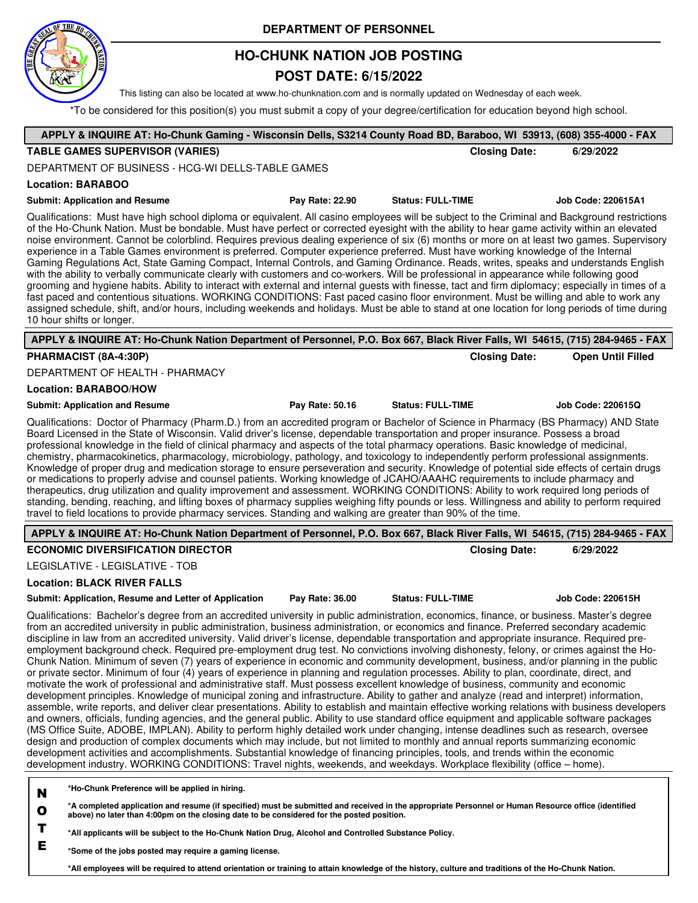**DEPARTMENT OF PERSONNEL**

# HO-CHUNK NATION JOB POSTING

## POST DATE: 6/15/2022

This listing can also be located at www.ho-chunknation.com and is normally updated on Wednesday of each week.

*To be considered for this position(s) you must submit a copy of your degree/certification for education beyond high school.

---

**APPLY & INQUIRE AT: Ho-Chunk Gaming - Wisconsin Dells, S3214 County Road BD, Baraboo, WI 53913, (608) 355-4000 - FAX**

**TABLE GAMES SUPERVISOR (VARIES)** — **Closing Date:** 6/29/2022

DEPARTMENT OF BUSINESS - HCG-WI DELLS-TABLE GAMES

**Location: BARABOO**

**Submit: Application and Resume** | **Pay Rate: 22.90** | **Status: FULL-TIME** | **Job Code: 220615A1**

Qualifications: Must have high school diploma or equivalent. All casino employees will be subject to the Criminal and Background restrictions of the Ho-Chunk Nation. Must be bondable. Must have perfect or corrected eyesight with the ability to hear game activity within an elevated noise environment. Cannot be colorblind. Requires previous dealing experience of six (6) months or more on at least two games. Supervisory experience in a Table Games environment is preferred. Computer experience preferred. Must have working knowledge of the Internal Gaming Regulations Act, State Gaming Compact, Internal Controls, and Gaming Ordinance. Reads, writes, speaks and understands English with the ability to verbally communicate clearly with customers and co-workers. Will be professional in appearance while following good grooming and hygiene habits. Ability to interact with external and internal guests with finesse, tact and firm diplomacy; especially in times of a fast paced and contentious situations. WORKING CONDITIONS: Fast paced casino floor environment. Must be willing and able to work any assigned schedule, shift, and/or hours, including weekends and holidays. Must be able to stand at one location for long periods of time during 10 hour shifts or longer.

---

**APPLY & INQUIRE AT: Ho-Chunk Nation Department of Personnel, P.O. Box 667, Black River Falls, WI 54615, (715) 284-9465 - FAX**

**PHARMACIST (8A-4:30P)** — **Closing Date:** Open Until Filled

DEPARTMENT OF HEALTH - PHARMACY

**Location: BARABOO/HOW**

**Submit: Application and Resume** | **Pay Rate: 50.16** | **Status: FULL-TIME** | **Job Code: 220615Q**

Qualifications: Doctor of Pharmacy (Pharm.D.) from an accredited program or Bachelor of Science in Pharmacy (BS Pharmacy) AND State Board Licensed in the State of Wisconsin. Valid driver's license, dependable transportation and proper insurance. Possess a broad professional knowledge in the field of clinical pharmacy and aspects of the total pharmacy operations. Basic knowledge of medicinal, chemistry, pharmacokinetics, pharmacology, microbiology, pathology, and toxicology to independently perform professional assignments. Knowledge of proper drug and medication storage to ensure perseveration and security. Knowledge of potential side effects of certain drugs or medications to properly advise and counsel patients. Working knowledge of JCAHO/AAAHC requirements to include pharmacy and therapeutics, drug utilization and quality improvement and assessment. WORKING CONDITIONS: Ability to work required long periods of standing, bending, reaching, and lifting boxes of pharmacy supplies weighing fifty pounds or less. Willingness and ability to perform required travel to field locations to provide pharmacy services. Standing and walking are greater than 90% of the time.

---

**APPLY & INQUIRE AT: Ho-Chunk Nation Department of Personnel, P.O. Box 667, Black River Falls, WI 54615, (715) 284-9465 - FAX**

**ECONOMIC DIVERSIFICATION DIRECTOR** — **Closing Date:** 6/29/2022

LEGISLATIVE - LEGISLATIVE - TOB

**Location: BLACK RIVER FALLS**

**Submit: Application, Resume and Letter of Application** | **Pay Rate: 36.00** | **Status: FULL-TIME** | **Job Code: 220615H**

Qualifications: Bachelor's degree from an accredited university in public administration, economics, finance, or business. Master's degree from an accredited university in public administration, business administration, or economics and finance. Preferred secondary academic discipline in law from an accredited university. Valid driver's license, dependable transportation and appropriate insurance. Required pre-employment background check. Required pre-employment drug test. No convictions involving dishonesty, felony, or crimes against the Ho-Chunk Nation. Minimum of seven (7) years of experience in economic and community development, business, and/or planning in the public or private sector. Minimum of four (4) years of experience in planning and regulation processes. Ability to plan, coordinate, direct, and motivate the work of professional and administrative staff. Must possess excellent knowledge of business, community and economic development principles. Knowledge of municipal zoning and infrastructure. Ability to gather and analyze (read and interpret) information, assemble, write reports, and deliver clear presentations. Ability to establish and maintain effective working relations with business developers and owners, officials, funding agencies, and the general public. Ability to use standard office equipment and applicable software packages (MS Office Suite, ADOBE, IMPLAN). Ability to perform highly detailed work under changing, intense deadlines such as research, oversee design and production of complex documents which may include, but not limited to monthly and annual reports summarizing economic development activities and accomplishments. Substantial knowledge of financing principles, tools, and trends within the economic development industry. WORKING CONDITIONS: Travel nights, weekends, and weekdays. Workplace flexibility (office – home).

---

**NOTE**

**\*Ho-Chunk Preference will be applied in hiring.**

**\*A completed application and resume (if specified) must be submitted and received in the appropriate Personnel or Human Resource office (identified above) no later than 4:00pm on the closing date to be considered for the posted position.**

**\*All applicants will be subject to the Ho-Chunk Nation Drug, Alcohol and Controlled Substance Policy.**

**\*Some of the jobs posted may require a gaming license.**

**\*All employees will be required to attend orientation or training to attain knowledge of the history, culture and traditions of the Ho-Chunk Nation.**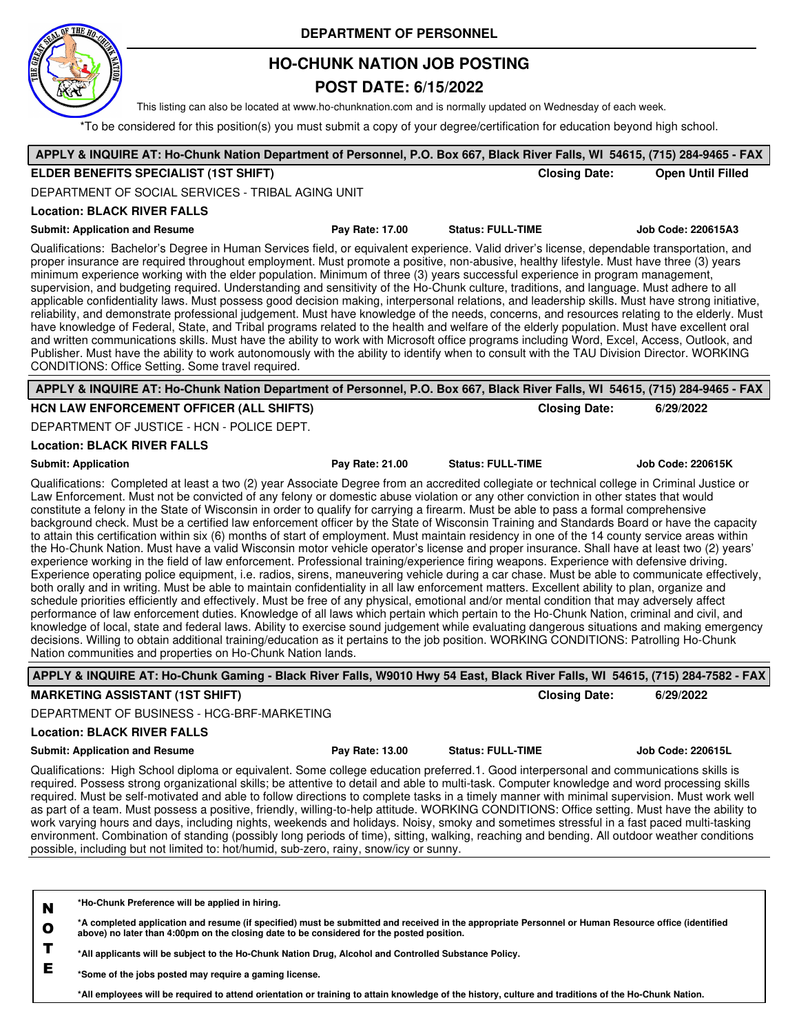**DEPARTMENT OF PERSONNEL**

# HO-CHUNK NATION JOB POSTING

## POST DATE: 6/15/2022

This listing can also be located at www.ho-chunknation.com and is normally updated on Wednesday of each week.

*To be considered for this position(s) you must submit a copy of your degree/certification for education beyond high school.

---

**APPLY & INQUIRE AT: Ho-Chunk Nation Department of Personnel, P.O. Box 667, Black River Falls, WI 54615, (715) 284-9465 - FAX**

**ELDER BENEFITS SPECIALIST (1ST SHIFT)** — **Closing Date:** **Open Until Filled**

DEPARTMENT OF SOCIAL SERVICES - TRIBAL AGING UNIT

**Location: BLACK RIVER FALLS**

**Submit: Application and Resume** | **Pay Rate: 17.00** | **Status: FULL-TIME** | **Job Code: 220615A3**

Qualifications: Bachelor's Degree in Human Services field, or equivalent experience. Valid driver's license, dependable transportation, and proper insurance are required throughout employment. Must promote a positive, non-abusive, healthy lifestyle. Must have three (3) years minimum experience working with the elder population. Minimum of three (3) years successful experience in program management, supervision, and budgeting required. Understanding and sensitivity of the Ho-Chunk culture, traditions, and language. Must adhere to all applicable confidentiality laws. Must possess good decision making, interpersonal relations, and leadership skills. Must have strong initiative, reliability, and demonstrate professional judgement. Must have knowledge of the needs, concerns, and resources relating to the elderly. Must have knowledge of Federal, State, and Tribal programs related to the health and welfare of the elderly population. Must have excellent oral and written communications skills. Must have the ability to work with Microsoft office programs including Word, Excel, Access, Outlook, and Publisher. Must have the ability to work autonomously with the ability to identify when to consult with the TAU Division Director. WORKING CONDITIONS: Office Setting. Some travel required.

---

**APPLY & INQUIRE AT: Ho-Chunk Nation Department of Personnel, P.O. Box 667, Black River Falls, WI 54615, (715) 284-9465 - FAX**

**HCN LAW ENFORCEMENT OFFICER (ALL SHIFTS)** — **Closing Date:** **6/29/2022**

DEPARTMENT OF JUSTICE - HCN - POLICE DEPT.

**Location: BLACK RIVER FALLS**

**Submit: Application** | **Pay Rate: 21.00** | **Status: FULL-TIME** | **Job Code: 220615K**

Qualifications: Completed at least a two (2) year Associate Degree from an accredited collegiate or technical college in Criminal Justice or Law Enforcement. Must not be convicted of any felony or domestic abuse violation or any other conviction in other states that would constitute a felony in the State of Wisconsin in order to qualify for carrying a firearm. Must be able to pass a formal comprehensive background check. Must be a certified law enforcement officer by the State of Wisconsin Training and Standards Board or have the capacity to attain this certification within six (6) months of start of employment. Must maintain residency in one of the 14 county service areas within the Ho-Chunk Nation. Must have a valid Wisconsin motor vehicle operator's license and proper insurance. Shall have at least two (2) years' experience working in the field of law enforcement. Professional training/experience firing weapons. Experience with defensive driving. Experience operating police equipment, i.e. radios, sirens, maneuvering vehicle during a car chase. Must be able to communicate effectively, both orally and in writing. Must be able to maintain confidentiality in all law enforcement matters. Excellent ability to plan, organize and schedule priorities efficiently and effectively. Must be free of any physical, emotional and/or mental condition that may adversely affect performance of law enforcement duties. Knowledge of all laws which pertain which pertain to the Ho-Chunk Nation, criminal and civil, and knowledge of local, state and federal laws. Ability to exercise sound judgement while evaluating dangerous situations and making emergency decisions. Willing to obtain additional training/education as it pertains to the job position. WORKING CONDITIONS: Patrolling Ho-Chunk Nation communities and properties on Ho-Chunk Nation lands.

---

**APPLY & INQUIRE AT: Ho-Chunk Gaming - Black River Falls, W9010 Hwy 54 East, Black River Falls, WI 54615, (715) 284-7582 - FAX**

**MARKETING ASSISTANT (1ST SHIFT)** — **Closing Date:** **6/29/2022**

DEPARTMENT OF BUSINESS - HCG-BRF-MARKETING

**Location: BLACK RIVER FALLS**

**Submit: Application and Resume** | **Pay Rate: 13.00** | **Status: FULL-TIME** | **Job Code: 220615L**

Qualifications: High School diploma or equivalent. Some college education preferred.1. Good interpersonal and communications skills is required. Possess strong organizational skills; be attentive to detail and able to multi-task. Computer knowledge and word processing skills required. Must be self-motivated and able to follow directions to complete tasks in a timely manner with minimal supervision. Must work well as part of a team. Must possess a positive, friendly, willing-to-help attitude. WORKING CONDITIONS: Office setting. Must have the ability to work varying hours and days, including nights, weekends and holidays. Noisy, smoky and sometimes stressful in a fast paced multi-tasking environment. Combination of standing (possibly long periods of time), sitting, walking, reaching and bending. All outdoor weather conditions possible, including but not limited to: hot/humid, sub-zero, rainy, snow/icy or sunny.

---

**NOTE**

**\*Ho-Chunk Preference will be applied in hiring.**

**\*A completed application and resume (if specified) must be submitted and received in the appropriate Personnel or Human Resource office (identified above) no later than 4:00pm on the closing date to be considered for the posted position.**

**\*All applicants will be subject to the Ho-Chunk Nation Drug, Alcohol and Controlled Substance Policy.**

**\*Some of the jobs posted may require a gaming license.**

**\*All employees will be required to attend orientation or training to attain knowledge of the history, culture and traditions of the Ho-Chunk Nation.**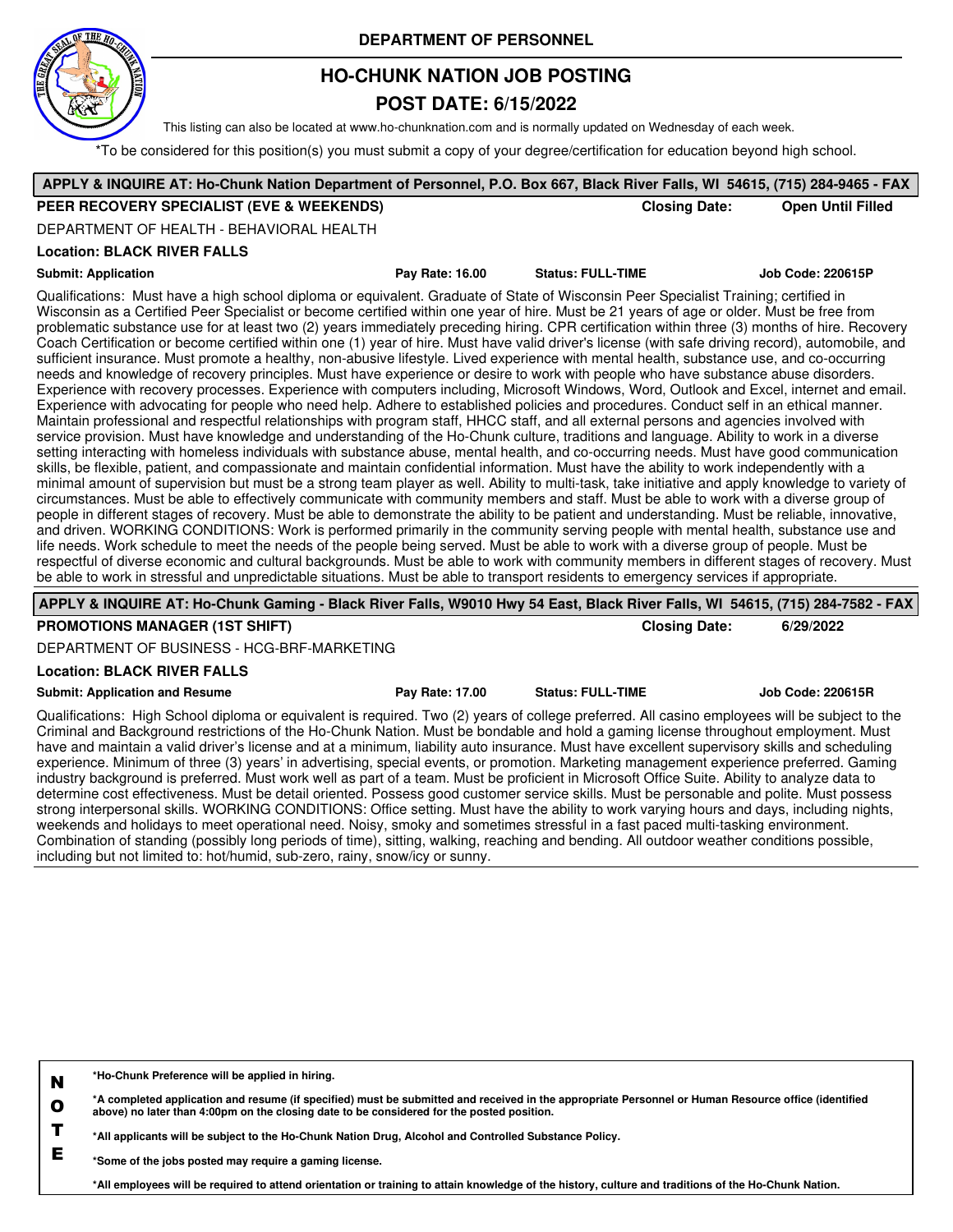DEPARTMENT OF PERSONNEL

# HO-CHUNK NATION JOB POSTING

## POST DATE: 6/15/2022

This listing can also be located at www.ho-chunknation.com and is normally updated on Wednesday of each week.

*To be considered for this position(s) you must submit a copy of your degree/certification for education beyond high school.

**APPLY & INQUIRE AT: Ho-Chunk Nation Department of Personnel, P.O. Box 667, Black River Falls, WI 54615, (715) 284-9465 - FAX**

**PEER RECOVERY SPECIALIST (EVE & WEEKENDS)** — **Closing Date: Open Until Filled**

DEPARTMENT OF HEALTH - BEHAVIORAL HEALTH

**Location: BLACK RIVER FALLS**

**Submit: Application** | **Pay Rate: 16.00** | **Status: FULL-TIME** | **Job Code: 220615P**

Qualifications: Must have a high school diploma or equivalent. Graduate of State of Wisconsin Peer Specialist Training; certified in Wisconsin as a Certified Peer Specialist or become certified within one year of hire. Must be 21 years of age or older. Must be free from problematic substance use for at least two (2) years immediately preceding hiring. CPR certification within three (3) months of hire. Recovery Coach Certification or become certified within one (1) year of hire. Must have valid driver's license (with safe driving record), automobile, and sufficient insurance. Must promote a healthy, non-abusive lifestyle. Lived experience with mental health, substance use, and co-occurring needs and knowledge of recovery principles. Must have experience or desire to work with people who have substance abuse disorders. Experience with recovery processes. Experience with computers including, Microsoft Windows, Word, Outlook and Excel, internet and email. Experience with advocating for people who need help. Adhere to established policies and procedures. Conduct self in an ethical manner. Maintain professional and respectful relationships with program staff, HHCC staff, and all external persons and agencies involved with service provision. Must have knowledge and understanding of the Ho-Chunk culture, traditions and language. Ability to work in a diverse setting interacting with homeless individuals with substance abuse, mental health, and co-occurring needs. Must have good communication skills, be flexible, patient, and compassionate and maintain confidential information. Must have the ability to work independently with a minimal amount of supervision but must be a strong team player as well. Ability to multi-task, take initiative and apply knowledge to variety of circumstances. Must be able to effectively communicate with community members and staff. Must be able to work with a diverse group of people in different stages of recovery. Must be able to demonstrate the ability to be patient and understanding. Must be reliable, innovative, and driven. WORKING CONDITIONS: Work is performed primarily in the community serving people with mental health, substance use and life needs. Work schedule to meet the needs of the people being served. Must be able to work with a diverse group of people. Must be respectful of diverse economic and cultural backgrounds. Must be able to work with community members in different stages of recovery. Must be able to work in stressful and unpredictable situations. Must be able to transport residents to emergency services if appropriate.

**APPLY & INQUIRE AT: Ho-Chunk Gaming - Black River Falls, W9010 Hwy 54 East, Black River Falls, WI 54615, (715) 284-7582 - FAX**

**PROMOTIONS MANAGER (1ST SHIFT)** — **Closing Date: 6/29/2022**

DEPARTMENT OF BUSINESS - HCG-BRF-MARKETING

**Location: BLACK RIVER FALLS**

**Submit: Application and Resume** | **Pay Rate: 17.00** | **Status: FULL-TIME** | **Job Code: 220615R**

Qualifications: High School diploma or equivalent is required. Two (2) years of college preferred. All casino employees will be subject to the Criminal and Background restrictions of the Ho-Chunk Nation. Must be bondable and hold a gaming license throughout employment. Must have and maintain a valid driver's license and at a minimum, liability auto insurance. Must have excellent supervisory skills and scheduling experience. Minimum of three (3) years' in advertising, special events, or promotion. Marketing management experience preferred. Gaming industry background is preferred. Must work well as part of a team. Must be proficient in Microsoft Office Suite. Ability to analyze data to determine cost effectiveness. Must be detail oriented. Possess good customer service skills. Must be personable and polite. Must possess strong interpersonal skills. WORKING CONDITIONS: Office setting. Must have the ability to work varying hours and days, including nights, weekends and holidays to meet operational need. Noisy, smoky and sometimes stressful in a fast paced multi-tasking environment. Combination of standing (possibly long periods of time), sitting, walking, reaching and bending. All outdoor weather conditions possible, including but not limited to: hot/humid, sub-zero, rainy, snow/icy or sunny.

**NOTE**

**\*Ho-Chunk Preference will be applied in hiring.**

**\*A completed application and resume (if specified) must be submitted and received in the appropriate Personnel or Human Resource office (identified above) no later than 4:00pm on the closing date to be considered for the posted position.**

**\*All applicants will be subject to the Ho-Chunk Nation Drug, Alcohol and Controlled Substance Policy.**

**\*Some of the jobs posted may require a gaming license.**

**\*All employees will be required to attend orientation or training to attain knowledge of the history, culture and traditions of the Ho-Chunk Nation.**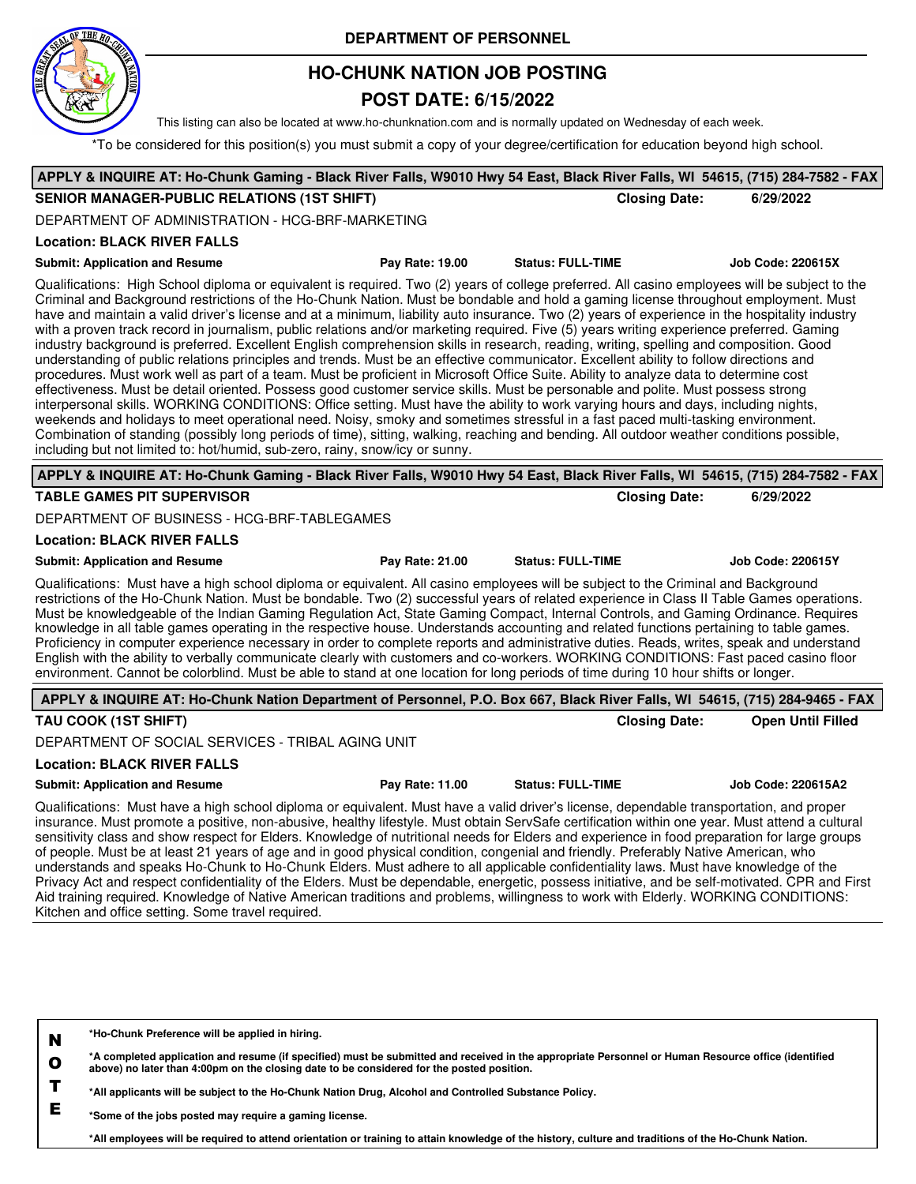DEPARTMENT OF PERSONNEL

# HO-CHUNK NATION JOB POSTING

## POST DATE: 6/15/2022

This listing can also be located at www.ho-chunknation.com and is normally updated on Wednesday of each week.

*To be considered for this position(s) you must submit a copy of your degree/certification for education beyond high school.

---

**APPLY & INQUIRE AT: Ho-Chunk Gaming - Black River Falls, W9010 Hwy 54 East, Black River Falls, WI 54615, (715) 284-7582 - FAX**

**SENIOR MANAGER-PUBLIC RELATIONS (1ST SHIFT)** — **Closing Date:** **6/29/2022**

DEPARTMENT OF ADMINISTRATION - HCG-BRF-MARKETING

**Location: BLACK RIVER FALLS**

**Submit: Application and Resume** | **Pay Rate: 19.00** | **Status: FULL-TIME** | **Job Code: 220615X**

Qualifications: High School diploma or equivalent is required. Two (2) years of college preferred. All casino employees will be subject to the Criminal and Background restrictions of the Ho-Chunk Nation. Must be bondable and hold a gaming license throughout employment. Must have and maintain a valid driver's license and at a minimum, liability auto insurance. Two (2) years of experience in the hospitality industry with a proven track record in journalism, public relations and/or marketing required. Five (5) years writing experience preferred. Gaming industry background is preferred. Excellent English comprehension skills in research, reading, writing, spelling and composition. Good understanding of public relations principles and trends. Must be an effective communicator. Excellent ability to follow directions and procedures. Must work well as part of a team. Must be proficient in Microsoft Office Suite. Ability to analyze data to determine cost effectiveness. Must be detail oriented. Possess good customer service skills. Must be personable and polite. Must possess strong interpersonal skills. WORKING CONDITIONS: Office setting. Must have the ability to work varying hours and days, including nights, weekends and holidays to meet operational need. Noisy, smoky and sometimes stressful in a fast paced multi-tasking environment. Combination of standing (possibly long periods of time), sitting, walking, reaching and bending. All outdoor weather conditions possible, including but not limited to: hot/humid, sub-zero, rainy, snow/icy or sunny.

---

**APPLY & INQUIRE AT: Ho-Chunk Gaming - Black River Falls, W9010 Hwy 54 East, Black River Falls, WI 54615, (715) 284-7582 - FAX**

**TABLE GAMES PIT SUPERVISOR** — **Closing Date:** **6/29/2022**

DEPARTMENT OF BUSINESS - HCG-BRF-TABLEGAMES

**Location: BLACK RIVER FALLS**

**Submit: Application and Resume** | **Pay Rate: 21.00** | **Status: FULL-TIME** | **Job Code: 220615Y**

Qualifications: Must have a high school diploma or equivalent. All casino employees will be subject to the Criminal and Background restrictions of the Ho-Chunk Nation. Must be bondable. Two (2) successful years of related experience in Class II Table Games operations. Must be knowledgeable of the Indian Gaming Regulation Act, State Gaming Compact, Internal Controls, and Gaming Ordinance. Requires knowledge in all table games operating in the respective house. Understands accounting and related functions pertaining to table games. Proficiency in computer experience necessary in order to complete reports and administrative duties. Reads, writes, speak and understand English with the ability to verbally communicate clearly with customers and co-workers. WORKING CONDITIONS: Fast paced casino floor environment. Cannot be colorblind. Must be able to stand at one location for long periods of time during 10 hour shifts or longer.

---

**APPLY & INQUIRE AT: Ho-Chunk Nation Department of Personnel, P.O. Box 667, Black River Falls, WI 54615, (715) 284-9465 - FAX**

**TAU COOK (1ST SHIFT)** — **Closing Date:** **Open Until Filled**

DEPARTMENT OF SOCIAL SERVICES - TRIBAL AGING UNIT

**Location: BLACK RIVER FALLS**

**Submit: Application and Resume** | **Pay Rate: 11.00** | **Status: FULL-TIME** | **Job Code: 220615A2**

Qualifications: Must have a high school diploma or equivalent. Must have a valid driver's license, dependable transportation, and proper insurance. Must promote a positive, non-abusive, healthy lifestyle. Must obtain ServSafe certification within one year. Must attend a cultural sensitivity class and show respect for Elders. Knowledge of nutritional needs for Elders and experience in food preparation for large groups of people. Must be at least 21 years of age and in good physical condition, congenial and friendly. Preferably Native American, who understands and speaks Ho-Chunk to Ho-Chunk Elders. Must adhere to all applicable confidentiality laws. Must have knowledge of the Privacy Act and respect confidentiality of the Elders. Must be dependable, energetic, possess initiative, and be self-motivated. CPR and First Aid training required. Knowledge of Native American traditions and problems, willingness to work with Elderly. WORKING CONDITIONS: Kitchen and office setting. Some travel required.

---

**NOTE**

- ***Ho-Chunk Preference will be applied in hiring.**
- ***A completed application and resume (if specified) must be submitted and received in the appropriate Personnel or Human Resource office (identified above) no later than 4:00pm on the closing date to be considered for the posted position.**
- ***All applicants will be subject to the Ho-Chunk Nation Drug, Alcohol and Controlled Substance Policy.**
- ***Some of the jobs posted may require a gaming license.**
- ***All employees will be required to attend orientation or training to attain knowledge of the history, culture and traditions of the Ho-Chunk Nation.**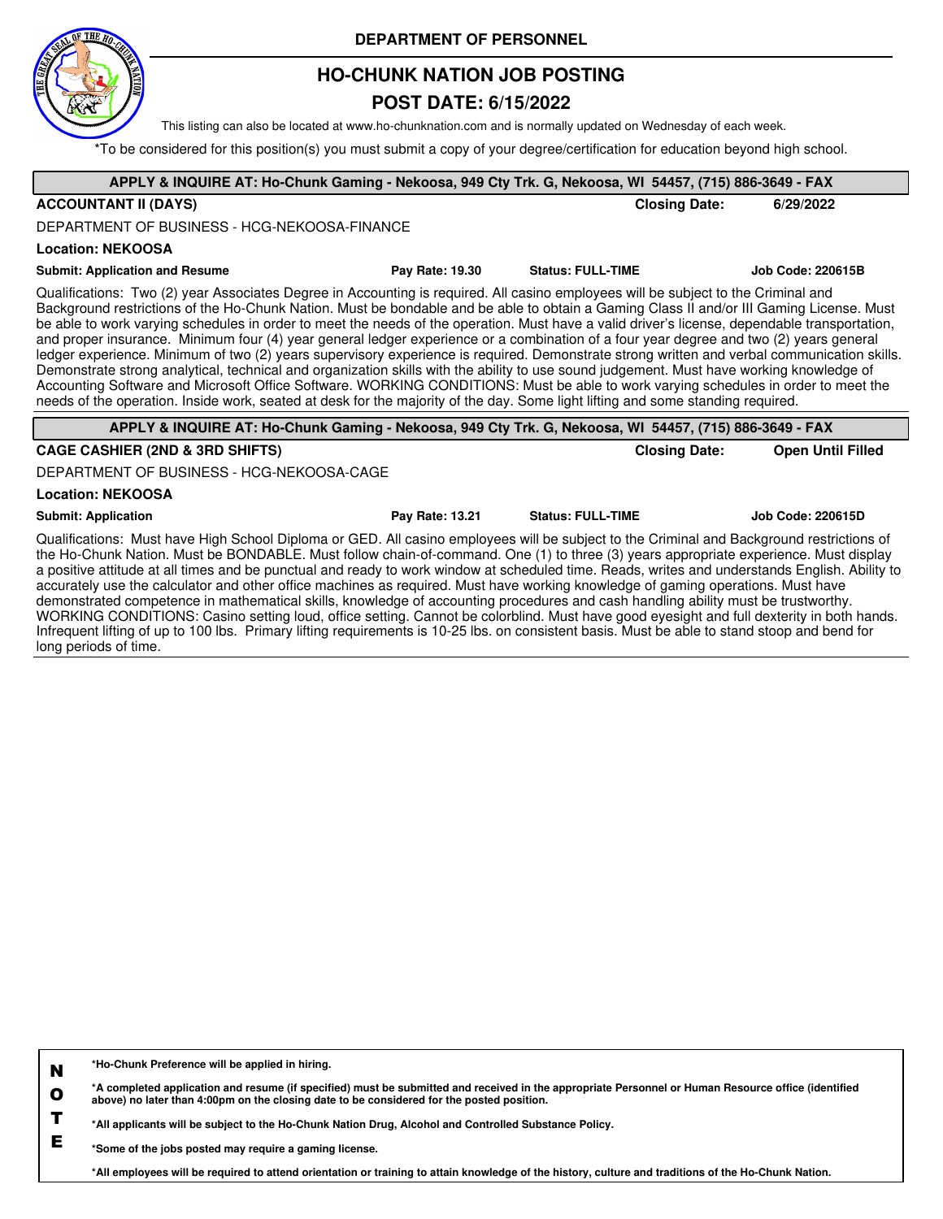**DEPARTMENT OF PERSONNEL**

# HO-CHUNK NATION JOB POSTING

## POST DATE: 6/15/2022

This listing can also be located at www.ho-chunknation.com and is normally updated on Wednesday of each week.

*To be considered for this position(s) you must submit a copy of your degree/certification for education beyond high school.

---

**APPLY & INQUIRE AT: Ho-Chunk Gaming - Nekoosa, 949 Cty Trk. G, Nekoosa, WI 54457, (715) 886-3649 - FAX**

**ACCOUNTANT II (DAYS)** — **Closing Date:** 6/29/2022

DEPARTMENT OF BUSINESS - HCG-NEKOOSA-FINANCE

**Location: NEKOOSA**

**Submit: Application and Resume** | **Pay Rate: 19.30** | **Status: FULL-TIME** | **Job Code: 220615B**

Qualifications: Two (2) year Associates Degree in Accounting is required. All casino employees will be subject to the Criminal and Background restrictions of the Ho-Chunk Nation. Must be bondable and be able to obtain a Gaming Class II and/or III Gaming License. Must be able to work varying schedules in order to meet the needs of the operation. Must have a valid driver's license, dependable transportation, and proper insurance. Minimum four (4) year general ledger experience or a combination of a four year degree and two (2) years general ledger experience. Minimum of two (2) years supervisory experience is required. Demonstrate strong written and verbal communication skills. Demonstrate strong analytical, technical and organization skills with the ability to use sound judgement. Must have working knowledge of Accounting Software and Microsoft Office Software. WORKING CONDITIONS: Must be able to work varying schedules in order to meet the needs of the operation. Inside work, seated at desk for the majority of the day. Some light lifting and some standing required.

---

**APPLY & INQUIRE AT: Ho-Chunk Gaming - Nekoosa, 949 Cty Trk. G, Nekoosa, WI 54457, (715) 886-3649 - FAX**

**CAGE CASHIER (2ND & 3RD SHIFTS)** — **Closing Date:** Open Until Filled

DEPARTMENT OF BUSINESS - HCG-NEKOOSA-CAGE

**Location: NEKOOSA**

**Submit: Application** | **Pay Rate: 13.21** | **Status: FULL-TIME** | **Job Code: 220615D**

Qualifications: Must have High School Diploma or GED. All casino employees will be subject to the Criminal and Background restrictions of the Ho-Chunk Nation. Must be BONDABLE. Must follow chain-of-command. One (1) to three (3) years appropriate experience. Must display a positive attitude at all times and be punctual and ready to work window at scheduled time. Reads, writes and understands English. Ability to accurately use the calculator and other office machines as required. Must have working knowledge of gaming operations. Must have demonstrated competence in mathematical skills, knowledge of accounting procedures and cash handling ability must be trustworthy. WORKING CONDITIONS: Casino setting loud, office setting. Cannot be colorblind. Must have good eyesight and full dexterity in both hands. Infrequent lifting of up to 100 lbs. Primary lifting requirements is 10-25 lbs. on consistent basis. Must be able to stand stoop and bend for long periods of time.

---

**NOTE**

**\*Ho-Chunk Preference will be applied in hiring.**

**\*A completed application and resume (if specified) must be submitted and received in the appropriate Personnel or Human Resource office (identified above) no later than 4:00pm on the closing date to be considered for the posted position.**

**\*All applicants will be subject to the Ho-Chunk Nation Drug, Alcohol and Controlled Substance Policy.**

**\*Some of the jobs posted may require a gaming license.**

**\*All employees will be required to attend orientation or training to attain knowledge of the history, culture and traditions of the Ho-Chunk Nation.**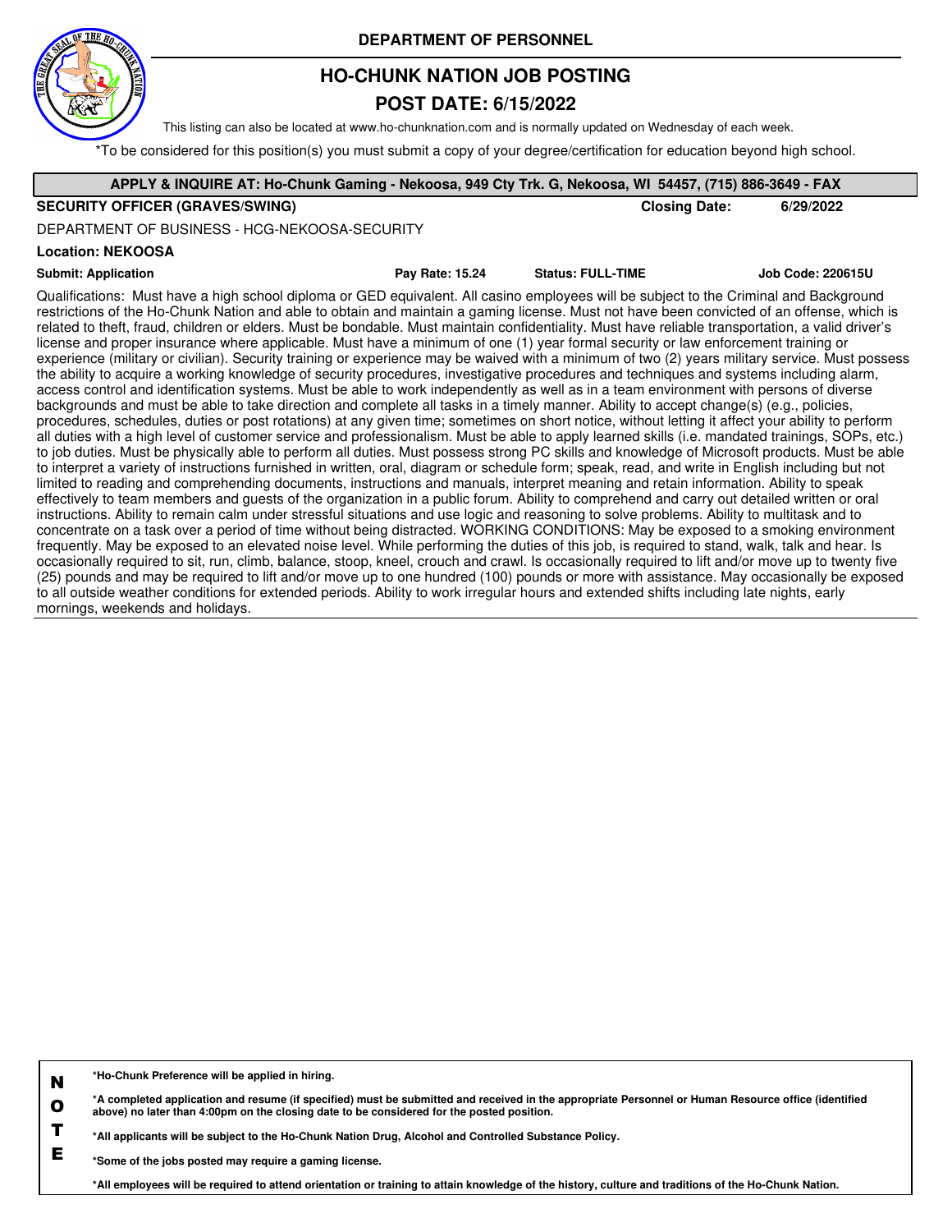**DEPARTMENT OF PERSONNEL**

# HO-CHUNK NATION JOB POSTING

## POST DATE: 6/15/2022

This listing can also be located at www.ho-chunknation.com and is normally updated on Wednesday of each week.

*To be considered for this position(s) you must submit a copy of your degree/certification for education beyond high school.

**APPLY & INQUIRE AT: Ho-Chunk Gaming - Nekoosa, 949 Cty Trk. G, Nekoosa, WI 54457, (715) 886-3649 - FAX**

**SECURITY OFFICER (GRAVES/SWING)** **Closing Date:** **6/29/2022**

DEPARTMENT OF BUSINESS - HCG-NEKOOSA-SECURITY

**Location: NEKOOSA**

**Submit: Application** **Pay Rate: 15.24** **Status: FULL-TIME** **Job Code: 220615U**

Qualifications: Must have a high school diploma or GED equivalent. All casino employees will be subject to the Criminal and Background restrictions of the Ho-Chunk Nation and able to obtain and maintain a gaming license. Must not have been convicted of an offense, which is related to theft, fraud, children or elders. Must be bondable. Must maintain confidentiality. Must have reliable transportation, a valid driver's license and proper insurance where applicable. Must have a minimum of one (1) year formal security or law enforcement training or experience (military or civilian). Security training or experience may be waived with a minimum of two (2) years military service. Must possess the ability to acquire a working knowledge of security procedures, investigative procedures and techniques and systems including alarm, access control and identification systems. Must be able to work independently as well as in a team environment with persons of diverse backgrounds and must be able to take direction and complete all tasks in a timely manner. Ability to accept change(s) (e.g., policies, procedures, schedules, duties or post rotations) at any given time; sometimes on short notice, without letting it affect your ability to perform all duties with a high level of customer service and professionalism. Must be able to apply learned skills (i.e. mandated trainings, SOPs, etc.) to job duties. Must be physically able to perform all duties. Must possess strong PC skills and knowledge of Microsoft products. Must be able to interpret a variety of instructions furnished in written, oral, diagram or schedule form; speak, read, and write in English including but not limited to reading and comprehending documents, instructions and manuals, interpret meaning and retain information. Ability to speak effectively to team members and guests of the organization in a public forum. Ability to comprehend and carry out detailed written or oral instructions. Ability to remain calm under stressful situations and use logic and reasoning to solve problems. Ability to multitask and to concentrate on a task over a period of time without being distracted. WORKING CONDITIONS: May be exposed to a smoking environment frequently. May be exposed to an elevated noise level. While performing the duties of this job, is required to stand, walk, talk and hear. Is occasionally required to sit, run, climb, balance, stoop, kneel, crouch and crawl. Is occasionally required to lift and/or move up to twenty five (25) pounds and may be required to lift and/or move up to one hundred (100) pounds or more with assistance. May occasionally be exposed to all outside weather conditions for extended periods. Ability to work irregular hours and extended shifts including late nights, early mornings, weekends and holidays.

**NOTE**

**\*Ho-Chunk Preference will be applied in hiring.**

**\*A completed application and resume (if specified) must be submitted and received in the appropriate Personnel or Human Resource office (identified above) no later than 4:00pm on the closing date to be considered for the posted position.**

**\*All applicants will be subject to the Ho-Chunk Nation Drug, Alcohol and Controlled Substance Policy.**

**\*Some of the jobs posted may require a gaming license.**

**\*All employees will be required to attend orientation or training to attain knowledge of the history, culture and traditions of the Ho-Chunk Nation.**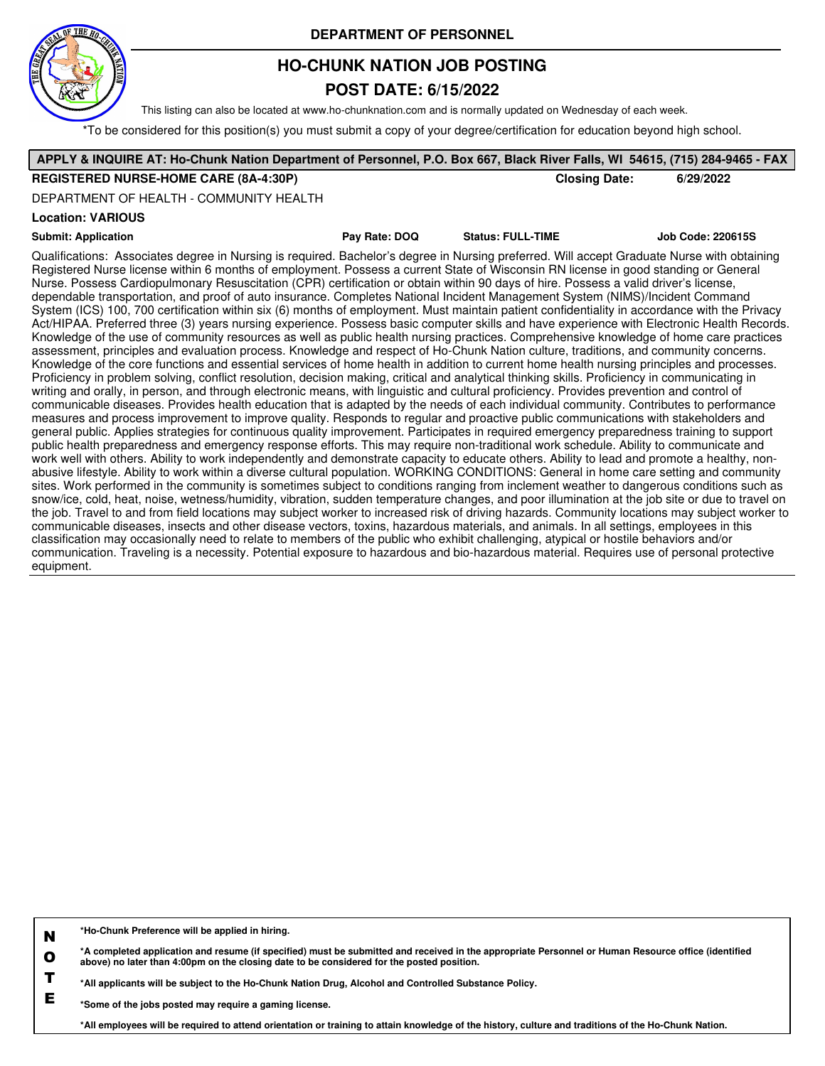**DEPARTMENT OF PERSONNEL**

# HO-CHUNK NATION JOB POSTING

## POST DATE: 6/15/2022

This listing can also be located at www.ho-chunknation.com and is normally updated on Wednesday of each week.

*To be considered for this position(s) you must submit a copy of your degree/certification for education beyond high school.

**APPLY & INQUIRE AT: Ho-Chunk Nation Department of Personnel, P.O. Box 667, Black River Falls, WI 54615, (715) 284-9465 - FAX**

**REGISTERED NURSE-HOME CARE (8A-4:30P)** **Closing Date:** 6/29/2022

DEPARTMENT OF HEALTH - COMMUNITY HEALTH

**Location: VARIOUS**

**Submit: Application** **Pay Rate: DOQ** **Status: FULL-TIME** **Job Code: 220615S**

Qualifications: Associates degree in Nursing is required. Bachelor's degree in Nursing preferred. Will accept Graduate Nurse with obtaining Registered Nurse license within 6 months of employment. Possess a current State of Wisconsin RN license in good standing or General Nurse. Possess Cardiopulmonary Resuscitation (CPR) certification or obtain within 90 days of hire. Possess a valid driver's license, dependable transportation, and proof of auto insurance. Completes National Incident Management System (NIMS)/Incident Command System (ICS) 100, 700 certification within six (6) months of employment. Must maintain patient confidentiality in accordance with the Privacy Act/HIPAA. Preferred three (3) years nursing experience. Possess basic computer skills and have experience with Electronic Health Records. Knowledge of the use of community resources as well as public health nursing practices. Comprehensive knowledge of home care practices assessment, principles and evaluation process. Knowledge and respect of Ho-Chunk Nation culture, traditions, and community concerns. Knowledge of the core functions and essential services of home health in addition to current home health nursing principles and processes. Proficiency in problem solving, conflict resolution, decision making, critical and analytical thinking skills. Proficiency in communicating in writing and orally, in person, and through electronic means, with linguistic and cultural proficiency. Provides prevention and control of communicable diseases. Provides health education that is adapted by the needs of each individual community. Contributes to performance measures and process improvement to improve quality. Responds to regular and proactive public communications with stakeholders and general public. Applies strategies for continuous quality improvement. Participates in required emergency preparedness training to support public health preparedness and emergency response efforts. This may require non-traditional work schedule. Ability to communicate and work well with others. Ability to work independently and demonstrate capacity to educate others. Ability to lead and promote a healthy, non-abusive lifestyle. Ability to work within a diverse cultural population. WORKING CONDITIONS: General in home care setting and community sites. Work performed in the community is sometimes subject to conditions ranging from inclement weather to dangerous conditions such as snow/ice, cold, heat, noise, wetness/humidity, vibration, sudden temperature changes, and poor illumination at the job site or due to travel on the job. Travel to and from field locations may subject worker to increased risk of driving hazards. Community locations may subject worker to communicable diseases, insects and other disease vectors, toxins, hazardous materials, and animals. In all settings, employees in this classification may occasionally need to relate to members of the public who exhibit challenging, atypical or hostile behaviors and/or communication. Traveling is a necessity. Potential exposure to hazardous and bio-hazardous material. Requires use of personal protective equipment.

**NOTE**

**\*Ho-Chunk Preference will be applied in hiring.**

**\*A completed application and resume (if specified) must be submitted and received in the appropriate Personnel or Human Resource office (identified above) no later than 4:00pm on the closing date to be considered for the posted position.**

**\*All applicants will be subject to the Ho-Chunk Nation Drug, Alcohol and Controlled Substance Policy.**

**\*Some of the jobs posted may require a gaming license.**

**\*All employees will be required to attend orientation or training to attain knowledge of the history, culture and traditions of the Ho-Chunk Nation.**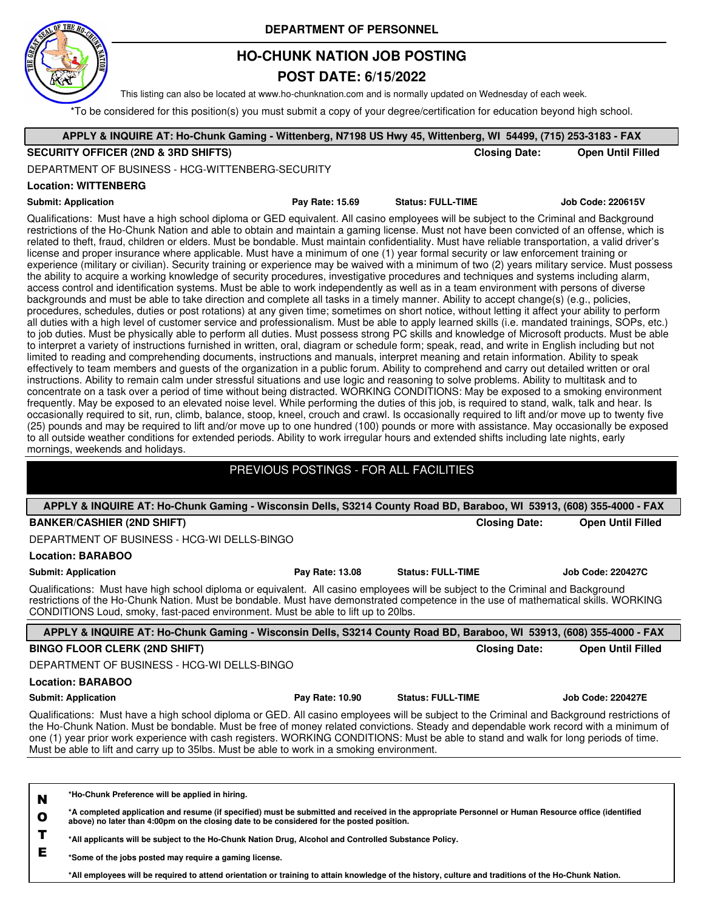DEPARTMENT OF PERSONNEL

# HO-CHUNK NATION JOB POSTING

## POST DATE: 6/15/2022

This listing can also be located at www.ho-chunknation.com and is normally updated on Wednesday of each week.

*To be considered for this position(s) you must submit a copy of your degree/certification for education beyond high school.

**APPLY & INQUIRE AT: Ho-Chunk Gaming - Wittenberg, N7198 US Hwy 45, Wittenberg, WI 54499, (715) 253-3183 - FAX**

**SECURITY OFFICER (2ND & 3RD SHIFTS)** — **Closing Date: Open Until Filled**

DEPARTMENT OF BUSINESS - HCG-WITTENBERG-SECURITY

**Location: WITTENBERG**

**Submit: Application** | **Pay Rate: 15.69** | **Status: FULL-TIME** | **Job Code: 220615V**

Qualifications: Must have a high school diploma or GED equivalent. All casino employees will be subject to the Criminal and Background restrictions of the Ho-Chunk Nation and able to obtain and maintain a gaming license. Must not have been convicted of an offense, which is related to theft, fraud, children or elders. Must be bondable. Must maintain confidentiality. Must have reliable transportation, a valid driver's license and proper insurance where applicable. Must have a minimum of one (1) year formal security or law enforcement training or experience (military or civilian). Security training or experience may be waived with a minimum of two (2) years military service. Must possess the ability to acquire a working knowledge of security procedures, investigative procedures and techniques and systems including alarm, access control and identification systems. Must be able to work independently as well as in a team environment with persons of diverse backgrounds and must be able to take direction and complete all tasks in a timely manner. Ability to accept change(s) (e.g., policies, procedures, schedules, duties or post rotations) at any given time; sometimes on short notice, without letting it affect your ability to perform all duties with a high level of customer service and professionalism. Must be able to apply learned skills (i.e. mandated trainings, SOPs, etc.) to job duties. Must be physically able to perform all duties. Must possess strong PC skills and knowledge of Microsoft products. Must be able to interpret a variety of instructions furnished in written, oral, diagram or schedule form; speak, read, and write in English including but not limited to reading and comprehending documents, instructions and manuals, interpret meaning and retain information. Ability to speak effectively to team members and guests of the organization in a public forum. Ability to comprehend and carry out detailed written or oral instructions. Ability to remain calm under stressful situations and use logic and reasoning to solve problems. Ability to multitask and to concentrate on a task over a period of time without being distracted. WORKING CONDITIONS: May be exposed to a smoking environment frequently. May be exposed to an elevated noise level. While performing the duties of this job, is required to stand, walk, talk and hear. Is occasionally required to sit, run, climb, balance, stoop, kneel, crouch and crawl. Is occasionally required to lift and/or move up to twenty five (25) pounds and may be required to lift and/or move up to one hundred (100) pounds or more with assistance. May occasionally be exposed to all outside weather conditions for extended periods. Ability to work irregular hours and extended shifts including late nights, early mornings, weekends and holidays.

## PREVIOUS POSTINGS - FOR ALL FACILITIES

**APPLY & INQUIRE AT: Ho-Chunk Gaming - Wisconsin Dells, S3214 County Road BD, Baraboo, WI 53913, (608) 355-4000 - FAX**

**BANKER/CASHIER (2ND SHIFT)** — **Closing Date: Open Until Filled**

DEPARTMENT OF BUSINESS - HCG-WI DELLS-BINGO

**Location: BARABOO**

**Submit: Application** | **Pay Rate: 13.08** | **Status: FULL-TIME** | **Job Code: 220427C**

Qualifications: Must have high school diploma or equivalent. All casino employees will be subject to the Criminal and Background restrictions of the Ho-Chunk Nation. Must be bondable. Must have demonstrated competence in the use of mathematical skills. WORKING CONDITIONS Loud, smoky, fast-paced environment. Must be able to lift up to 20lbs.

**APPLY & INQUIRE AT: Ho-Chunk Gaming - Wisconsin Dells, S3214 County Road BD, Baraboo, WI 53913, (608) 355-4000 - FAX**

**BINGO FLOOR CLERK (2ND SHIFT)** — **Closing Date: Open Until Filled**

DEPARTMENT OF BUSINESS - HCG-WI DELLS-BINGO

**Location: BARABOO**

**Submit: Application** | **Pay Rate: 10.90** | **Status: FULL-TIME** | **Job Code: 220427E**

Qualifications: Must have a high school diploma or GED. All casino employees will be subject to the Criminal and Background restrictions of the Ho-Chunk Nation. Must be bondable. Must be free of money related convictions. Steady and dependable work record with a minimum of one (1) year prior work experience with cash registers. WORKING CONDITIONS: Must be able to stand and walk for long periods of time. Must be able to lift and carry up to 35lbs. Must be able to work in a smoking environment.

**NOTE**

- **\*Ho-Chunk Preference will be applied in hiring.**
- **\*A completed application and resume (if specified) must be submitted and received in the appropriate Personnel or Human Resource office (identified above) no later than 4:00pm on the closing date to be considered for the posted position.**
- **\*All applicants will be subject to the Ho-Chunk Nation Drug, Alcohol and Controlled Substance Policy.**
- **\*Some of the jobs posted may require a gaming license.**
- **\*All employees will be required to attend orientation or training to attain knowledge of the history, culture and traditions of the Ho-Chunk Nation.**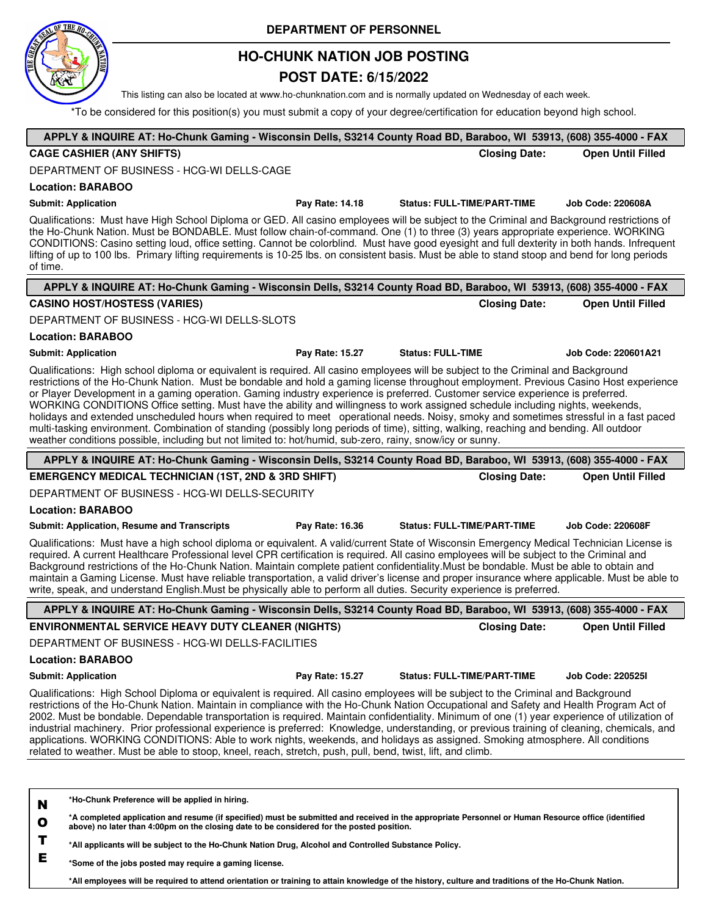DEPARTMENT OF PERSONNEL

# HO-CHUNK NATION JOB POSTING

## POST DATE: 6/15/2022

This listing can also be located at www.ho-chunknation.com and is normally updated on Wednesday of each week.

*To be considered for this position(s) you must submit a copy of your degree/certification for education beyond high school.

---

**APPLY & INQUIRE AT: Ho-Chunk Gaming - Wisconsin Dells, S3214 County Road BD, Baraboo, WI 53913, (608) 355-4000 - FAX**

**CAGE CASHIER (ANY SHIFTS)** — **Closing Date: Open Until Filled**

DEPARTMENT OF BUSINESS - HCG-WI DELLS-CAGE

**Location: BARABOO**

**Submit: Application** | **Pay Rate: 14.18** | **Status: FULL-TIME/PART-TIME** | **Job Code: 220608A**

Qualifications: Must have High School Diploma or GED. All casino employees will be subject to the Criminal and Background restrictions of the Ho-Chunk Nation. Must be BONDABLE. Must follow chain-of-command. One (1) to three (3) years appropriate experience. WORKING CONDITIONS: Casino setting loud, office setting. Cannot be colorblind. Must have good eyesight and full dexterity in both hands. Infrequent lifting of up to 100 lbs. Primary lifting requirements is 10-25 lbs. on consistent basis. Must be able to stand stoop and bend for long periods of time.

---

**APPLY & INQUIRE AT: Ho-Chunk Gaming - Wisconsin Dells, S3214 County Road BD, Baraboo, WI 53913, (608) 355-4000 - FAX**

**CASINO HOST/HOSTESS (VARIES)** — **Closing Date: Open Until Filled**

DEPARTMENT OF BUSINESS - HCG-WI DELLS-SLOTS

**Location: BARABOO**

**Submit: Application** | **Pay Rate: 15.27** | **Status: FULL-TIME** | **Job Code: 220601A21**

Qualifications: High school diploma or equivalent is required. All casino employees will be subject to the Criminal and Background restrictions of the Ho-Chunk Nation. Must be bondable and hold a gaming license throughout employment. Previous Casino Host experience or Player Development in a gaming operation. Gaming industry experience is preferred. Customer service experience is preferred. WORKING CONDITIONS Office setting. Must have the ability and willingness to work assigned schedule including nights, weekends, holidays and extended unscheduled hours when required to meet operational needs. Noisy, smoky and sometimes stressful in a fast paced multi-tasking environment. Combination of standing (possibly long periods of time), sitting, walking, reaching and bending. All outdoor weather conditions possible, including but not limited to: hot/humid, sub-zero, rainy, snow/icy or sunny.

---

**APPLY & INQUIRE AT: Ho-Chunk Gaming - Wisconsin Dells, S3214 County Road BD, Baraboo, WI 53913, (608) 355-4000 - FAX**

**EMERGENCY MEDICAL TECHNICIAN (1ST, 2ND & 3RD SHIFT)** — **Closing Date: Open Until Filled**

DEPARTMENT OF BUSINESS - HCG-WI DELLS-SECURITY

**Location: BARABOO**

**Submit: Application, Resume and Transcripts** | **Pay Rate: 16.36** | **Status: FULL-TIME/PART-TIME** | **Job Code: 220608F**

Qualifications: Must have a high school diploma or equivalent. A valid/current State of Wisconsin Emergency Medical Technician License is required. A current Healthcare Professional level CPR certification is required. All casino employees will be subject to the Criminal and Background restrictions of the Ho-Chunk Nation. Maintain complete patient confidentiality.Must be bondable. Must be able to obtain and maintain a Gaming License. Must have reliable transportation, a valid driver's license and proper insurance where applicable. Must be able to write, speak, and understand English.Must be physically able to perform all duties. Security experience is preferred.

---

**APPLY & INQUIRE AT: Ho-Chunk Gaming - Wisconsin Dells, S3214 County Road BD, Baraboo, WI 53913, (608) 355-4000 - FAX**

**ENVIRONMENTAL SERVICE HEAVY DUTY CLEANER (NIGHTS)** — **Closing Date: Open Until Filled**

DEPARTMENT OF BUSINESS - HCG-WI DELLS-FACILITIES

**Location: BARABOO**

**Submit: Application** | **Pay Rate: 15.27** | **Status: FULL-TIME/PART-TIME** | **Job Code: 220525I**

Qualifications: High School Diploma or equivalent is required. All casino employees will be subject to the Criminal and Background restrictions of the Ho-Chunk Nation. Maintain in compliance with the Ho-Chunk Nation Occupational and Safety and Health Program Act of 2002. Must be bondable. Dependable transportation is required. Maintain confidentiality. Minimum of one (1) year experience of utilization of industrial machinery. Prior professional experience is preferred: Knowledge, understanding, or previous training of cleaning, chemicals, and applications. WORKING CONDITIONS: Able to work nights, weekends, and holidays as assigned. Smoking atmosphere. All conditions related to weather. Must be able to stoop, kneel, reach, stretch, push, pull, bend, twist, lift, and climb.

---

**NOTE**

**\*Ho-Chunk Preference will be applied in hiring.**

**\*A completed application and resume (if specified) must be submitted and received in the appropriate Personnel or Human Resource office (identified above) no later than 4:00pm on the closing date to be considered for the posted position.**

**\*All applicants will be subject to the Ho-Chunk Nation Drug, Alcohol and Controlled Substance Policy.**

**\*Some of the jobs posted may require a gaming license.**

**\*All employees will be required to attend orientation or training to attain knowledge of the history, culture and traditions of the Ho-Chunk Nation.**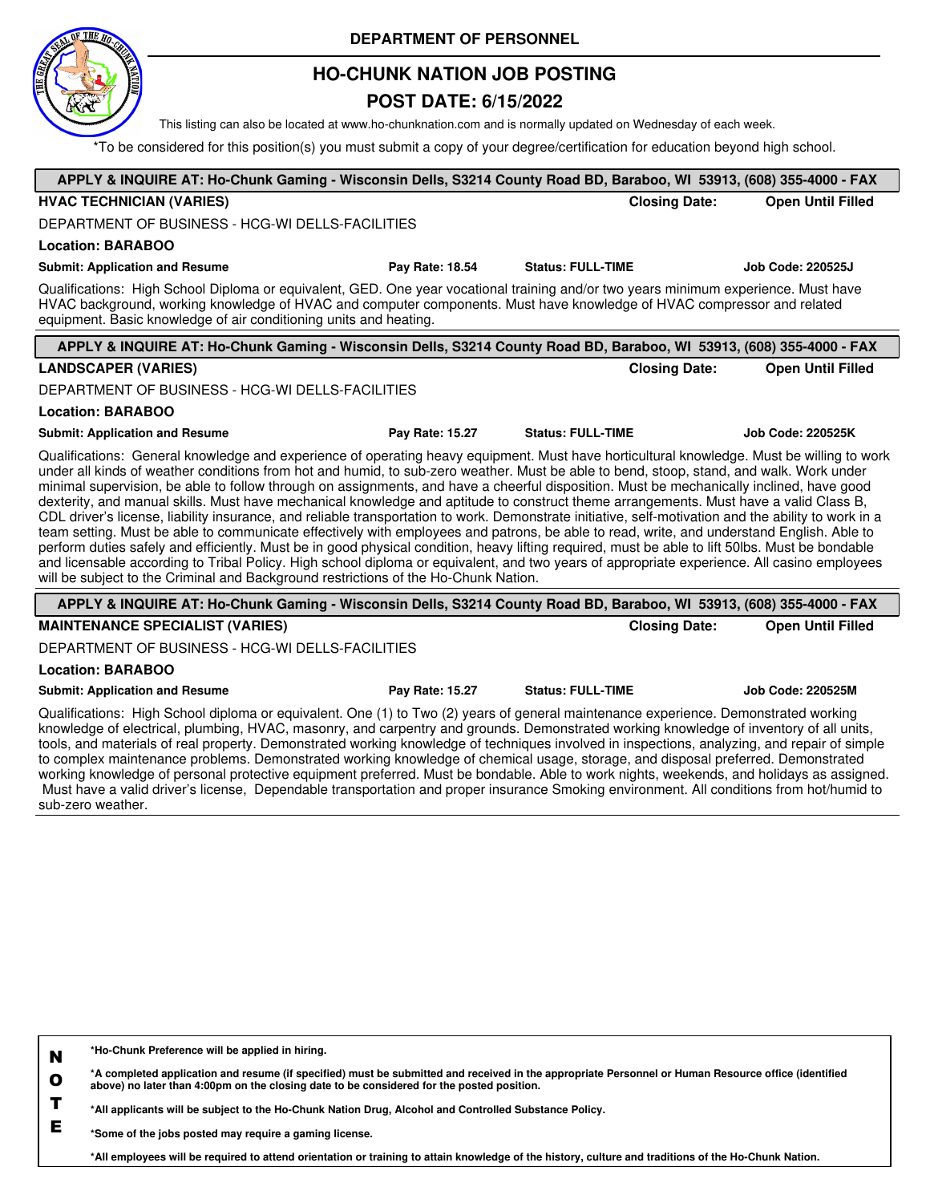**DEPARTMENT OF PERSONNEL**

# HO-CHUNK NATION JOB POSTING

## POST DATE: 6/15/2022

This listing can also be located at www.ho-chunknation.com and is normally updated on Wednesday of each week.

*To be considered for this position(s) you must submit a copy of your degree/certification for education beyond high school.

---

**APPLY & INQUIRE AT: Ho-Chunk Gaming - Wisconsin Dells, S3214 County Road BD, Baraboo, WI 53913, (608) 355-4000 - FAX**

**HVAC TECHNICIAN (VARIES)** — **Closing Date: Open Until Filled**

DEPARTMENT OF BUSINESS - HCG-WI DELLS-FACILITIES

**Location: BARABOO**

**Submit: Application and Resume** | **Pay Rate: 18.54** | **Status: FULL-TIME** | **Job Code: 220525J**

Qualifications: High School Diploma or equivalent, GED. One year vocational training and/or two years minimum experience. Must have HVAC background, working knowledge of HVAC and computer components. Must have knowledge of HVAC compressor and related equipment. Basic knowledge of air conditioning units and heating.

---

**APPLY & INQUIRE AT: Ho-Chunk Gaming - Wisconsin Dells, S3214 County Road BD, Baraboo, WI 53913, (608) 355-4000 - FAX**

**LANDSCAPER (VARIES)** — **Closing Date: Open Until Filled**

DEPARTMENT OF BUSINESS - HCG-WI DELLS-FACILITIES

**Location: BARABOO**

**Submit: Application and Resume** | **Pay Rate: 15.27** | **Status: FULL-TIME** | **Job Code: 220525K**

Qualifications: General knowledge and experience of operating heavy equipment. Must have horticultural knowledge. Must be willing to work under all kinds of weather conditions from hot and humid, to sub-zero weather. Must be able to bend, stoop, stand, and walk. Work under minimal supervision, be able to follow through on assignments, and have a cheerful disposition. Must be mechanically inclined, have good dexterity, and manual skills. Must have mechanical knowledge and aptitude to construct theme arrangements. Must have a valid Class B, CDL driver's license, liability insurance, and reliable transportation to work. Demonstrate initiative, self-motivation and the ability to work in a team setting. Must be able to communicate effectively with employees and patrons, be able to read, write, and understand English. Able to perform duties safely and efficiently. Must be in good physical condition, heavy lifting required, must be able to lift 50lbs. Must be bondable and licensable according to Tribal Policy. High school diploma or equivalent, and two years of appropriate experience. All casino employees will be subject to the Criminal and Background restrictions of the Ho-Chunk Nation.

---

**APPLY & INQUIRE AT: Ho-Chunk Gaming - Wisconsin Dells, S3214 County Road BD, Baraboo, WI 53913, (608) 355-4000 - FAX**

**MAINTENANCE SPECIALIST (VARIES)** — **Closing Date: Open Until Filled**

DEPARTMENT OF BUSINESS - HCG-WI DELLS-FACILITIES

**Location: BARABOO**

**Submit: Application and Resume** | **Pay Rate: 15.27** | **Status: FULL-TIME** | **Job Code: 220525M**

Qualifications: High School diploma or equivalent. One (1) to Two (2) years of general maintenance experience. Demonstrated working knowledge of electrical, plumbing, HVAC, masonry, and carpentry and grounds. Demonstrated working knowledge of inventory of all units, tools, and materials of real property. Demonstrated working knowledge of techniques involved in inspections, analyzing, and repair of simple to complex maintenance problems. Demonstrated working knowledge of chemical usage, storage, and disposal preferred. Demonstrated working knowledge of personal protective equipment preferred. Must be bondable. Able to work nights, weekends, and holidays as assigned. Must have a valid driver's license, Dependable transportation and proper insurance Smoking environment. All conditions from hot/humid to sub-zero weather.

---

**NOTE**

**\*Ho-Chunk Preference will be applied in hiring.**

**\*A completed application and resume (if specified) must be submitted and received in the appropriate Personnel or Human Resource office (identified above) no later than 4:00pm on the closing date to be considered for the posted position.**

**\*All applicants will be subject to the Ho-Chunk Nation Drug, Alcohol and Controlled Substance Policy.**

**\*Some of the jobs posted may require a gaming license.**

**\*All employees will be required to attend orientation or training to attain knowledge of the history, culture and traditions of the Ho-Chunk Nation.**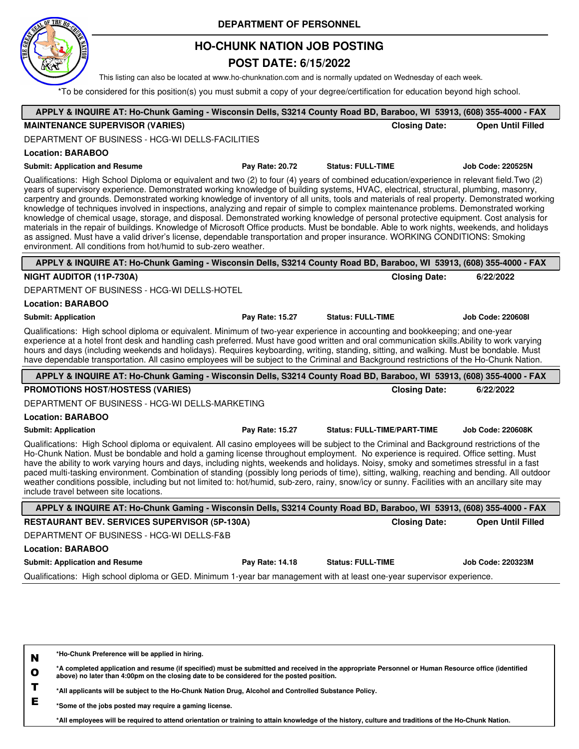**DEPARTMENT OF PERSONNEL**

# HO-CHUNK NATION JOB POSTING

## POST DATE: 6/15/2022

This listing can also be located at www.ho-chunknation.com and is normally updated on Wednesday of each week.

*To be considered for this position(s) you must submit a copy of your degree/certification for education beyond high school.

---

**APPLY & INQUIRE AT: Ho-Chunk Gaming - Wisconsin Dells, S3214 County Road BD, Baraboo, WI 53913, (608) 355-4000 - FAX**

**MAINTENANCE SUPERVISOR (VARIES)** — **Closing Date:** **Open Until Filled**

DEPARTMENT OF BUSINESS - HCG-WI DELLS-FACILITIES

**Location: BARABOO**

**Submit: Application and Resume** | **Pay Rate: 20.72** | **Status: FULL-TIME** | **Job Code: 220525N**

Qualifications: High School Diploma or equivalent and two (2) to four (4) years of combined education/experience in relevant field.Two (2) years of supervisory experience. Demonstrated working knowledge of building systems, HVAC, electrical, structural, plumbing, masonry, carpentry and grounds. Demonstrated working knowledge of inventory of all units, tools and materials of real property. Demonstrated working knowledge of techniques involved in inspections, analyzing and repair of simple to complex maintenance problems. Demonstrated working knowledge of chemical usage, storage, and disposal. Demonstrated working knowledge of personal protective equipment. Cost analysis for materials in the repair of buildings. Knowledge of Microsoft Office products. Must be bondable. Able to work nights, weekends, and holidays as assigned. Must have a valid driver's license, dependable transportation and proper insurance. WORKING CONDITIONS: Smoking environment. All conditions from hot/humid to sub-zero weather.

---

**APPLY & INQUIRE AT: Ho-Chunk Gaming - Wisconsin Dells, S3214 County Road BD, Baraboo, WI 53913, (608) 355-4000 - FAX**

**NIGHT AUDITOR (11P-730A)** — **Closing Date:** **6/22/2022**

DEPARTMENT OF BUSINESS - HCG-WI DELLS-HOTEL

**Location: BARABOO**

**Submit: Application** | **Pay Rate: 15.27** | **Status: FULL-TIME** | **Job Code: 220608I**

Qualifications: High school diploma or equivalent. Minimum of two-year experience in accounting and bookkeeping; and one-year experience at a hotel front desk and handling cash preferred. Must have good written and oral communication skills.Ability to work varying hours and days (including weekends and holidays). Requires keyboarding, writing, standing, sitting, and walking. Must be bondable. Must have dependable transportation. All casino employees will be subject to the Criminal and Background restrictions of the Ho-Chunk Nation.

---

**APPLY & INQUIRE AT: Ho-Chunk Gaming - Wisconsin Dells, S3214 County Road BD, Baraboo, WI 53913, (608) 355-4000 - FAX**

**PROMOTIONS HOST/HOSTESS (VARIES)** — **Closing Date:** **6/22/2022**

DEPARTMENT OF BUSINESS - HCG-WI DELLS-MARKETING

**Location: BARABOO**

**Submit: Application** | **Pay Rate: 15.27** | **Status: FULL-TIME/PART-TIME** | **Job Code: 220608K**

Qualifications: High School diploma or equivalent. All casino employees will be subject to the Criminal and Background restrictions of the Ho-Chunk Nation. Must be bondable and hold a gaming license throughout employment. No experience is required. Office setting. Must have the ability to work varying hours and days, including nights, weekends and holidays. Noisy, smoky and sometimes stressful in a fast paced multi-tasking environment. Combination of standing (possibly long periods of time), sitting, walking, reaching and bending. All outdoor weather conditions possible, including but not limited to: hot/humid, sub-zero, rainy, snow/icy or sunny. Facilities with an ancillary site may include travel between site locations.

---

**APPLY & INQUIRE AT: Ho-Chunk Gaming - Wisconsin Dells, S3214 County Road BD, Baraboo, WI 53913, (608) 355-4000 - FAX**

**RESTAURANT BEV. SERVICES SUPERVISOR (5P-130A)** — **Closing Date:** **Open Until Filled**

DEPARTMENT OF BUSINESS - HCG-WI DELLS-F&B

**Location: BARABOO**

**Submit: Application and Resume** | **Pay Rate: 14.18** | **Status: FULL-TIME** | **Job Code: 220323M**

Qualifications: High school diploma or GED. Minimum 1-year bar management with at least one-year supervisor experience.

---

**NOTE**

**\*Ho-Chunk Preference will be applied in hiring.**

**\*A completed application and resume (if specified) must be submitted and received in the appropriate Personnel or Human Resource office (identified above) no later than 4:00pm on the closing date to be considered for the posted position.**

**\*All applicants will be subject to the Ho-Chunk Nation Drug, Alcohol and Controlled Substance Policy.**

**\*Some of the jobs posted may require a gaming license.**

**\*All employees will be required to attend orientation or training to attain knowledge of the history, culture and traditions of the Ho-Chunk Nation.**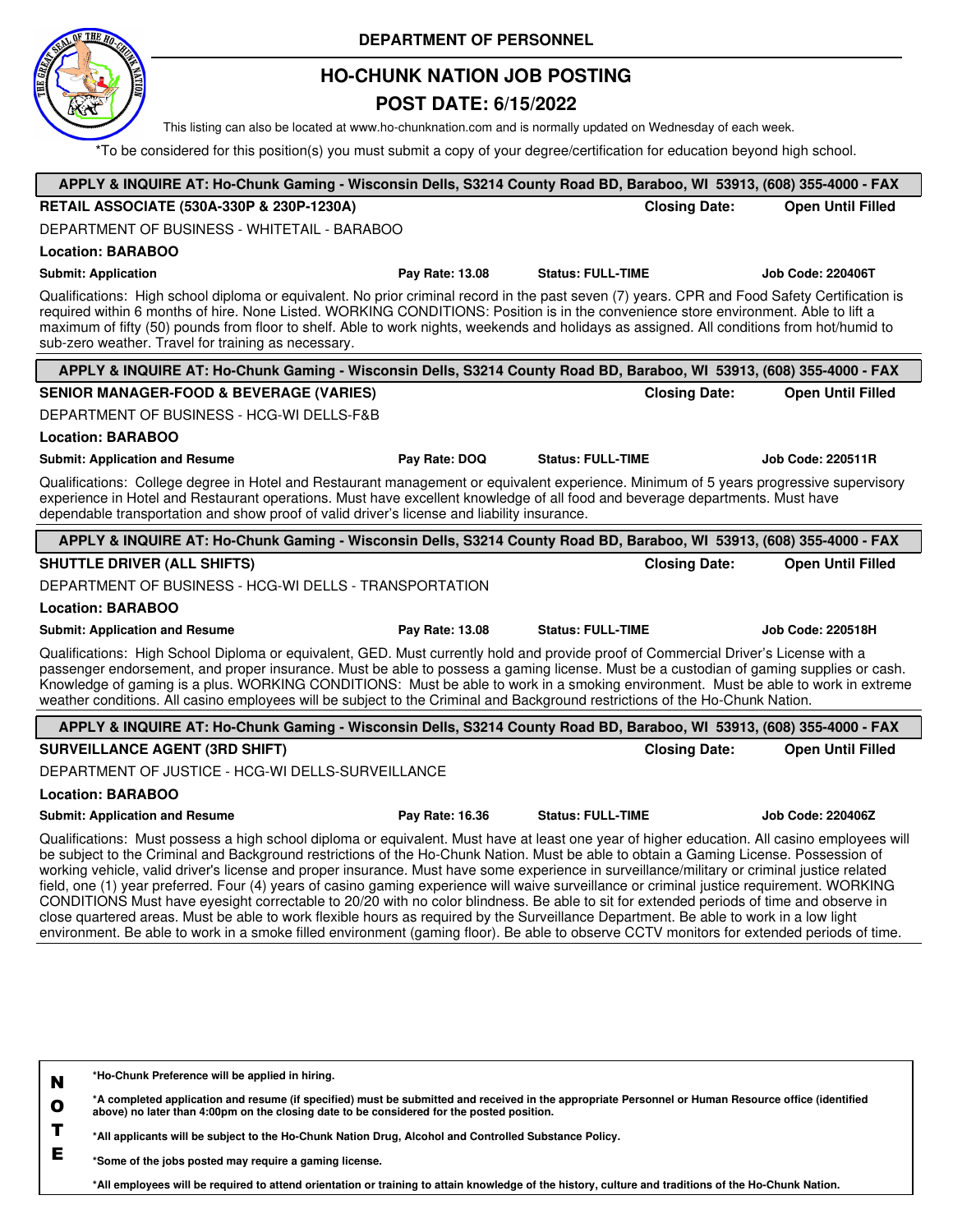DEPARTMENT OF PERSONNEL

# HO-CHUNK NATION JOB POSTING

## POST DATE: 6/15/2022

This listing can also be located at www.ho-chunknation.com and is normally updated on Wednesday of each week.

*To be considered for this position(s) you must submit a copy of your degree/certification for education beyond high school.

---

**APPLY & INQUIRE AT: Ho-Chunk Gaming - Wisconsin Dells, S3214 County Road BD, Baraboo, WI 53913, (608) 355-4000 - FAX**

**RETAIL ASSOCIATE (530A-330P & 230P-1230A)** — **Closing Date:** **Open Until Filled**

DEPARTMENT OF BUSINESS - WHITETAIL - BARABOO

**Location: BARABOO**

**Submit: Application** | **Pay Rate: 13.08** | **Status: FULL-TIME** | **Job Code: 220406T**

Qualifications: High school diploma or equivalent. No prior criminal record in the past seven (7) years. CPR and Food Safety Certification is required within 6 months of hire. None Listed. WORKING CONDITIONS: Position is in the convenience store environment. Able to lift a maximum of fifty (50) pounds from floor to shelf. Able to work nights, weekends and holidays as assigned. All conditions from hot/humid to sub-zero weather. Travel for training as necessary.

---

**APPLY & INQUIRE AT: Ho-Chunk Gaming - Wisconsin Dells, S3214 County Road BD, Baraboo, WI 53913, (608) 355-4000 - FAX**

**SENIOR MANAGER-FOOD & BEVERAGE (VARIES)** — **Closing Date:** **Open Until Filled**

DEPARTMENT OF BUSINESS - HCG-WI DELLS-F&B

**Location: BARABOO**

**Submit: Application and Resume** | **Pay Rate: DOQ** | **Status: FULL-TIME** | **Job Code: 220511R**

Qualifications: College degree in Hotel and Restaurant management or equivalent experience. Minimum of 5 years progressive supervisory experience in Hotel and Restaurant operations. Must have excellent knowledge of all food and beverage departments. Must have dependable transportation and show proof of valid driver's license and liability insurance.

---

**APPLY & INQUIRE AT: Ho-Chunk Gaming - Wisconsin Dells, S3214 County Road BD, Baraboo, WI 53913, (608) 355-4000 - FAX**

**SHUTTLE DRIVER (ALL SHIFTS)** — **Closing Date:** **Open Until Filled**

DEPARTMENT OF BUSINESS - HCG-WI DELLS - TRANSPORTATION

**Location: BARABOO**

**Submit: Application and Resume** | **Pay Rate: 13.08** | **Status: FULL-TIME** | **Job Code: 220518H**

Qualifications: High School Diploma or equivalent, GED. Must currently hold and provide proof of Commercial Driver's License with a passenger endorsement, and proper insurance. Must be able to possess a gaming license. Must be a custodian of gaming supplies or cash. Knowledge of gaming is a plus. WORKING CONDITIONS: Must be able to work in a smoking environment. Must be able to work in extreme weather conditions. All casino employees will be subject to the Criminal and Background restrictions of the Ho-Chunk Nation.

---

**APPLY & INQUIRE AT: Ho-Chunk Gaming - Wisconsin Dells, S3214 County Road BD, Baraboo, WI 53913, (608) 355-4000 - FAX**

**SURVEILLANCE AGENT (3RD SHIFT)** — **Closing Date:** **Open Until Filled**

DEPARTMENT OF JUSTICE - HCG-WI DELLS-SURVEILLANCE

**Location: BARABOO**

**Submit: Application and Resume** | **Pay Rate: 16.36** | **Status: FULL-TIME** | **Job Code: 220406Z**

Qualifications: Must possess a high school diploma or equivalent. Must have at least one year of higher education. All casino employees will be subject to the Criminal and Background restrictions of the Ho-Chunk Nation. Must be able to obtain a Gaming License. Possession of working vehicle, valid driver's license and proper insurance. Must have some experience in surveillance/military or criminal justice related field, one (1) year preferred. Four (4) years of casino gaming experience will waive surveillance or criminal justice requirement. WORKING CONDITIONS Must have eyesight correctable to 20/20 with no color blindness. Be able to sit for extended periods of time and observe in close quartered areas. Must be able to work flexible hours as required by the Surveillance Department. Be able to work in a low light environment. Be able to work in a smoke filled environment (gaming floor). Be able to observe CCTV monitors for extended periods of time.

---

**NOTE**

- ***Ho-Chunk Preference will be applied in hiring.**
- ***A completed application and resume (if specified) must be submitted and received in the appropriate Personnel or Human Resource office (identified above) no later than 4:00pm on the closing date to be considered for the posted position.**
- ***All applicants will be subject to the Ho-Chunk Nation Drug, Alcohol and Controlled Substance Policy.**
- ***Some of the jobs posted may require a gaming license.**
- ***All employees will be required to attend orientation or training to attain knowledge of the history, culture and traditions of the Ho-Chunk Nation.**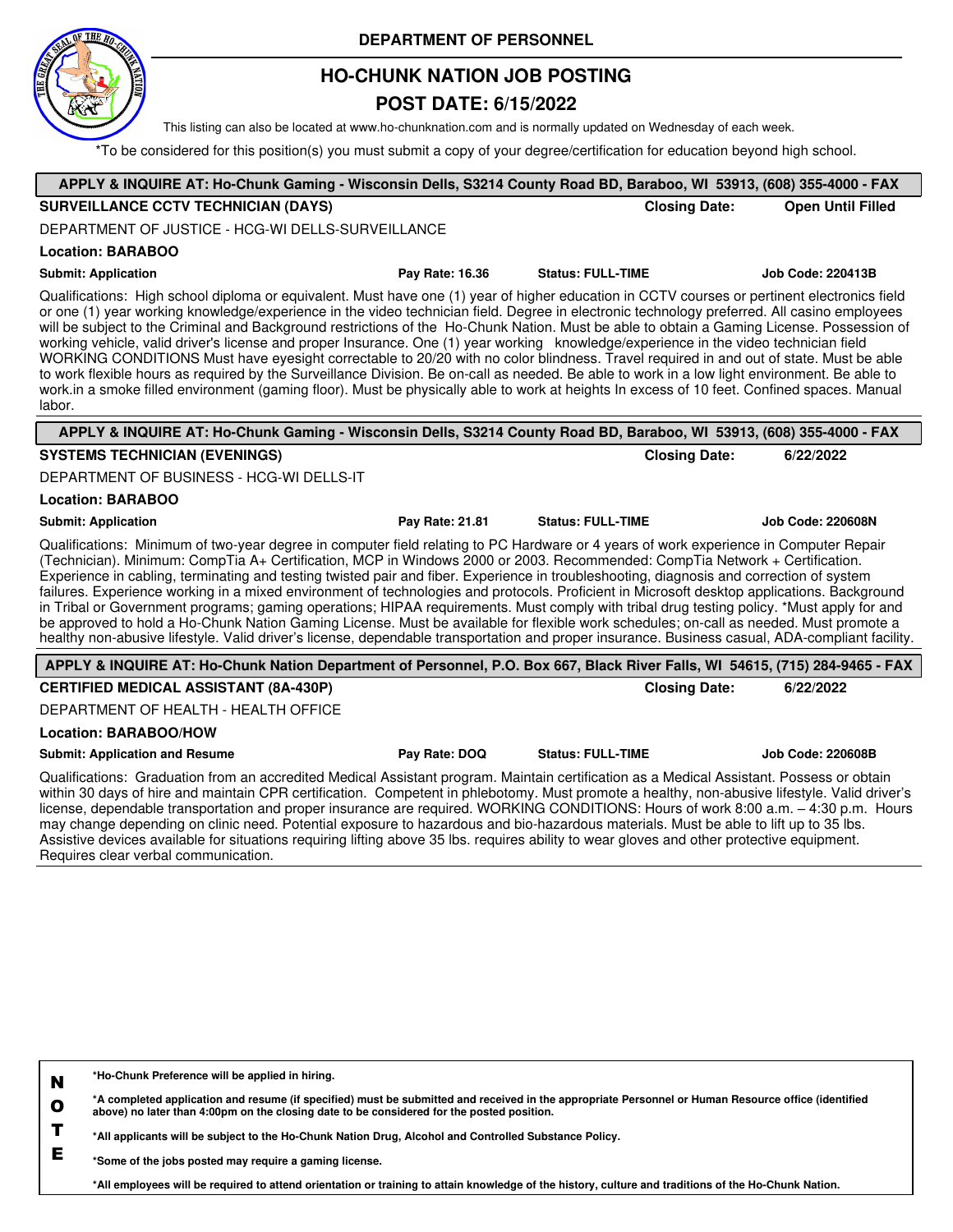# DEPARTMENT OF PERSONNEL

## HO-CHUNK NATION JOB POSTING

## POST DATE: 6/15/2022

This listing can also be located at www.ho-chunknation.com and is normally updated on Wednesday of each week.

*To be considered for this position(s) you must submit a copy of your degree/certification for education beyond high school.

---

**APPLY & INQUIRE AT: Ho-Chunk Gaming - Wisconsin Dells, S3214 County Road BD, Baraboo, WI 53913, (608) 355-4000 - FAX**

**SURVEILLANCE CCTV TECHNICIAN (DAYS)** — **Closing Date: Open Until Filled**

DEPARTMENT OF JUSTICE - HCG-WI DELLS-SURVEILLANCE

**Location: BARABOO**

**Submit: Application** | **Pay Rate: 16.36** | **Status: FULL-TIME** | **Job Code: 220413B**

Qualifications: High school diploma or equivalent. Must have one (1) year of higher education in CCTV courses or pertinent electronics field or one (1) year working knowledge/experience in the video technician field. Degree in electronic technology preferred. All casino employees will be subject to the Criminal and Background restrictions of the Ho-Chunk Nation. Must be able to obtain a Gaming License. Possession of working vehicle, valid driver's license and proper Insurance. One (1) year working knowledge/experience in the video technician field WORKING CONDITIONS Must have eyesight correctable to 20/20 with no color blindness. Travel required in and out of state. Must be able to work flexible hours as required by the Surveillance Division. Be on-call as needed. Be able to work in a low light environment. Be able to work.in a smoke filled environment (gaming floor). Must be physically able to work at heights In excess of 10 feet. Confined spaces. Manual labor.

---

**APPLY & INQUIRE AT: Ho-Chunk Gaming - Wisconsin Dells, S3214 County Road BD, Baraboo, WI 53913, (608) 355-4000 - FAX**

**SYSTEMS TECHNICIAN (EVENINGS)** — **Closing Date: 6/22/2022**

DEPARTMENT OF BUSINESS - HCG-WI DELLS-IT

**Location: BARABOO**

**Submit: Application** | **Pay Rate: 21.81** | **Status: FULL-TIME** | **Job Code: 220608N**

Qualifications: Minimum of two-year degree in computer field relating to PC Hardware or 4 years of work experience in Computer Repair (Technician). Minimum: CompTia A+ Certification, MCP in Windows 2000 or 2003. Recommended: CompTia Network + Certification. Experience in cabling, terminating and testing twisted pair and fiber. Experience in troubleshooting, diagnosis and correction of system failures. Experience working in a mixed environment of technologies and protocols. Proficient in Microsoft desktop applications. Background in Tribal or Government programs; gaming operations; HIPAA requirements. Must comply with tribal drug testing policy. *Must apply for and be approved to hold a Ho-Chunk Nation Gaming License. Must be available for flexible work schedules; on-call as needed. Must promote a healthy non-abusive lifestyle. Valid driver's license, dependable transportation and proper insurance. Business casual, ADA-compliant facility.

---

**APPLY & INQUIRE AT: Ho-Chunk Nation Department of Personnel, P.O. Box 667, Black River Falls, WI 54615, (715) 284-9465 - FAX**

**CERTIFIED MEDICAL ASSISTANT (8A-430P)** — **Closing Date: 6/22/2022**

DEPARTMENT OF HEALTH - HEALTH OFFICE

**Location: BARABOO/HOW**

**Submit: Application and Resume** | **Pay Rate: DOQ** | **Status: FULL-TIME** | **Job Code: 220608B**

Qualifications: Graduation from an accredited Medical Assistant program. Maintain certification as a Medical Assistant. Possess or obtain within 30 days of hire and maintain CPR certification. Competent in phlebotomy. Must promote a healthy, non-abusive lifestyle. Valid driver's license, dependable transportation and proper insurance are required. WORKING CONDITIONS: Hours of work 8:00 a.m. – 4:30 p.m. Hours may change depending on clinic need. Potential exposure to hazardous and bio-hazardous materials. Must be able to lift up to 35 lbs. Assistive devices available for situations requiring lifting above 35 lbs. requires ability to wear gloves and other protective equipment. Requires clear verbal communication.

---

**NOTE**

**\*Ho-Chunk Preference will be applied in hiring.**

**\*A completed application and resume (if specified) must be submitted and received in the appropriate Personnel or Human Resource office (identified above) no later than 4:00pm on the closing date to be considered for the posted position.**

**\*All applicants will be subject to the Ho-Chunk Nation Drug, Alcohol and Controlled Substance Policy.**

**\*Some of the jobs posted may require a gaming license.**

**\*All employees will be required to attend orientation or training to attain knowledge of the history, culture and traditions of the Ho-Chunk Nation.**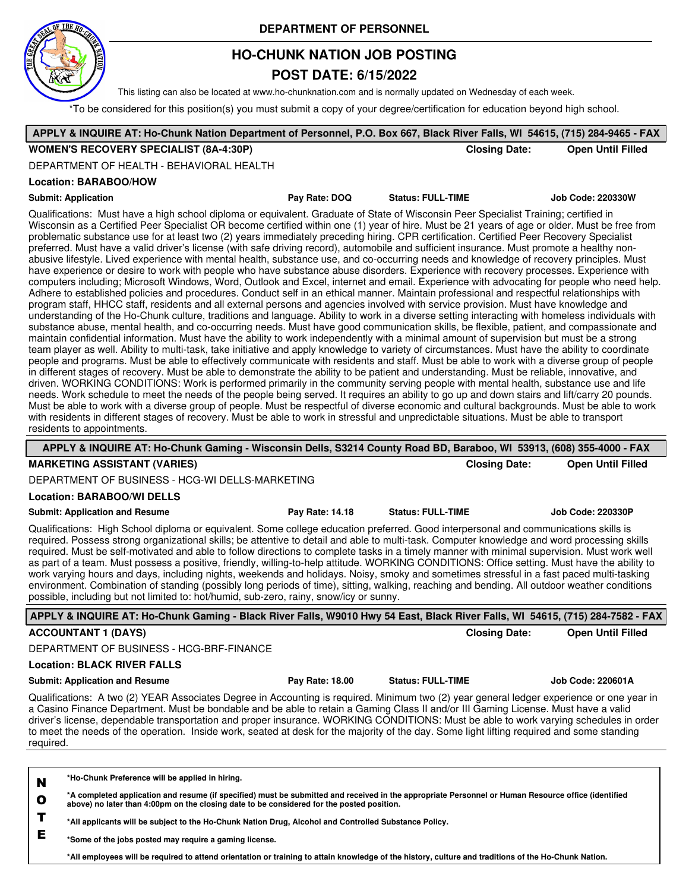**DEPARTMENT OF PERSONNEL**

# HO-CHUNK NATION JOB POSTING

## POST DATE: 6/15/2022

This listing can also be located at www.ho-chunknation.com and is normally updated on Wednesday of each week.

*To be considered for this position(s) you must submit a copy of your degree/certification for education beyond high school.

**APPLY & INQUIRE AT: Ho-Chunk Nation Department of Personnel, P.O. Box 667, Black River Falls, WI 54615, (715) 284-9465 - FAX**

**WOMEN'S RECOVERY SPECIALIST (8A-4:30P)** — **Closing Date: Open Until Filled**

DEPARTMENT OF HEALTH - BEHAVIORAL HEALTH

**Location: BARABOO/HOW**

**Submit: Application** | **Pay Rate: DOQ** | **Status: FULL-TIME** | **Job Code: 220330W**

Qualifications: Must have a high school diploma or equivalent. Graduate of State of Wisconsin Peer Specialist Training; certified in Wisconsin as a Certified Peer Specialist OR become certified within one (1) year of hire. Must be 21 years of age or older. Must be free from problematic substance use for at least two (2) years immediately preceding hiring. CPR certification. Certified Peer Recovery Specialist preferred. Must have a valid driver's license (with safe driving record), automobile and sufficient insurance. Must promote a healthy non-abusive lifestyle. Lived experience with mental health, substance use, and co-occurring needs and knowledge of recovery principles. Must have experience or desire to work with people who have substance abuse disorders. Experience with recovery processes. Experience with computers including; Microsoft Windows, Word, Outlook and Excel, internet and email. Experience with advocating for people who need help. Adhere to established policies and procedures. Conduct self in an ethical manner. Maintain professional and respectful relationships with program staff, HHCC staff, residents and all external persons and agencies involved with service provision. Must have knowledge and understanding of the Ho-Chunk culture, traditions and language. Ability to work in a diverse setting interacting with homeless individuals with substance abuse, mental health, and co-occurring needs. Must have good communication skills, be flexible, patient, and compassionate and maintain confidential information. Must have the ability to work independently with a minimal amount of supervision but must be a strong team player as well. Ability to multi-task, take initiative and apply knowledge to variety of circumstances. Must have the ability to coordinate people and programs. Must be able to effectively communicate with residents and staff. Must be able to work with a diverse group of people in different stages of recovery. Must be able to demonstrate the ability to be patient and understanding. Must be reliable, innovative, and driven. WORKING CONDITIONS: Work is performed primarily in the community serving people with mental health, substance use and life needs. Work schedule to meet the needs of the people being served. It requires an ability to go up and down stairs and lift/carry 20 pounds. Must be able to work with a diverse group of people. Must be respectful of diverse economic and cultural backgrounds. Must be able to work with residents in different stages of recovery. Must be able to work in stressful and unpredictable situations. Must be able to transport residents to appointments.

**APPLY & INQUIRE AT: Ho-Chunk Gaming - Wisconsin Dells, S3214 County Road BD, Baraboo, WI 53913, (608) 355-4000 - FAX**

**MARKETING ASSISTANT (VARIES)** — **Closing Date: Open Until Filled**

DEPARTMENT OF BUSINESS - HCG-WI DELLS-MARKETING

**Location: BARABOO/WI DELLS**

**Submit: Application and Resume** | **Pay Rate: 14.18** | **Status: FULL-TIME** | **Job Code: 220330P**

Qualifications: High School diploma or equivalent. Some college education preferred. Good interpersonal and communications skills is required. Possess strong organizational skills; be attentive to detail and able to multi-task. Computer knowledge and word processing skills required. Must be self-motivated and able to follow directions to complete tasks in a timely manner with minimal supervision. Must work well as part of a team. Must possess a positive, friendly, willing-to-help attitude. WORKING CONDITIONS: Office setting. Must have the ability to work varying hours and days, including nights, weekends and holidays. Noisy, smoky and sometimes stressful in a fast paced multi-tasking environment. Combination of standing (possibly long periods of time), sitting, walking, reaching and bending. All outdoor weather conditions possible, including but not limited to: hot/humid, sub-zero, rainy, snow/icy or sunny.

**APPLY & INQUIRE AT: Ho-Chunk Gaming - Black River Falls, W9010 Hwy 54 East, Black River Falls, WI 54615, (715) 284-7582 - FAX**

**ACCOUNTANT 1 (DAYS)** — **Closing Date: Open Until Filled**

DEPARTMENT OF BUSINESS - HCG-BRF-FINANCE

**Location: BLACK RIVER FALLS**

**Submit: Application and Resume** | **Pay Rate: 18.00** | **Status: FULL-TIME** | **Job Code: 220601A**

Qualifications: A two (2) YEAR Associates Degree in Accounting is required. Minimum two (2) year general ledger experience or one year in a Casino Finance Department. Must be bondable and be able to retain a Gaming Class II and/or III Gaming License. Must have a valid driver's license, dependable transportation and proper insurance. WORKING CONDITIONS: Must be able to work varying schedules in order to meet the needs of the operation. Inside work, seated at desk for the majority of the day. Some light lifting required and some standing required.

**NOTE**

- ***Ho-Chunk Preference will be applied in hiring.**
- ***A completed application and resume (if specified) must be submitted and received in the appropriate Personnel or Human Resource office (identified above) no later than 4:00pm on the closing date to be considered for the posted position.**
- ***All applicants will be subject to the Ho-Chunk Nation Drug, Alcohol and Controlled Substance Policy.**
- ***Some of the jobs posted may require a gaming license.**
- ***All employees will be required to attend orientation or training to attain knowledge of the history, culture and traditions of the Ho-Chunk Nation.**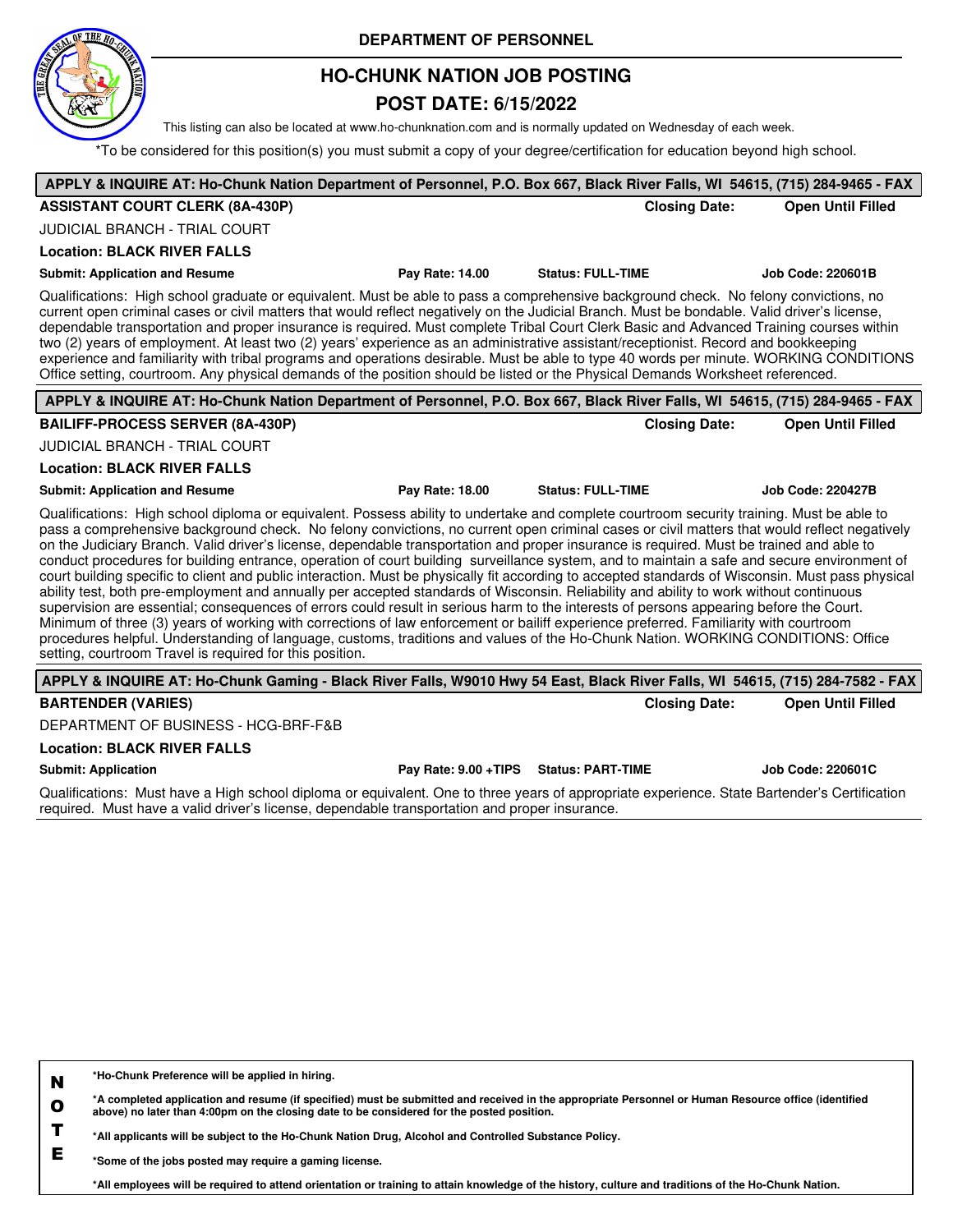# DEPARTMENT OF PERSONNEL

## HO-CHUNK NATION JOB POSTING

## POST DATE: 6/15/2022

This listing can also be located at www.ho-chunknation.com and is normally updated on Wednesday of each week.

*To be considered for this position(s) you must submit a copy of your degree/certification for education beyond high school.

---

**APPLY & INQUIRE AT: Ho-Chunk Nation Department of Personnel, P.O. Box 667, Black River Falls, WI 54615, (715) 284-9465 - FAX**

**ASSISTANT COURT CLERK (8A-430P)** — **Closing Date: Open Until Filled**

JUDICIAL BRANCH - TRIAL COURT

**Location: BLACK RIVER FALLS**

**Submit: Application and Resume** | **Pay Rate: 14.00** | **Status: FULL-TIME** | **Job Code: 220601B**

Qualifications: High school graduate or equivalent. Must be able to pass a comprehensive background check. No felony convictions, no current open criminal cases or civil matters that would reflect negatively on the Judicial Branch. Must be bondable. Valid driver's license, dependable transportation and proper insurance is required. Must complete Tribal Court Clerk Basic and Advanced Training courses within two (2) years of employment. At least two (2) years' experience as an administrative assistant/receptionist. Record and bookkeeping experience and familiarity with tribal programs and operations desirable. Must be able to type 40 words per minute. WORKING CONDITIONS Office setting, courtroom. Any physical demands of the position should be listed or the Physical Demands Worksheet referenced.

---

**APPLY & INQUIRE AT: Ho-Chunk Nation Department of Personnel, P.O. Box 667, Black River Falls, WI 54615, (715) 284-9465 - FAX**

**BAILIFF-PROCESS SERVER (8A-430P)** — **Closing Date: Open Until Filled**

JUDICIAL BRANCH - TRIAL COURT

**Location: BLACK RIVER FALLS**

**Submit: Application and Resume** | **Pay Rate: 18.00** | **Status: FULL-TIME** | **Job Code: 220427B**

Qualifications: High school diploma or equivalent. Possess ability to undertake and complete courtroom security training. Must be able to pass a comprehensive background check. No felony convictions, no current open criminal cases or civil matters that would reflect negatively on the Judiciary Branch. Valid driver's license, dependable transportation and proper insurance is required. Must be trained and able to conduct procedures for building entrance, operation of court building surveillance system, and to maintain a safe and secure environment of court building specific to client and public interaction. Must be physically fit according to accepted standards of Wisconsin. Must pass physical ability test, both pre-employment and annually per accepted standards of Wisconsin. Reliability and ability to work without continuous supervision are essential; consequences of errors could result in serious harm to the interests of persons appearing before the Court. Minimum of three (3) years of working with corrections of law enforcement or bailiff experience preferred. Familiarity with courtroom procedures helpful. Understanding of language, customs, traditions and values of the Ho-Chunk Nation. WORKING CONDITIONS: Office setting, courtroom Travel is required for this position.

---

**APPLY & INQUIRE AT: Ho-Chunk Gaming - Black River Falls, W9010 Hwy 54 East, Black River Falls, WI 54615, (715) 284-7582 - FAX**

**BARTENDER (VARIES)** — **Closing Date: Open Until Filled**

DEPARTMENT OF BUSINESS - HCG-BRF-F&B

**Location: BLACK RIVER FALLS**

**Submit: Application** | **Pay Rate: 9.00 +TIPS** | **Status: PART-TIME** | **Job Code: 220601C**

Qualifications: Must have a High school diploma or equivalent. One to three years of appropriate experience. State Bartender's Certification required. Must have a valid driver's license, dependable transportation and proper insurance.

---

**NOTE**

**\*Ho-Chunk Preference will be applied in hiring.**

**\*A completed application and resume (if specified) must be submitted and received in the appropriate Personnel or Human Resource office (identified above) no later than 4:00pm on the closing date to be considered for the posted position.**

**\*All applicants will be subject to the Ho-Chunk Nation Drug, Alcohol and Controlled Substance Policy.**

**\*Some of the jobs posted may require a gaming license.**

**\*All employees will be required to attend orientation or training to attain knowledge of the history, culture and traditions of the Ho-Chunk Nation.**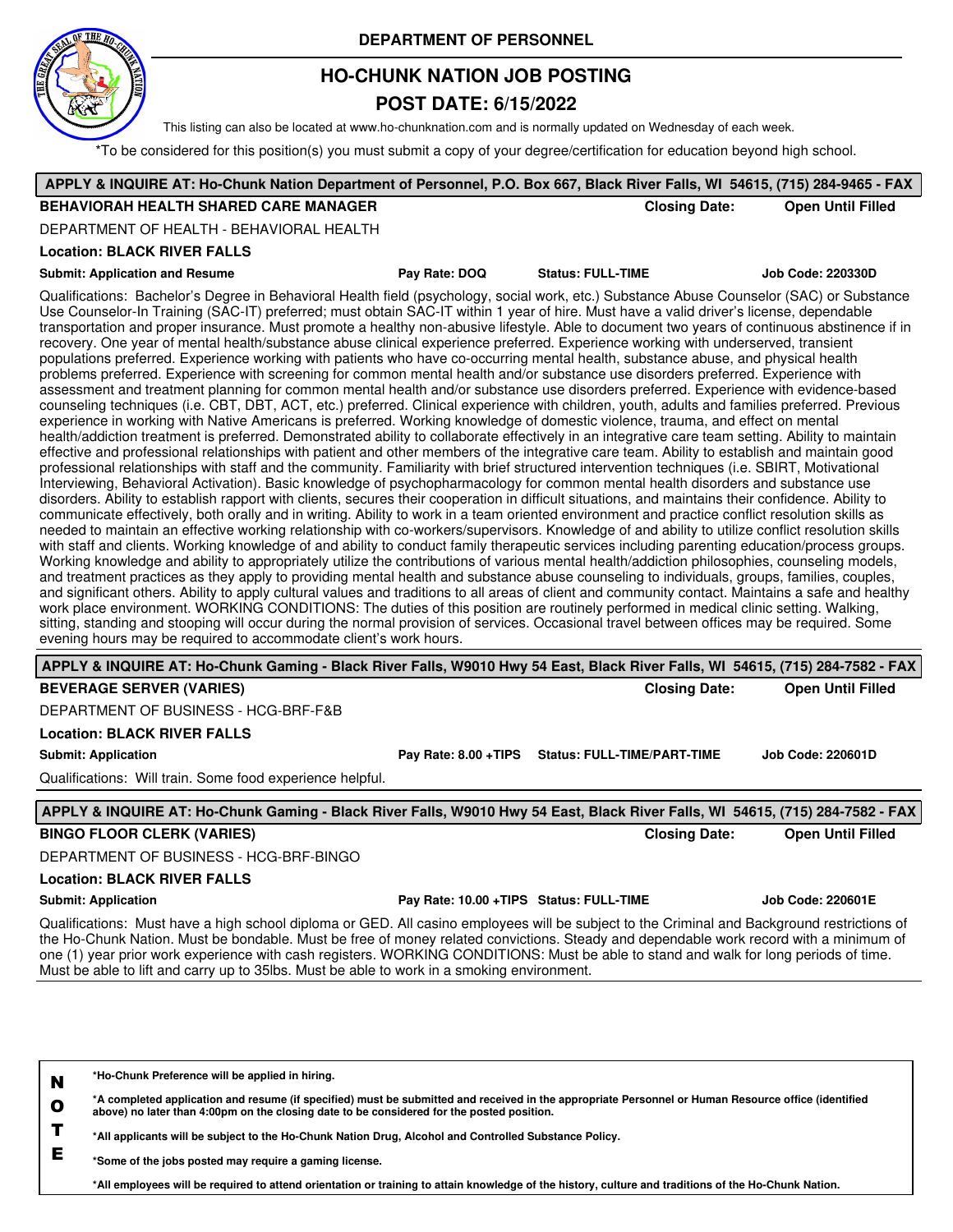**DEPARTMENT OF PERSONNEL**

# HO-CHUNK NATION JOB POSTING

## POST DATE: 6/15/2022

This listing can also be located at www.ho-chunknation.com and is normally updated on Wednesday of each week.

*To be considered for this position(s) you must submit a copy of your degree/certification for education beyond high school.

---

**APPLY & INQUIRE AT: Ho-Chunk Nation Department of Personnel, P.O. Box 667, Black River Falls, WI 54615, (715) 284-9465 - FAX**

**BEHAVIORAH HEALTH SHARED CARE MANAGER** — **Closing Date: Open Until Filled**

DEPARTMENT OF HEALTH - BEHAVIORAL HEALTH

**Location: BLACK RIVER FALLS**

**Submit: Application and Resume** | **Pay Rate: DOQ** | **Status: FULL-TIME** | **Job Code: 220330D**

Qualifications: Bachelor's Degree in Behavioral Health field (psychology, social work, etc.) Substance Abuse Counselor (SAC) or Substance Use Counselor-In Training (SAC-IT) preferred; must obtain SAC-IT within 1 year of hire. Must have a valid driver's license, dependable transportation and proper insurance. Must promote a healthy non-abusive lifestyle. Able to document two years of continuous abstinence if in recovery. One year of mental health/substance abuse clinical experience preferred. Experience working with underserved, transient populations preferred. Experience working with patients who have co-occurring mental health, substance abuse, and physical health problems preferred. Experience with screening for common mental health and/or substance use disorders preferred. Experience with assessment and treatment planning for common mental health and/or substance use disorders preferred. Experience with evidence-based counseling techniques (i.e. CBT, DBT, ACT, etc.) preferred. Clinical experience with children, youth, adults and families preferred. Previous experience in working with Native Americans is preferred. Working knowledge of domestic violence, trauma, and effect on mental health/addiction treatment is preferred. Demonstrated ability to collaborate effectively in an integrative care team setting. Ability to maintain effective and professional relationships with patient and other members of the integrative care team. Ability to establish and maintain good professional relationships with staff and the community. Familiarity with brief structured intervention techniques (i.e. SBIRT, Motivational Interviewing, Behavioral Activation). Basic knowledge of psychopharmacology for common mental health disorders and substance use disorders. Ability to establish rapport with clients, secures their cooperation in difficult situations, and maintains their confidence. Ability to communicate effectively, both orally and in writing. Ability to work in a team oriented environment and practice conflict resolution skills as needed to maintain an effective working relationship with co-workers/supervisors. Knowledge of and ability to utilize conflict resolution skills with staff and clients. Working knowledge of and ability to conduct family therapeutic services including parenting education/process groups. Working knowledge and ability to appropriately utilize the contributions of various mental health/addiction philosophies, counseling models, and treatment practices as they apply to providing mental health and substance abuse counseling to individuals, groups, families, couples, and significant others. Ability to apply cultural values and traditions to all areas of client and community contact. Maintains a safe and healthy work place environment. WORKING CONDITIONS: The duties of this position are routinely performed in medical clinic setting. Walking, sitting, standing and stooping will occur during the normal provision of services. Occasional travel between offices may be required. Some evening hours may be required to accommodate client's work hours.

---

**APPLY & INQUIRE AT: Ho-Chunk Gaming - Black River Falls, W9010 Hwy 54 East, Black River Falls, WI 54615, (715) 284-7582 - FAX**

**BEVERAGE SERVER (VARIES)** — **Closing Date: Open Until Filled**

DEPARTMENT OF BUSINESS - HCG-BRF-F&B

**Location: BLACK RIVER FALLS**

**Submit: Application** | **Pay Rate: 8.00 +TIPS** | **Status: FULL-TIME/PART-TIME** | **Job Code: 220601D**

Qualifications: Will train. Some food experience helpful.

---

**APPLY & INQUIRE AT: Ho-Chunk Gaming - Black River Falls, W9010 Hwy 54 East, Black River Falls, WI 54615, (715) 284-7582 - FAX**

**BINGO FLOOR CLERK (VARIES)** — **Closing Date: Open Until Filled**

DEPARTMENT OF BUSINESS - HCG-BRF-BINGO

**Location: BLACK RIVER FALLS**

**Submit: Application** | **Pay Rate: 10.00 +TIPS** | **Status: FULL-TIME** | **Job Code: 220601E**

Qualifications: Must have a high school diploma or GED. All casino employees will be subject to the Criminal and Background restrictions of the Ho-Chunk Nation. Must be bondable. Must be free of money related convictions. Steady and dependable work record with a minimum of one (1) year prior work experience with cash registers. WORKING CONDITIONS: Must be able to stand and walk for long periods of time. Must be able to lift and carry up to 35lbs. Must be able to work in a smoking environment.

---

**NOTE**

- ***Ho-Chunk Preference will be applied in hiring.**
- ***A completed application and resume (if specified) must be submitted and received in the appropriate Personnel or Human Resource office (identified above) no later than 4:00pm on the closing date to be considered for the posted position.**
- ***All applicants will be subject to the Ho-Chunk Nation Drug, Alcohol and Controlled Substance Policy.**
- ***Some of the jobs posted may require a gaming license.**
- ***All employees will be required to attend orientation or training to attain knowledge of the history, culture and traditions of the Ho-Chunk Nation.**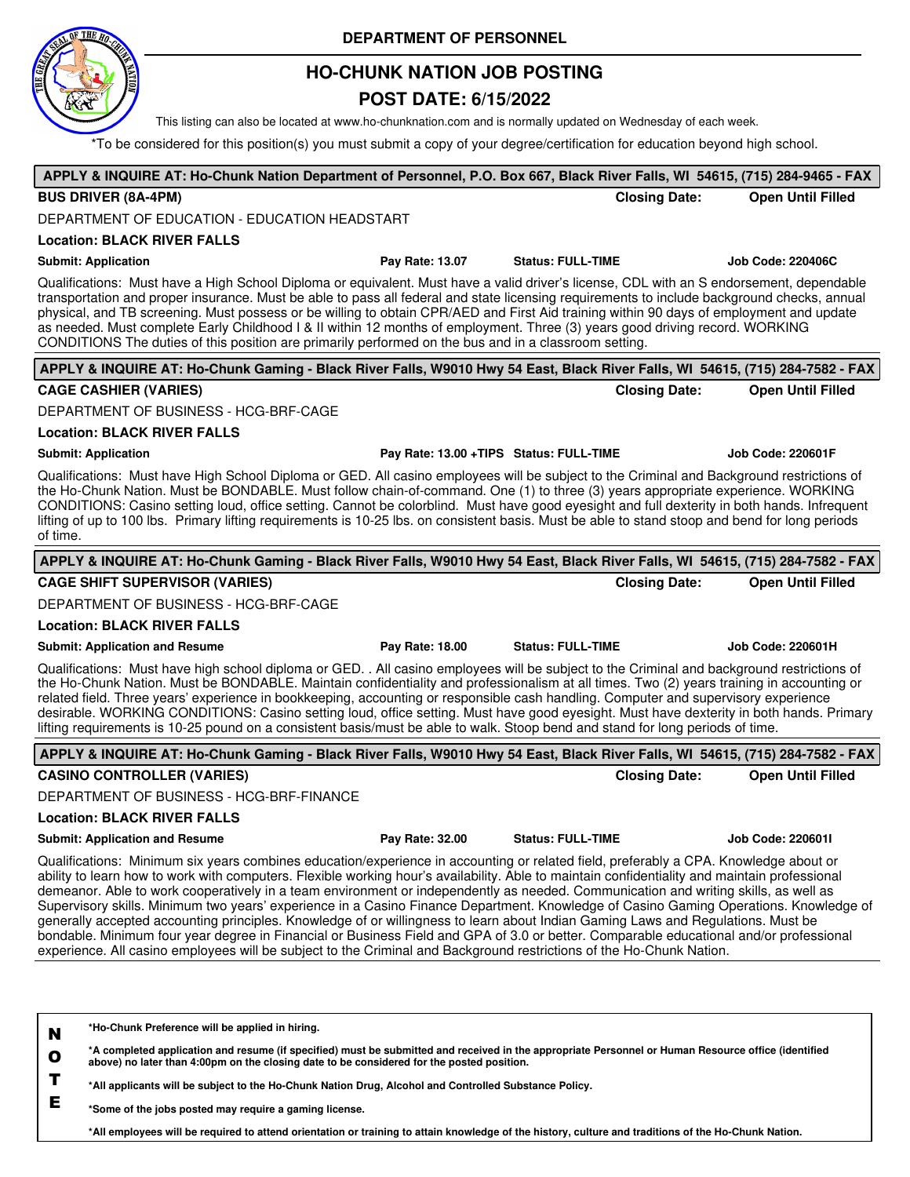**DEPARTMENT OF PERSONNEL**

# HO-CHUNK NATION JOB POSTING

## POST DATE: 6/15/2022

This listing can also be located at www.ho-chunknation.com and is normally updated on Wednesday of each week.

*To be considered for this position(s) you must submit a copy of your degree/certification for education beyond high school.

---

**APPLY & INQUIRE AT: Ho-Chunk Nation Department of Personnel, P.O. Box 667, Black River Falls, WI 54615, (715) 284-9465 - FAX**

**BUS DRIVER (8A-4PM)** — **Closing Date: Open Until Filled**

DEPARTMENT OF EDUCATION - EDUCATION HEADSTART

**Location: BLACK RIVER FALLS**

**Submit: Application** | **Pay Rate: 13.07** | **Status: FULL-TIME** | **Job Code: 220406C**

Qualifications: Must have a High School Diploma or equivalent. Must have a valid driver's license, CDL with an S endorsement, dependable transportation and proper insurance. Must be able to pass all federal and state licensing requirements to include background checks, annual physical, and TB screening. Must possess or be willing to obtain CPR/AED and First Aid training within 90 days of employment and update as needed. Must complete Early Childhood I & II within 12 months of employment. Three (3) years good driving record. WORKING CONDITIONS The duties of this position are primarily performed on the bus and in a classroom setting.

---

**APPLY & INQUIRE AT: Ho-Chunk Gaming - Black River Falls, W9010 Hwy 54 East, Black River Falls, WI 54615, (715) 284-7582 - FAX**

**CAGE CASHIER (VARIES)** — **Closing Date: Open Until Filled**

DEPARTMENT OF BUSINESS - HCG-BRF-CAGE

**Location: BLACK RIVER FALLS**

**Submit: Application** | **Pay Rate: 13.00 +TIPS** | **Status: FULL-TIME** | **Job Code: 220601F**

Qualifications: Must have High School Diploma or GED. All casino employees will be subject to the Criminal and Background restrictions of the Ho-Chunk Nation. Must be BONDABLE. Must follow chain-of-command. One (1) to three (3) years appropriate experience. WORKING CONDITIONS: Casino setting loud, office setting. Cannot be colorblind. Must have good eyesight and full dexterity in both hands. Infrequent lifting of up to 100 lbs. Primary lifting requirements is 10-25 lbs. on consistent basis. Must be able to stand stoop and bend for long periods of time.

---

**APPLY & INQUIRE AT: Ho-Chunk Gaming - Black River Falls, W9010 Hwy 54 East, Black River Falls, WI 54615, (715) 284-7582 - FAX**

**CAGE SHIFT SUPERVISOR (VARIES)** — **Closing Date: Open Until Filled**

DEPARTMENT OF BUSINESS - HCG-BRF-CAGE

**Location: BLACK RIVER FALLS**

**Submit: Application and Resume** | **Pay Rate: 18.00** | **Status: FULL-TIME** | **Job Code: 220601H**

Qualifications: Must have high school diploma or GED. . All casino employees will be subject to the Criminal and background restrictions of the Ho-Chunk Nation. Must be BONDABLE. Maintain confidentiality and professionalism at all times. Two (2) years training in accounting or related field. Three years' experience in bookkeeping, accounting or responsible cash handling. Computer and supervisory experience desirable. WORKING CONDITIONS: Casino setting loud, office setting. Must have good eyesight. Must have dexterity in both hands. Primary lifting requirements is 10-25 pound on a consistent basis/must be able to walk. Stoop bend and stand for long periods of time.

---

**APPLY & INQUIRE AT: Ho-Chunk Gaming - Black River Falls, W9010 Hwy 54 East, Black River Falls, WI 54615, (715) 284-7582 - FAX**

**CASINO CONTROLLER (VARIES)** — **Closing Date: Open Until Filled**

DEPARTMENT OF BUSINESS - HCG-BRF-FINANCE

**Location: BLACK RIVER FALLS**

**Submit: Application and Resume** | **Pay Rate: 32.00** | **Status: FULL-TIME** | **Job Code: 220601I**

Qualifications: Minimum six years combines education/experience in accounting or related field, preferably a CPA. Knowledge about or ability to learn how to work with computers. Flexible working hour's availability. Able to maintain confidentiality and maintain professional demeanor. Able to work cooperatively in a team environment or independently as needed. Communication and writing skills, as well as Supervisory skills. Minimum two years' experience in a Casino Finance Department. Knowledge of Casino Gaming Operations. Knowledge of generally accepted accounting principles. Knowledge of or willingness to learn about Indian Gaming Laws and Regulations. Must be bondable. Minimum four year degree in Financial or Business Field and GPA of 3.0 or better. Comparable educational and/or professional experience. All casino employees will be subject to the Criminal and Background restrictions of the Ho-Chunk Nation.

---

**NOTE**

**\*Ho-Chunk Preference will be applied in hiring.**

**\*A completed application and resume (if specified) must be submitted and received in the appropriate Personnel or Human Resource office (identified above) no later than 4:00pm on the closing date to be considered for the posted position.**

**\*All applicants will be subject to the Ho-Chunk Nation Drug, Alcohol and Controlled Substance Policy.**

**\*Some of the jobs posted may require a gaming license.**

**\*All employees will be required to attend orientation or training to attain knowledge of the history, culture and traditions of the Ho-Chunk Nation.**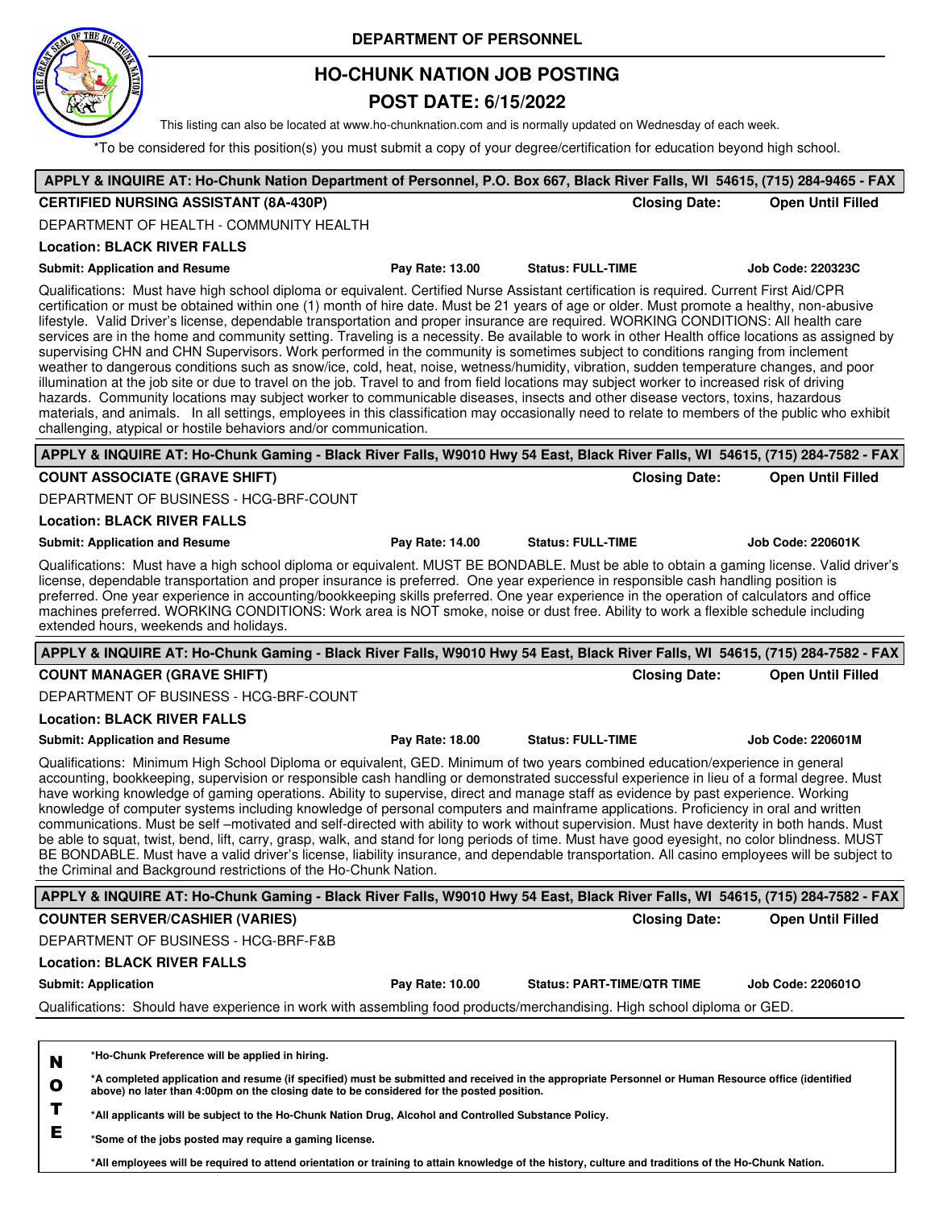DEPARTMENT OF PERSONNEL

# HO-CHUNK NATION JOB POSTING

## POST DATE: 6/15/2022

This listing can also be located at www.ho-chunknation.com and is normally updated on Wednesday of each week.

*To be considered for this position(s) you must submit a copy of your degree/certification for education beyond high school.

---

**APPLY & INQUIRE AT: Ho-Chunk Nation Department of Personnel, P.O. Box 667, Black River Falls, WI 54615, (715) 284-9465 - FAX**

**CERTIFIED NURSING ASSISTANT (8A-430P)** — **Closing Date: Open Until Filled**

DEPARTMENT OF HEALTH - COMMUNITY HEALTH

**Location: BLACK RIVER FALLS**

**Submit: Application and Resume** | **Pay Rate: 13.00** | **Status: FULL-TIME** | **Job Code: 220323C**

Qualifications: Must have high school diploma or equivalent. Certified Nurse Assistant certification is required. Current First Aid/CPR certification or must be obtained within one (1) month of hire date. Must be 21 years of age or older. Must promote a healthy, non-abusive lifestyle. Valid Driver's license, dependable transportation and proper insurance are required. WORKING CONDITIONS: All health care services are in the home and community setting. Traveling is a necessity. Be available to work in other Health office locations as assigned by supervising CHN and CHN Supervisors. Work performed in the community is sometimes subject to conditions ranging from inclement weather to dangerous conditions such as snow/ice, cold, heat, noise, wetness/humidity, vibration, sudden temperature changes, and poor illumination at the job site or due to travel on the job. Travel to and from field locations may subject worker to increased risk of driving hazards. Community locations may subject worker to communicable diseases, insects and other disease vectors, toxins, hazardous materials, and animals. In all settings, employees in this classification may occasionally need to relate to members of the public who exhibit challenging, atypical or hostile behaviors and/or communication.

---

**APPLY & INQUIRE AT: Ho-Chunk Gaming - Black River Falls, W9010 Hwy 54 East, Black River Falls, WI 54615, (715) 284-7582 - FAX**

**COUNT ASSOCIATE (GRAVE SHIFT)** — **Closing Date: Open Until Filled**

DEPARTMENT OF BUSINESS - HCG-BRF-COUNT

**Location: BLACK RIVER FALLS**

**Submit: Application and Resume** | **Pay Rate: 14.00** | **Status: FULL-TIME** | **Job Code: 220601K**

Qualifications: Must have a high school diploma or equivalent. MUST BE BONDABLE. Must be able to obtain a gaming license. Valid driver's license, dependable transportation and proper insurance is preferred. One year experience in responsible cash handling position is preferred. One year experience in accounting/bookkeeping skills preferred. One year experience in the operation of calculators and office machines preferred. WORKING CONDITIONS: Work area is NOT smoke, noise or dust free. Ability to work a flexible schedule including extended hours, weekends and holidays.

---

**APPLY & INQUIRE AT: Ho-Chunk Gaming - Black River Falls, W9010 Hwy 54 East, Black River Falls, WI 54615, (715) 284-7582 - FAX**

**COUNT MANAGER (GRAVE SHIFT)** — **Closing Date: Open Until Filled**

DEPARTMENT OF BUSINESS - HCG-BRF-COUNT

**Location: BLACK RIVER FALLS**

**Submit: Application and Resume** | **Pay Rate: 18.00** | **Status: FULL-TIME** | **Job Code: 220601M**

Qualifications: Minimum High School Diploma or equivalent, GED. Minimum of two years combined education/experience in general accounting, bookkeeping, supervision or responsible cash handling or demonstrated successful experience in lieu of a formal degree. Must have working knowledge of gaming operations. Ability to supervise, direct and manage staff as evidence by past experience. Working knowledge of computer systems including knowledge of personal computers and mainframe applications. Proficiency in oral and written communications. Must be self –motivated and self-directed with ability to work without supervision. Must have dexterity in both hands. Must be able to squat, twist, bend, lift, carry, grasp, walk, and stand for long periods of time. Must have good eyesight, no color blindness. MUST BE BONDABLE. Must have a valid driver's license, liability insurance, and dependable transportation. All casino employees will be subject to the Criminal and Background restrictions of the Ho-Chunk Nation.

---

**APPLY & INQUIRE AT: Ho-Chunk Gaming - Black River Falls, W9010 Hwy 54 East, Black River Falls, WI 54615, (715) 284-7582 - FAX**

**COUNTER SERVER/CASHIER (VARIES)** — **Closing Date: Open Until Filled**

DEPARTMENT OF BUSINESS - HCG-BRF-F&B

**Location: BLACK RIVER FALLS**

**Submit: Application** | **Pay Rate: 10.00** | **Status: PART-TIME/QTR TIME** | **Job Code: 220601O**

Qualifications: Should have experience in work with assembling food products/merchandising. High school diploma or GED.

---

**NOTE**

**\*Ho-Chunk Preference will be applied in hiring.**

**\*A completed application and resume (if specified) must be submitted and received in the appropriate Personnel or Human Resource office (identified above) no later than 4:00pm on the closing date to be considered for the posted position.**

**\*All applicants will be subject to the Ho-Chunk Nation Drug, Alcohol and Controlled Substance Policy.**

**\*Some of the jobs posted may require a gaming license.**

**\*All employees will be required to attend orientation or training to attain knowledge of the history, culture and traditions of the Ho-Chunk Nation.**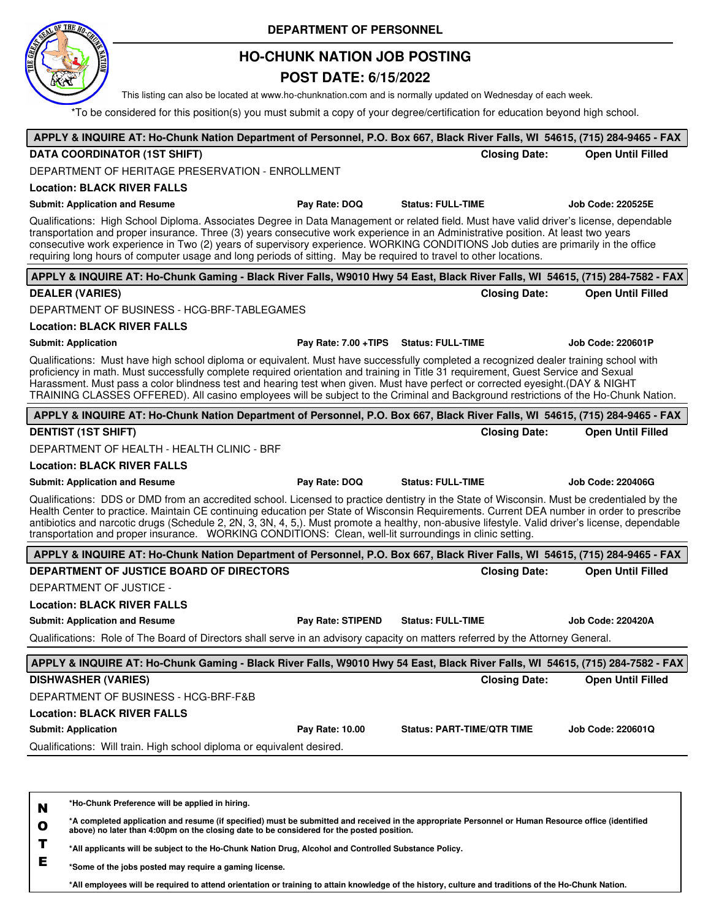**DEPARTMENT OF PERSONNEL**

# HO-CHUNK NATION JOB POSTING

## POST DATE: 6/15/2022

This listing can also be located at www.ho-chunknation.com and is normally updated on Wednesday of each week.

*To be considered for this position(s) you must submit a copy of your degree/certification for education beyond high school.

---

**APPLY & INQUIRE AT: Ho-Chunk Nation Department of Personnel, P.O. Box 667, Black River Falls, WI 54615, (715) 284-9465 - FAX**

**DATA COORDINATOR (1ST SHIFT)** — **Closing Date: Open Until Filled**

DEPARTMENT OF HERITAGE PRESERVATION - ENROLLMENT

**Location: BLACK RIVER FALLS**

**Submit: Application and Resume** | **Pay Rate: DOQ** | **Status: FULL-TIME** | **Job Code: 220525E**

Qualifications: High School Diploma. Associates Degree in Data Management or related field. Must have valid driver's license, dependable transportation and proper insurance. Three (3) years consecutive work experience in an Administrative position. At least two years consecutive work experience in Two (2) years of supervisory experience. WORKING CONDITIONS Job duties are primarily in the office requiring long hours of computer usage and long periods of sitting. May be required to travel to other locations.

---

**APPLY & INQUIRE AT: Ho-Chunk Gaming - Black River Falls, W9010 Hwy 54 East, Black River Falls, WI 54615, (715) 284-7582 - FAX**

**DEALER (VARIES)** — **Closing Date: Open Until Filled**

DEPARTMENT OF BUSINESS - HCG-BRF-TABLEGAMES

**Location: BLACK RIVER FALLS**

**Submit: Application** | **Pay Rate: 7.00 +TIPS** | **Status: FULL-TIME** | **Job Code: 220601P**

Qualifications: Must have high school diploma or equivalent. Must have successfully completed a recognized dealer training school with proficiency in math. Must successfully complete required orientation and training in Title 31 requirement, Guest Service and Sexual Harassment. Must pass a color blindness test and hearing test when given. Must have perfect or corrected eyesight.(DAY & NIGHT TRAINING CLASSES OFFERED). All casino employees will be subject to the Criminal and Background restrictions of the Ho-Chunk Nation.

---

**APPLY & INQUIRE AT: Ho-Chunk Nation Department of Personnel, P.O. Box 667, Black River Falls, WI 54615, (715) 284-9465 - FAX**

**DENTIST (1ST SHIFT)** — **Closing Date: Open Until Filled**

DEPARTMENT OF HEALTH - HEALTH CLINIC - BRF

**Location: BLACK RIVER FALLS**

**Submit: Application and Resume** | **Pay Rate: DOQ** | **Status: FULL-TIME** | **Job Code: 220406G**

Qualifications: DDS or DMD from an accredited school. Licensed to practice dentistry in the State of Wisconsin. Must be credentialed by the Health Center to practice. Maintain CE continuing education per State of Wisconsin Requirements. Current DEA number in order to prescribe antibiotics and narcotic drugs (Schedule 2, 2N, 3, 3N, 4, 5,). Must promote a healthy, non-abusive lifestyle. Valid driver's license, dependable transportation and proper insurance. WORKING CONDITIONS: Clean, well-lit surroundings in clinic setting.

---

**APPLY & INQUIRE AT: Ho-Chunk Nation Department of Personnel, P.O. Box 667, Black River Falls, WI 54615, (715) 284-9465 - FAX**

**DEPARTMENT OF JUSTICE BOARD OF DIRECTORS** — **Closing Date: Open Until Filled**

DEPARTMENT OF JUSTICE -

**Location: BLACK RIVER FALLS**

**Submit: Application and Resume** | **Pay Rate: STIPEND** | **Status: FULL-TIME** | **Job Code: 220420A**

Qualifications: Role of The Board of Directors shall serve in an advisory capacity on matters referred by the Attorney General.

---

**APPLY & INQUIRE AT: Ho-Chunk Gaming - Black River Falls, W9010 Hwy 54 East, Black River Falls, WI 54615, (715) 284-7582 - FAX**

**DISHWASHER (VARIES)** — **Closing Date: Open Until Filled**

DEPARTMENT OF BUSINESS - HCG-BRF-F&B

**Location: BLACK RIVER FALLS**

**Submit: Application** | **Pay Rate: 10.00** | **Status: PART-TIME/QTR TIME** | **Job Code: 220601Q**

Qualifications: Will train. High school diploma or equivalent desired.

---

**NOTE**

- ***Ho-Chunk Preference will be applied in hiring.**
- ***A completed application and resume (if specified) must be submitted and received in the appropriate Personnel or Human Resource office (identified above) no later than 4:00pm on the closing date to be considered for the posted position.**
- ***All applicants will be subject to the Ho-Chunk Nation Drug, Alcohol and Controlled Substance Policy.**
- ***Some of the jobs posted may require a gaming license.**
- ***All employees will be required to attend orientation or training to attain knowledge of the history, culture and traditions of the Ho-Chunk Nation.**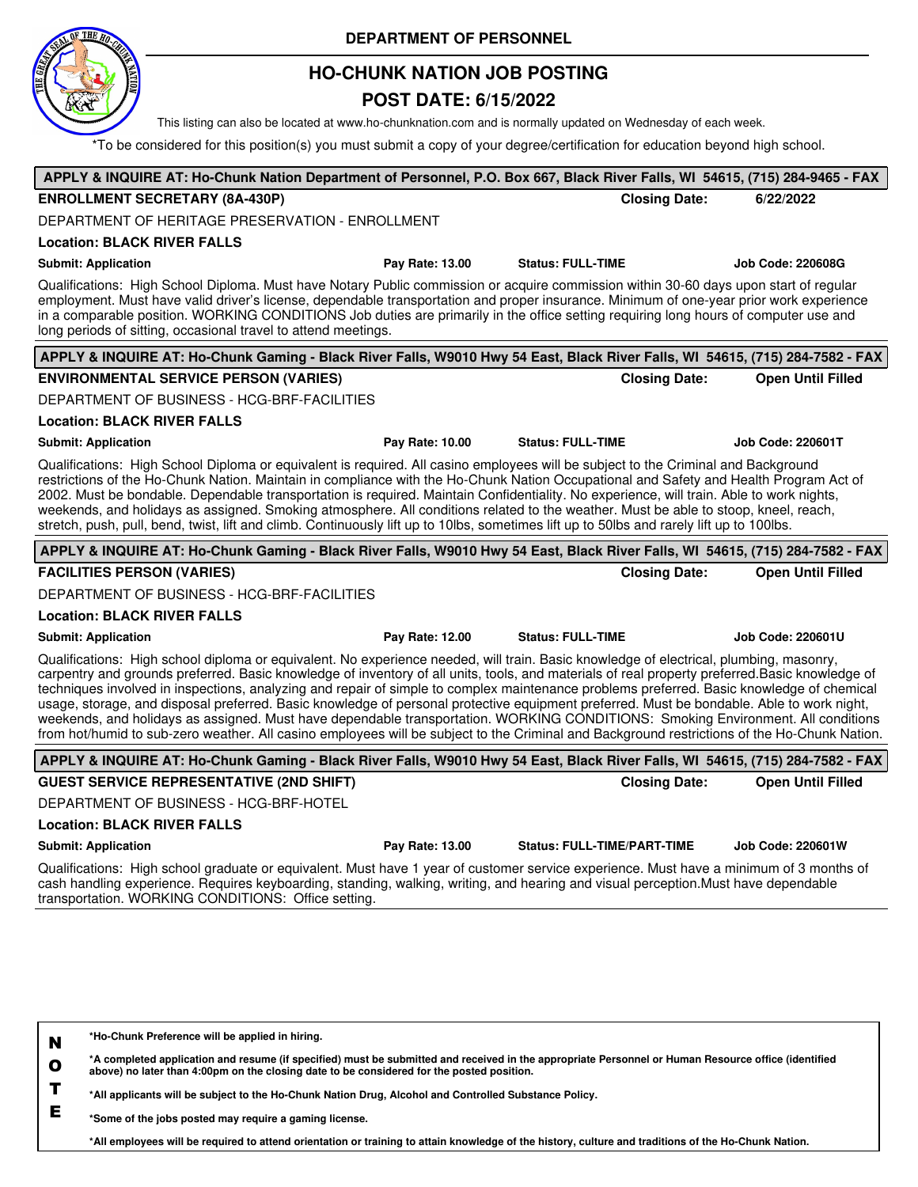**DEPARTMENT OF PERSONNEL**

# HO-CHUNK NATION JOB POSTING

## POST DATE: 6/15/2022

This listing can also be located at www.ho-chunknation.com and is normally updated on Wednesday of each week.

*To be considered for this position(s) you must submit a copy of your degree/certification for education beyond high school.

---

**APPLY & INQUIRE AT: Ho-Chunk Nation Department of Personnel, P.O. Box 667, Black River Falls, WI 54615, (715) 284-9465 - FAX**

**ENROLLMENT SECRETARY (8A-430P)** — **Closing Date:** 6/22/2022

DEPARTMENT OF HERITAGE PRESERVATION - ENROLLMENT

**Location: BLACK RIVER FALLS**

**Submit: Application** | **Pay Rate: 13.00** | **Status: FULL-TIME** | **Job Code: 220608G**

Qualifications: High School Diploma. Must have Notary Public commission or acquire commission within 30-60 days upon start of regular employment. Must have valid driver's license, dependable transportation and proper insurance. Minimum of one-year prior work experience in a comparable position. WORKING CONDITIONS Job duties are primarily in the office setting requiring long hours of computer use and long periods of sitting, occasional travel to attend meetings.

---

**APPLY & INQUIRE AT: Ho-Chunk Gaming - Black River Falls, W9010 Hwy 54 East, Black River Falls, WI 54615, (715) 284-7582 - FAX**

**ENVIRONMENTAL SERVICE PERSON (VARIES)** — **Closing Date:** **Open Until Filled**

DEPARTMENT OF BUSINESS - HCG-BRF-FACILITIES

**Location: BLACK RIVER FALLS**

**Submit: Application** | **Pay Rate: 10.00** | **Status: FULL-TIME** | **Job Code: 220601T**

Qualifications: High School Diploma or equivalent is required. All casino employees will be subject to the Criminal and Background restrictions of the Ho-Chunk Nation. Maintain in compliance with the Ho-Chunk Nation Occupational and Safety and Health Program Act of 2002. Must be bondable. Dependable transportation is required. Maintain Confidentiality. No experience, will train. Able to work nights, weekends, and holidays as assigned. Smoking atmosphere. All conditions related to the weather. Must be able to stoop, kneel, reach, stretch, push, pull, bend, twist, lift and climb. Continuously lift up to 10lbs, sometimes lift up to 50lbs and rarely lift up to 100lbs.

---

**APPLY & INQUIRE AT: Ho-Chunk Gaming - Black River Falls, W9010 Hwy 54 East, Black River Falls, WI 54615, (715) 284-7582 - FAX**

**FACILITIES PERSON (VARIES)** — **Closing Date:** **Open Until Filled**

DEPARTMENT OF BUSINESS - HCG-BRF-FACILITIES

**Location: BLACK RIVER FALLS**

**Submit: Application** | **Pay Rate: 12.00** | **Status: FULL-TIME** | **Job Code: 220601U**

Qualifications: High school diploma or equivalent. No experience needed, will train. Basic knowledge of electrical, plumbing, masonry, carpentry and grounds preferred. Basic knowledge of inventory of all units, tools, and materials of real property preferred.Basic knowledge of techniques involved in inspections, analyzing and repair of simple to complex maintenance problems preferred. Basic knowledge of chemical usage, storage, and disposal preferred. Basic knowledge of personal protective equipment preferred. Must be bondable. Able to work night, weekends, and holidays as assigned. Must have dependable transportation. WORKING CONDITIONS: Smoking Environment. All conditions from hot/humid to sub-zero weather. All casino employees will be subject to the Criminal and Background restrictions of the Ho-Chunk Nation.

---

**APPLY & INQUIRE AT: Ho-Chunk Gaming - Black River Falls, W9010 Hwy 54 East, Black River Falls, WI 54615, (715) 284-7582 - FAX**

**GUEST SERVICE REPRESENTATIVE (2ND SHIFT)** — **Closing Date:** **Open Until Filled**

DEPARTMENT OF BUSINESS - HCG-BRF-HOTEL

**Location: BLACK RIVER FALLS**

**Submit: Application** | **Pay Rate: 13.00** | **Status: FULL-TIME/PART-TIME** | **Job Code: 220601W**

Qualifications: High school graduate or equivalent. Must have 1 year of customer service experience. Must have a minimum of 3 months of cash handling experience. Requires keyboarding, standing, walking, writing, and hearing and visual perception.Must have dependable transportation. WORKING CONDITIONS: Office setting.

---

**NOTE**

- ***Ho-Chunk Preference will be applied in hiring.**
- ***A completed application and resume (if specified) must be submitted and received in the appropriate Personnel or Human Resource office (identified above) no later than 4:00pm on the closing date to be considered for the posted position.**
- ***All applicants will be subject to the Ho-Chunk Nation Drug, Alcohol and Controlled Substance Policy.**
- ***Some of the jobs posted may require a gaming license.**
- ***All employees will be required to attend orientation or training to attain knowledge of the history, culture and traditions of the Ho-Chunk Nation.**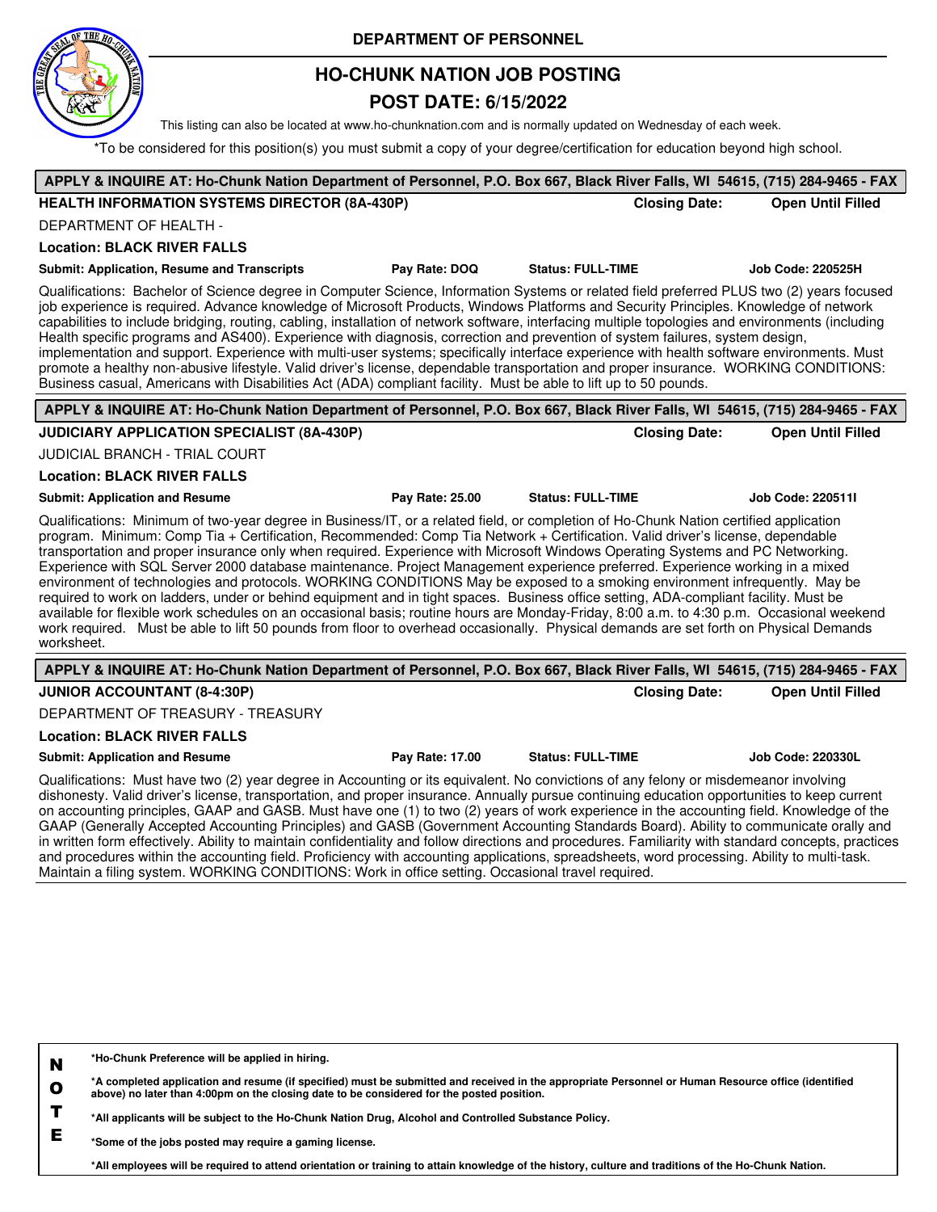DEPARTMENT OF PERSONNEL

# HO-CHUNK NATION JOB POSTING

## POST DATE: 6/15/2022

This listing can also be located at www.ho-chunknation.com and is normally updated on Wednesday of each week.

*To be considered for this position(s) you must submit a copy of your degree/certification for education beyond high school.

---

**APPLY & INQUIRE AT: Ho-Chunk Nation Department of Personnel, P.O. Box 667, Black River Falls, WI 54615, (715) 284-9465 - FAX**

**HEALTH INFORMATION SYSTEMS DIRECTOR (8A-430P)** — **Closing Date: Open Until Filled**

DEPARTMENT OF HEALTH -

**Location: BLACK RIVER FALLS**

**Submit: Application, Resume and Transcripts** | **Pay Rate: DOQ** | **Status: FULL-TIME** | **Job Code: 220525H**

Qualifications: Bachelor of Science degree in Computer Science, Information Systems or related field preferred PLUS two (2) years focused job experience is required. Advance knowledge of Microsoft Products, Windows Platforms and Security Principles. Knowledge of network capabilities to include bridging, routing, cabling, installation of network software, interfacing multiple topologies and environments (including Health specific programs and AS400). Experience with diagnosis, correction and prevention of system failures, system design, implementation and support. Experience with multi-user systems; specifically interface experience with health software environments. Must promote a healthy non-abusive lifestyle. Valid driver's license, dependable transportation and proper insurance. WORKING CONDITIONS: Business casual, Americans with Disabilities Act (ADA) compliant facility. Must be able to lift up to 50 pounds.

---

**APPLY & INQUIRE AT: Ho-Chunk Nation Department of Personnel, P.O. Box 667, Black River Falls, WI 54615, (715) 284-9465 - FAX**

**JUDICIARY APPLICATION SPECIALIST (8A-430P)** — **Closing Date: Open Until Filled**

JUDICIAL BRANCH - TRIAL COURT

**Location: BLACK RIVER FALLS**

**Submit: Application and Resume** | **Pay Rate: 25.00** | **Status: FULL-TIME** | **Job Code: 220511I**

Qualifications: Minimum of two-year degree in Business/IT, or a related field, or completion of Ho-Chunk Nation certified application program. Minimum: Comp Tia + Certification, Recommended: Comp Tia Network + Certification. Valid driver's license, dependable transportation and proper insurance only when required. Experience with Microsoft Windows Operating Systems and PC Networking. Experience with SQL Server 2000 database maintenance. Project Management experience preferred. Experience working in a mixed environment of technologies and protocols. WORKING CONDITIONS May be exposed to a smoking environment infrequently. May be required to work on ladders, under or behind equipment and in tight spaces. Business office setting, ADA-compliant facility. Must be available for flexible work schedules on an occasional basis; routine hours are Monday-Friday, 8:00 a.m. to 4:30 p.m. Occasional weekend work required. Must be able to lift 50 pounds from floor to overhead occasionally. Physical demands are set forth on Physical Demands worksheet.

---

**APPLY & INQUIRE AT: Ho-Chunk Nation Department of Personnel, P.O. Box 667, Black River Falls, WI 54615, (715) 284-9465 - FAX**

**JUNIOR ACCOUNTANT (8-4:30P)** — **Closing Date: Open Until Filled**

DEPARTMENT OF TREASURY - TREASURY

**Location: BLACK RIVER FALLS**

**Submit: Application and Resume** | **Pay Rate: 17.00** | **Status: FULL-TIME** | **Job Code: 220330L**

Qualifications: Must have two (2) year degree in Accounting or its equivalent. No convictions of any felony or misdemeanor involving dishonesty. Valid driver's license, transportation, and proper insurance. Annually pursue continuing education opportunities to keep current on accounting principles, GAAP and GASB. Must have one (1) to two (2) years of work experience in the accounting field. Knowledge of the GAAP (Generally Accepted Accounting Principles) and GASB (Government Accounting Standards Board). Ability to communicate orally and in written form effectively. Ability to maintain confidentiality and follow directions and procedures. Familiarity with standard concepts, practices and procedures within the accounting field. Proficiency with accounting applications, spreadsheets, word processing. Ability to multi-task. Maintain a filing system. WORKING CONDITIONS: Work in office setting. Occasional travel required.

---

**NOTE**

- ***Ho-Chunk Preference will be applied in hiring.**
- ***A completed application and resume (if specified) must be submitted and received in the appropriate Personnel or Human Resource office (identified above) no later than 4:00pm on the closing date to be considered for the posted position.**
- ***All applicants will be subject to the Ho-Chunk Nation Drug, Alcohol and Controlled Substance Policy.**
- ***Some of the jobs posted may require a gaming license.**
- ***All employees will be required to attend orientation or training to attain knowledge of the history, culture and traditions of the Ho-Chunk Nation.**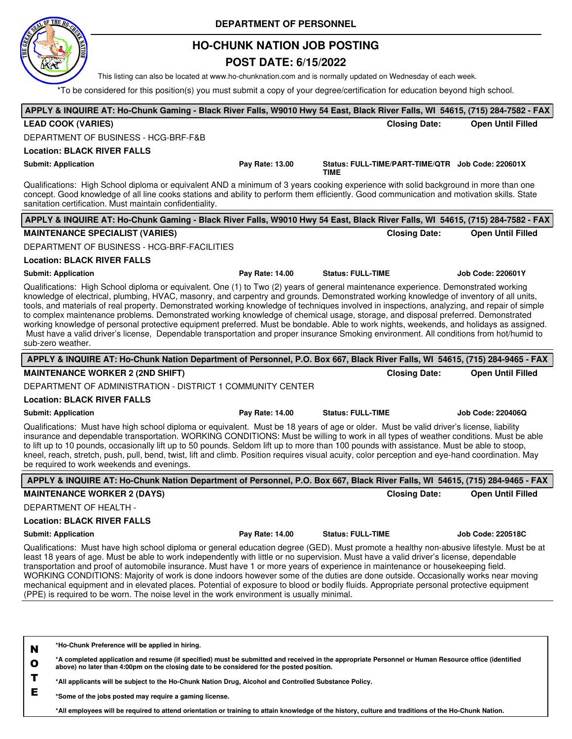**DEPARTMENT OF PERSONNEL**

# HO-CHUNK NATION JOB POSTING

## POST DATE: 6/15/2022

This listing can also be located at www.ho-chunknation.com and is normally updated on Wednesday of each week.

*To be considered for this position(s) you must submit a copy of your degree/certification for education beyond high school.

---

**APPLY & INQUIRE AT: Ho-Chunk Gaming - Black River Falls, W9010 Hwy 54 East, Black River Falls, WI 54615, (715) 284-7582 - FAX**

**LEAD COOK (VARIES)** — **Closing Date: Open Until Filled**

DEPARTMENT OF BUSINESS - HCG-BRF-F&B

**Location: BLACK RIVER FALLS**

**Submit: Application** | **Pay Rate: 13.00** | **Status: FULL-TIME/PART-TIME/QTR TIME** | **Job Code: 220601X**

Qualifications: High School diploma or equivalent AND a minimum of 3 years cooking experience with solid background in more than one concept. Good knowledge of all line cooks stations and ability to perform them efficiently. Good communication and motivation skills. State sanitation certification. Must maintain confidentiality.

---

**APPLY & INQUIRE AT: Ho-Chunk Gaming - Black River Falls, W9010 Hwy 54 East, Black River Falls, WI 54615, (715) 284-7582 - FAX**

**MAINTENANCE SPECIALIST (VARIES)** — **Closing Date: Open Until Filled**

DEPARTMENT OF BUSINESS - HCG-BRF-FACILITIES

**Location: BLACK RIVER FALLS**

**Submit: Application** | **Pay Rate: 14.00** | **Status: FULL-TIME** | **Job Code: 220601Y**

Qualifications: High School diploma or equivalent. One (1) to Two (2) years of general maintenance experience. Demonstrated working knowledge of electrical, plumbing, HVAC, masonry, and carpentry and grounds. Demonstrated working knowledge of inventory of all units, tools, and materials of real property. Demonstrated working knowledge of techniques involved in inspections, analyzing, and repair of simple to complex maintenance problems. Demonstrated working knowledge of chemical usage, storage, and disposal preferred. Demonstrated working knowledge of personal protective equipment preferred. Must be bondable. Able to work nights, weekends, and holidays as assigned. Must have a valid driver's license, Dependable transportation and proper insurance Smoking environment. All conditions from hot/humid to sub-zero weather.

---

**APPLY & INQUIRE AT: Ho-Chunk Nation Department of Personnel, P.O. Box 667, Black River Falls, WI 54615, (715) 284-9465 - FAX**

**MAINTENANCE WORKER 2 (2ND SHIFT)** — **Closing Date: Open Until Filled**

DEPARTMENT OF ADMINISTRATION - DISTRICT 1 COMMUNITY CENTER

**Location: BLACK RIVER FALLS**

**Submit: Application** | **Pay Rate: 14.00** | **Status: FULL-TIME** | **Job Code: 220406Q**

Qualifications: Must have high school diploma or equivalent. Must be 18 years of age or older. Must be valid driver's license, liability insurance and dependable transportation. WORKING CONDITIONS: Must be willing to work in all types of weather conditions. Must be able to lift up to 10 pounds, occasionally lift up to 50 pounds. Seldom lift up to more than 100 pounds with assistance. Must be able to stoop, kneel, reach, stretch, push, pull, bend, twist, lift and climb. Position requires visual acuity, color perception and eye-hand coordination. May be required to work weekends and evenings.

---

**APPLY & INQUIRE AT: Ho-Chunk Nation Department of Personnel, P.O. Box 667, Black River Falls, WI 54615, (715) 284-9465 - FAX**

**MAINTENANCE WORKER 2 (DAYS)** — **Closing Date: Open Until Filled**

DEPARTMENT OF HEALTH -

**Location: BLACK RIVER FALLS**

**Submit: Application** | **Pay Rate: 14.00** | **Status: FULL-TIME** | **Job Code: 220518C**

Qualifications: Must have high school diploma or general education degree (GED). Must promote a healthy non-abusive lifestyle. Must be at least 18 years of age. Must be able to work independently with little or no supervision. Must have a valid driver's license, dependable transportation and proof of automobile insurance. Must have 1 or more years of experience in maintenance or housekeeping field. WORKING CONDITIONS: Majority of work is done indoors however some of the duties are done outside. Occasionally works near moving mechanical equipment and in elevated places. Potential of exposure to blood or bodily fluids. Appropriate personal protective equipment (PPE) is required to be worn. The noise level in the work environment is usually minimal.

---

**NOTE**

**\*Ho-Chunk Preference will be applied in hiring.**

**\*A completed application and resume (if specified) must be submitted and received in the appropriate Personnel or Human Resource office (identified above) no later than 4:00pm on the closing date to be considered for the posted position.**

**\*All applicants will be subject to the Ho-Chunk Nation Drug, Alcohol and Controlled Substance Policy.**

**\*Some of the jobs posted may require a gaming license.**

**\*All employees will be required to attend orientation or training to attain knowledge of the history, culture and traditions of the Ho-Chunk Nation.**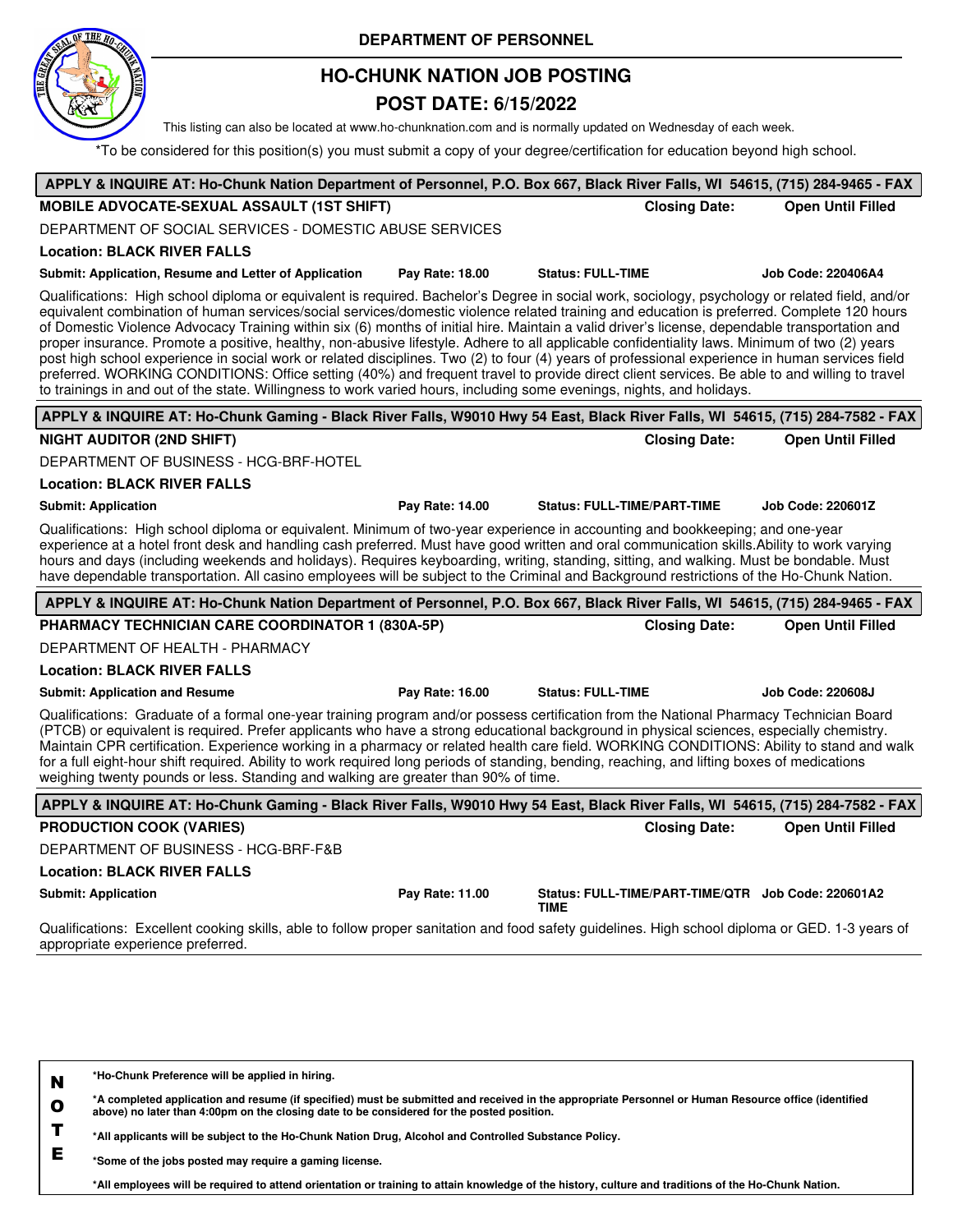# DEPARTMENT OF PERSONNEL

## HO-CHUNK NATION JOB POSTING

## POST DATE: 6/15/2022

This listing can also be located at www.ho-chunknation.com and is normally updated on Wednesday of each week.

*To be considered for this position(s) you must submit a copy of your degree/certification for education beyond high school.

---

**APPLY & INQUIRE AT: Ho-Chunk Nation Department of Personnel, P.O. Box 667, Black River Falls, WI 54615, (715) 284-9465 - FAX**

**MOBILE ADVOCATE-SEXUAL ASSAULT (1ST SHIFT)** — **Closing Date: Open Until Filled**

DEPARTMENT OF SOCIAL SERVICES - DOMESTIC ABUSE SERVICES

**Location: BLACK RIVER FALLS**

**Submit: Application, Resume and Letter of Application** | **Pay Rate: 18.00** | **Status: FULL-TIME** | **Job Code: 220406A4**

Qualifications: High school diploma or equivalent is required. Bachelor's Degree in social work, sociology, psychology or related field, and/or equivalent combination of human services/social services/domestic violence related training and education is preferred. Complete 120 hours of Domestic Violence Advocacy Training within six (6) months of initial hire. Maintain a valid driver's license, dependable transportation and proper insurance. Promote a positive, healthy, non-abusive lifestyle. Adhere to all applicable confidentiality laws. Minimum of two (2) years post high school experience in social work or related disciplines. Two (2) to four (4) years of professional experience in human services field preferred. WORKING CONDITIONS: Office setting (40%) and frequent travel to provide direct client services. Be able to and willing to travel to trainings in and out of the state. Willingness to work varied hours, including some evenings, nights, and holidays.

---

**APPLY & INQUIRE AT: Ho-Chunk Gaming - Black River Falls, W9010 Hwy 54 East, Black River Falls, WI 54615, (715) 284-7582 - FAX**

**NIGHT AUDITOR (2ND SHIFT)** — **Closing Date: Open Until Filled**

DEPARTMENT OF BUSINESS - HCG-BRF-HOTEL

**Location: BLACK RIVER FALLS**

**Submit: Application** | **Pay Rate: 14.00** | **Status: FULL-TIME/PART-TIME** | **Job Code: 220601Z**

Qualifications: High school diploma or equivalent. Minimum of two-year experience in accounting and bookkeeping; and one-year experience at a hotel front desk and handling cash preferred. Must have good written and oral communication skills.Ability to work varying hours and days (including weekends and holidays). Requires keyboarding, writing, standing, sitting, and walking. Must be bondable. Must have dependable transportation. All casino employees will be subject to the Criminal and Background restrictions of the Ho-Chunk Nation.

---

**APPLY & INQUIRE AT: Ho-Chunk Nation Department of Personnel, P.O. Box 667, Black River Falls, WI 54615, (715) 284-9465 - FAX**

**PHARMACY TECHNICIAN CARE COORDINATOR 1 (830A-5P)** — **Closing Date: Open Until Filled**

DEPARTMENT OF HEALTH - PHARMACY

**Location: BLACK RIVER FALLS**

**Submit: Application and Resume** | **Pay Rate: 16.00** | **Status: FULL-TIME** | **Job Code: 220608J**

Qualifications: Graduate of a formal one-year training program and/or possess certification from the National Pharmacy Technician Board (PTCB) or equivalent is required. Prefer applicants who have a strong educational background in physical sciences, especially chemistry. Maintain CPR certification. Experience working in a pharmacy or related health care field. WORKING CONDITIONS: Ability to stand and walk for a full eight-hour shift required. Ability to work required long periods of standing, bending, reaching, and lifting boxes of medications weighing twenty pounds or less. Standing and walking are greater than 90% of time.

---

**APPLY & INQUIRE AT: Ho-Chunk Gaming - Black River Falls, W9010 Hwy 54 East, Black River Falls, WI 54615, (715) 284-7582 - FAX**

**PRODUCTION COOK (VARIES)** — **Closing Date: Open Until Filled**

DEPARTMENT OF BUSINESS - HCG-BRF-F&B

**Location: BLACK RIVER FALLS**

**Submit: Application** | **Pay Rate: 11.00** | **Status: FULL-TIME/PART-TIME/QTR TIME** | **Job Code: 220601A2**

Qualifications: Excellent cooking skills, able to follow proper sanitation and food safety guidelines. High school diploma or GED. 1-3 years of appropriate experience preferred.

---

**NOTE**

- **\*Ho-Chunk Preference will be applied in hiring.**
- **\*A completed application and resume (if specified) must be submitted and received in the appropriate Personnel or Human Resource office (identified above) no later than 4:00pm on the closing date to be considered for the posted position.**
- **\*All applicants will be subject to the Ho-Chunk Nation Drug, Alcohol and Controlled Substance Policy.**
- **\*Some of the jobs posted may require a gaming license.**
- **\*All employees will be required to attend orientation or training to attain knowledge of the history, culture and traditions of the Ho-Chunk Nation.**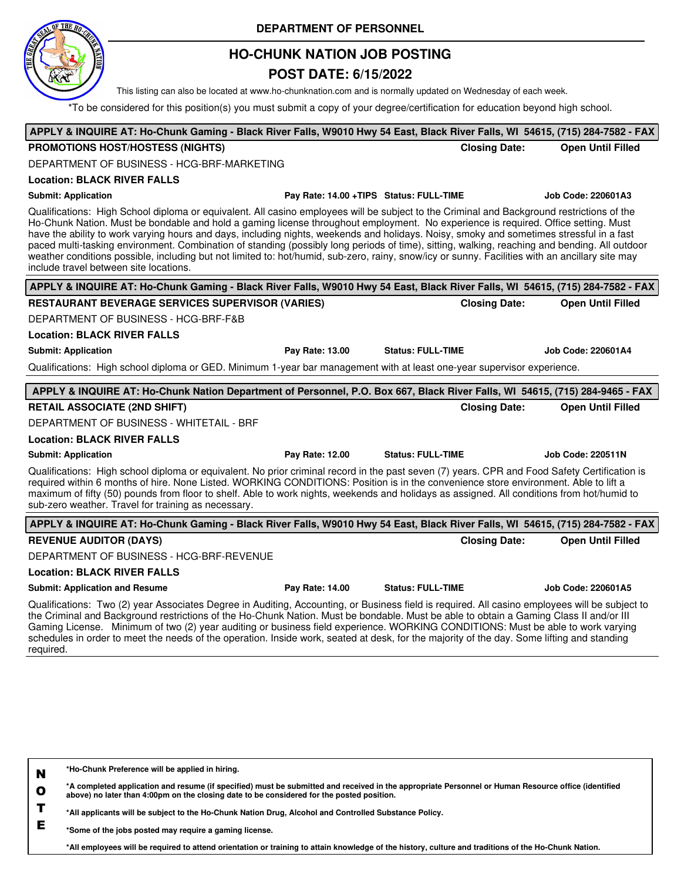DEPARTMENT OF PERSONNEL

# HO-CHUNK NATION JOB POSTING

## POST DATE: 6/15/2022

This listing can also be located at www.ho-chunknation.com and is normally updated on Wednesday of each week.

*To be considered for this position(s) you must submit a copy of your degree/certification for education beyond high school.

---

**APPLY & INQUIRE AT: Ho-Chunk Gaming - Black River Falls, W9010 Hwy 54 East, Black River Falls, WI 54615, (715) 284-7582 - FAX**

**PROMOTIONS HOST/HOSTESS (NIGHTS)** — **Closing Date: Open Until Filled**

DEPARTMENT OF BUSINESS - HCG-BRF-MARKETING

**Location: BLACK RIVER FALLS**

**Submit: Application** | **Pay Rate: 14.00 +TIPS** | **Status: FULL-TIME** | **Job Code: 220601A3**

Qualifications: High School diploma or equivalent. All casino employees will be subject to the Criminal and Background restrictions of the Ho-Chunk Nation. Must be bondable and hold a gaming license throughout employment. No experience is required. Office setting. Must have the ability to work varying hours and days, including nights, weekends and holidays. Noisy, smoky and sometimes stressful in a fast paced multi-tasking environment. Combination of standing (possibly long periods of time), sitting, walking, reaching and bending. All outdoor weather conditions possible, including but not limited to: hot/humid, sub-zero, rainy, snow/icy or sunny. Facilities with an ancillary site may include travel between site locations.

---

**APPLY & INQUIRE AT: Ho-Chunk Gaming - Black River Falls, W9010 Hwy 54 East, Black River Falls, WI 54615, (715) 284-7582 - FAX**

**RESTAURANT BEVERAGE SERVICES SUPERVISOR (VARIES)** — **Closing Date: Open Until Filled**

DEPARTMENT OF BUSINESS - HCG-BRF-F&B

**Location: BLACK RIVER FALLS**

**Submit: Application** | **Pay Rate: 13.00** | **Status: FULL-TIME** | **Job Code: 220601A4**

Qualifications: High school diploma or GED. Minimum 1-year bar management with at least one-year supervisor experience.

---

**APPLY & INQUIRE AT: Ho-Chunk Nation Department of Personnel, P.O. Box 667, Black River Falls, WI 54615, (715) 284-9465 - FAX**

**RETAIL ASSOCIATE (2ND SHIFT)** — **Closing Date: Open Until Filled**

DEPARTMENT OF BUSINESS - WHITETAIL - BRF

**Location: BLACK RIVER FALLS**

**Submit: Application** | **Pay Rate: 12.00** | **Status: FULL-TIME** | **Job Code: 220511N**

Qualifications: High school diploma or equivalent. No prior criminal record in the past seven (7) years. CPR and Food Safety Certification is required within 6 months of hire. None Listed. WORKING CONDITIONS: Position is in the convenience store environment. Able to lift a maximum of fifty (50) pounds from floor to shelf. Able to work nights, weekends and holidays as assigned. All conditions from hot/humid to sub-zero weather. Travel for training as necessary.

---

**APPLY & INQUIRE AT: Ho-Chunk Gaming - Black River Falls, W9010 Hwy 54 East, Black River Falls, WI 54615, (715) 284-7582 - FAX**

**REVENUE AUDITOR (DAYS)** — **Closing Date: Open Until Filled**

DEPARTMENT OF BUSINESS - HCG-BRF-REVENUE

**Location: BLACK RIVER FALLS**

**Submit: Application and Resume** | **Pay Rate: 14.00** | **Status: FULL-TIME** | **Job Code: 220601A5**

Qualifications: Two (2) year Associates Degree in Auditing, Accounting, or Business field is required. All casino employees will be subject to the Criminal and Background restrictions of the Ho-Chunk Nation. Must be bondable. Must be able to obtain a Gaming Class II and/or III Gaming License. Minimum of two (2) year auditing or business field experience. WORKING CONDITIONS: Must be able to work varying schedules in order to meet the needs of the operation. Inside work, seated at desk, for the majority of the day. Some lifting and standing required.

---

**NOTE**

- **\*Ho-Chunk Preference will be applied in hiring.**
- **\*A completed application and resume (if specified) must be submitted and received in the appropriate Personnel or Human Resource office (identified above) no later than 4:00pm on the closing date to be considered for the posted position.**
- **\*All applicants will be subject to the Ho-Chunk Nation Drug, Alcohol and Controlled Substance Policy.**
- **\*Some of the jobs posted may require a gaming license.**
- **\*All employees will be required to attend orientation or training to attain knowledge of the history, culture and traditions of the Ho-Chunk Nation.**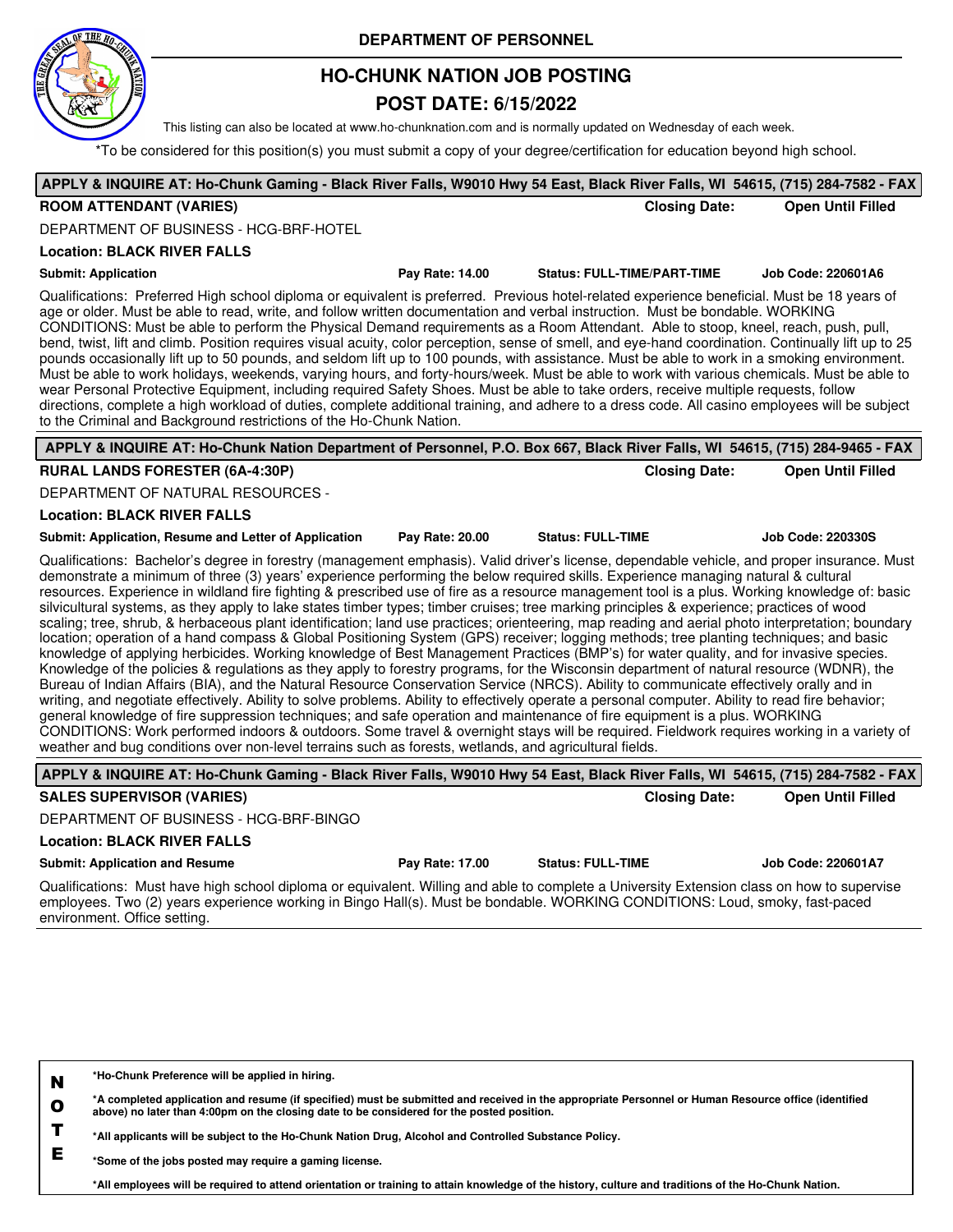DEPARTMENT OF PERSONNEL

# HO-CHUNK NATION JOB POSTING

## POST DATE: 6/15/2022

This listing can also be located at www.ho-chunknation.com and is normally updated on Wednesday of each week.

*To be considered for this position(s) you must submit a copy of your degree/certification for education beyond high school.

---

**APPLY & INQUIRE AT: Ho-Chunk Gaming - Black River Falls, W9010 Hwy 54 East, Black River Falls, WI 54615, (715) 284-7582 - FAX**

**ROOM ATTENDANT (VARIES)** — **Closing Date: Open Until Filled**

DEPARTMENT OF BUSINESS - HCG-BRF-HOTEL

**Location: BLACK RIVER FALLS**

**Submit: Application** | **Pay Rate: 14.00** | **Status: FULL-TIME/PART-TIME** | **Job Code: 220601A6**

Qualifications: Preferred High school diploma or equivalent is preferred. Previous hotel-related experience beneficial. Must be 18 years of age or older. Must be able to read, write, and follow written documentation and verbal instruction. Must be bondable. WORKING CONDITIONS: Must be able to perform the Physical Demand requirements as a Room Attendant. Able to stoop, kneel, reach, push, pull, bend, twist, lift and climb. Position requires visual acuity, color perception, sense of smell, and eye-hand coordination. Continually lift up to 25 pounds occasionally lift up to 50 pounds, and seldom lift up to 100 pounds, with assistance. Must be able to work in a smoking environment. Must be able to work holidays, weekends, varying hours, and forty-hours/week. Must be able to work with various chemicals. Must be able to wear Personal Protective Equipment, including required Safety Shoes. Must be able to take orders, receive multiple requests, follow directions, complete a high workload of duties, complete additional training, and adhere to a dress code. All casino employees will be subject to the Criminal and Background restrictions of the Ho-Chunk Nation.

---

**APPLY & INQUIRE AT: Ho-Chunk Nation Department of Personnel, P.O. Box 667, Black River Falls, WI 54615, (715) 284-9465 - FAX**

**RURAL LANDS FORESTER (6A-4:30P)** — **Closing Date: Open Until Filled**

DEPARTMENT OF NATURAL RESOURCES -

**Location: BLACK RIVER FALLS**

**Submit: Application, Resume and Letter of Application** | **Pay Rate: 20.00** | **Status: FULL-TIME** | **Job Code: 220330S**

Qualifications: Bachelor's degree in forestry (management emphasis). Valid driver's license, dependable vehicle, and proper insurance. Must demonstrate a minimum of three (3) years' experience performing the below required skills. Experience managing natural & cultural resources. Experience in wildland fire fighting & prescribed use of fire as a resource management tool is a plus. Working knowledge of: basic silvicultural systems, as they apply to lake states timber types; timber cruises; tree marking principles & experience; practices of wood scaling; tree, shrub, & herbaceous plant identification; land use practices; orienteering, map reading and aerial photo interpretation; boundary location; operation of a hand compass & Global Positioning System (GPS) receiver; logging methods; tree planting techniques; and basic knowledge of applying herbicides. Working knowledge of Best Management Practices (BMP's) for water quality, and for invasive species. Knowledge of the policies & regulations as they apply to forestry programs, for the Wisconsin department of natural resource (WDNR), the Bureau of Indian Affairs (BIA), and the Natural Resource Conservation Service (NRCS). Ability to communicate effectively orally and in writing, and negotiate effectively. Ability to solve problems. Ability to effectively operate a personal computer. Ability to read fire behavior; general knowledge of fire suppression techniques; and safe operation and maintenance of fire equipment is a plus. WORKING CONDITIONS: Work performed indoors & outdoors. Some travel & overnight stays will be required. Fieldwork requires working in a variety of weather and bug conditions over non-level terrains such as forests, wetlands, and agricultural fields.

---

**APPLY & INQUIRE AT: Ho-Chunk Gaming - Black River Falls, W9010 Hwy 54 East, Black River Falls, WI 54615, (715) 284-7582 - FAX**

**SALES SUPERVISOR (VARIES)** — **Closing Date: Open Until Filled**

DEPARTMENT OF BUSINESS - HCG-BRF-BINGO

**Location: BLACK RIVER FALLS**

**Submit: Application and Resume** | **Pay Rate: 17.00** | **Status: FULL-TIME** | **Job Code: 220601A7**

Qualifications: Must have high school diploma or equivalent. Willing and able to complete a University Extension class on how to supervise employees. Two (2) years experience working in Bingo Hall(s). Must be bondable. WORKING CONDITIONS: Loud, smoky, fast-paced environment. Office setting.

---

**NOTE**

**\*Ho-Chunk Preference will be applied in hiring.**

**\*A completed application and resume (if specified) must be submitted and received in the appropriate Personnel or Human Resource office (identified above) no later than 4:00pm on the closing date to be considered for the posted position.**

**\*All applicants will be subject to the Ho-Chunk Nation Drug, Alcohol and Controlled Substance Policy.**

**\*Some of the jobs posted may require a gaming license.**

**\*All employees will be required to attend orientation or training to attain knowledge of the history, culture and traditions of the Ho-Chunk Nation.**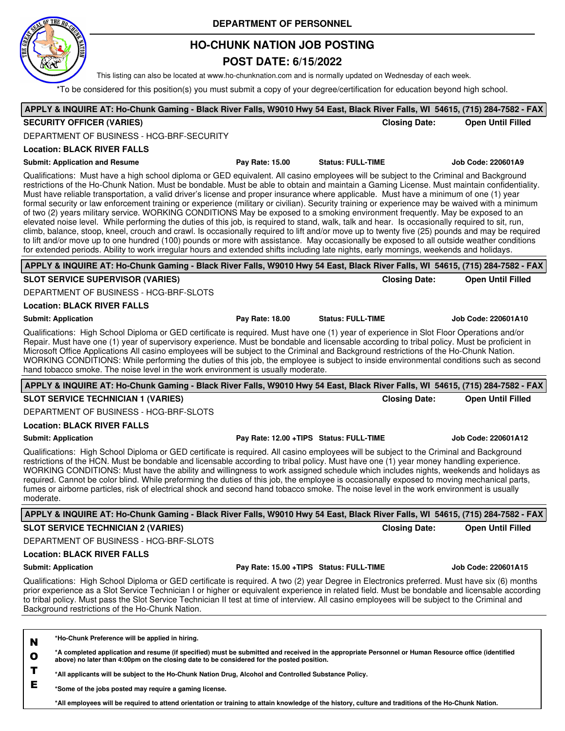DEPARTMENT OF PERSONNEL

# HO-CHUNK NATION JOB POSTING

## POST DATE: 6/15/2022

This listing can also be located at www.ho-chunknation.com and is normally updated on Wednesday of each week.

*To be considered for this position(s) you must submit a copy of your degree/certification for education beyond high school.

---

**APPLY & INQUIRE AT: Ho-Chunk Gaming - Black River Falls, W9010 Hwy 54 East, Black River Falls, WI 54615, (715) 284-7582 - FAX**

**SECURITY OFFICER (VARIES)** — **Closing Date: Open Until Filled**

DEPARTMENT OF BUSINESS - HCG-BRF-SECURITY

**Location: BLACK RIVER FALLS**

**Submit: Application and Resume** | **Pay Rate: 15.00** | **Status: FULL-TIME** | **Job Code: 220601A9**

Qualifications: Must have a high school diploma or GED equivalent. All casino employees will be subject to the Criminal and Background restrictions of the Ho-Chunk Nation. Must be bondable. Must be able to obtain and maintain a Gaming License. Must maintain confidentiality. Must have reliable transportation, a valid driver's license and proper insurance where applicable. Must have a minimum of one (1) year formal security or law enforcement training or experience (military or civilian). Security training or experience may be waived with a minimum of two (2) years military service. WORKING CONDITIONS May be exposed to a smoking environment frequently. May be exposed to an elevated noise level. While performing the duties of this job, is required to stand, walk, talk and hear. Is occasionally required to sit, run, climb, balance, stoop, kneel, crouch and crawl. Is occasionally required to lift and/or move up to twenty five (25) pounds and may be required to lift and/or move up to one hundred (100) pounds or more with assistance. May occasionally be exposed to all outside weather conditions for extended periods. Ability to work irregular hours and extended shifts including late nights, early mornings, weekends and holidays.

---

**APPLY & INQUIRE AT: Ho-Chunk Gaming - Black River Falls, W9010 Hwy 54 East, Black River Falls, WI 54615, (715) 284-7582 - FAX**

**SLOT SERVICE SUPERVISOR (VARIES)** — **Closing Date: Open Until Filled**

DEPARTMENT OF BUSINESS - HCG-BRF-SLOTS

**Location: BLACK RIVER FALLS**

**Submit: Application** | **Pay Rate: 18.00** | **Status: FULL-TIME** | **Job Code: 220601A10**

Qualifications: High School Diploma or GED certificate is required. Must have one (1) year of experience in Slot Floor Operations and/or Repair. Must have one (1) year of supervisory experience. Must be bondable and licensable according to tribal policy. Must be proficient in Microsoft Office Applications All casino employees will be subject to the Criminal and Background restrictions of the Ho-Chunk Nation. WORKING CONDITIONS: While performing the duties of this job, the employee is subject to inside environmental conditions such as second hand tobacco smoke. The noise level in the work environment is usually moderate.

---

**APPLY & INQUIRE AT: Ho-Chunk Gaming - Black River Falls, W9010 Hwy 54 East, Black River Falls, WI 54615, (715) 284-7582 - FAX**

**SLOT SERVICE TECHNICIAN 1 (VARIES)** — **Closing Date: Open Until Filled**

DEPARTMENT OF BUSINESS - HCG-BRF-SLOTS

**Location: BLACK RIVER FALLS**

**Submit: Application** | **Pay Rate: 12.00 +TIPS** | **Status: FULL-TIME** | **Job Code: 220601A12**

Qualifications: High School Diploma or GED certificate is required. All casino employees will be subject to the Criminal and Background restrictions of the HCN. Must be bondable and licensable according to tribal policy. Must have one (1) year money handling experience. WORKING CONDITIONS: Must have the ability and willingness to work assigned schedule which includes nights, weekends and holidays as required. Cannot be color blind. While preforming the duties of this job, the employee is occasionally exposed to moving mechanical parts, fumes or airborne particles, risk of electrical shock and second hand tobacco smoke. The noise level in the work environment is usually moderate.

---

**APPLY & INQUIRE AT: Ho-Chunk Gaming - Black River Falls, W9010 Hwy 54 East, Black River Falls, WI 54615, (715) 284-7582 - FAX**

**SLOT SERVICE TECHNICIAN 2 (VARIES)** — **Closing Date: Open Until Filled**

DEPARTMENT OF BUSINESS - HCG-BRF-SLOTS

**Location: BLACK RIVER FALLS**

**Submit: Application** | **Pay Rate: 15.00 +TIPS** | **Status: FULL-TIME** | **Job Code: 220601A15**

Qualifications: High School Diploma or GED certificate is required. A two (2) year Degree in Electronics preferred. Must have six (6) months prior experience as a Slot Service Technician I or higher or equivalent experience in related field. Must be bondable and licensable according to tribal policy. Must pass the Slot Service Technician II test at time of interview. All casino employees will be subject to the Criminal and Background restrictions of the Ho-Chunk Nation.

---

**NOTE**

**\*Ho-Chunk Preference will be applied in hiring.**

**\*A completed application and resume (if specified) must be submitted and received in the appropriate Personnel or Human Resource office (identified above) no later than 4:00pm on the closing date to be considered for the posted position.**

**\*All applicants will be subject to the Ho-Chunk Nation Drug, Alcohol and Controlled Substance Policy.**

**\*Some of the jobs posted may require a gaming license.**

**\*All employees will be required to attend orientation or training to attain knowledge of the history, culture and traditions of the Ho-Chunk Nation.**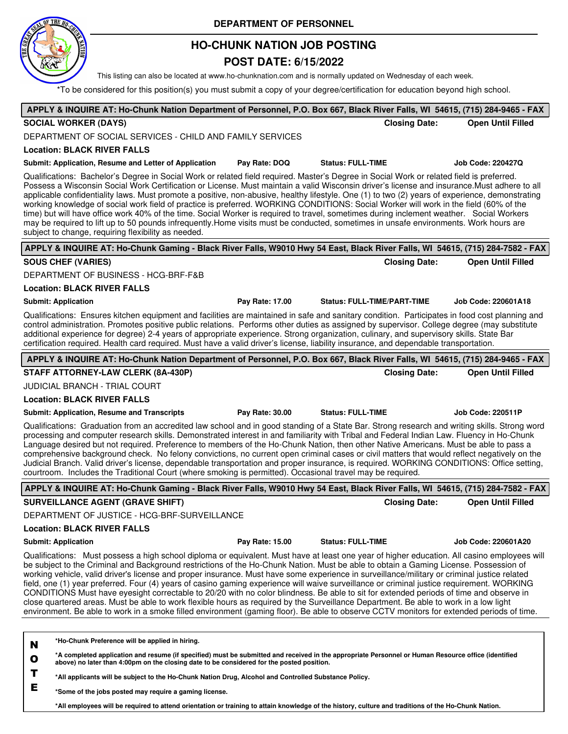**DEPARTMENT OF PERSONNEL**

# HO-CHUNK NATION JOB POSTING

## POST DATE: 6/15/2022

This listing can also be located at www.ho-chunknation.com and is normally updated on Wednesday of each week.

*To be considered for this position(s) you must submit a copy of your degree/certification for education beyond high school.

---

**APPLY & INQUIRE AT: Ho-Chunk Nation Department of Personnel, P.O. Box 667, Black River Falls, WI 54615, (715) 284-9465 - FAX**

**SOCIAL WORKER (DAYS)** — **Closing Date: Open Until Filled**

DEPARTMENT OF SOCIAL SERVICES - CHILD AND FAMILY SERVICES

**Location: BLACK RIVER FALLS**

**Submit: Application, Resume and Letter of Application** | **Pay Rate: DOQ** | **Status: FULL-TIME** | **Job Code: 220427Q**

Qualifications: Bachelor's Degree in Social Work or related field required. Master's Degree in Social Work or related field is preferred. Possess a Wisconsin Social Work Certification or License. Must maintain a valid Wisconsin driver's license and insurance.Must adhere to all applicable confidentiality laws. Must promote a positive, non-abusive, healthy lifestyle. One (1) to two (2) years of experience, demonstrating working knowledge of social work field of practice is preferred. WORKING CONDITIONS: Social Worker will work in the field (60% of the time) but will have office work 40% of the time. Social Worker is required to travel, sometimes during inclement weather. Social Workers may be required to lift up to 50 pounds infrequently.Home visits must be conducted, sometimes in unsafe environments. Work hours are subject to change, requiring flexibility as needed.

---

**APPLY & INQUIRE AT: Ho-Chunk Gaming - Black River Falls, W9010 Hwy 54 East, Black River Falls, WI 54615, (715) 284-7582 - FAX**

**SOUS CHEF (VARIES)** — **Closing Date: Open Until Filled**

DEPARTMENT OF BUSINESS - HCG-BRF-F&B

**Location: BLACK RIVER FALLS**

**Submit: Application** | **Pay Rate: 17.00** | **Status: FULL-TIME/PART-TIME** | **Job Code: 220601A18**

Qualifications: Ensures kitchen equipment and facilities are maintained in safe and sanitary condition. Participates in food cost planning and control administration. Promotes positive public relations. Performs other duties as assigned by supervisor. College degree (may substitute additional experience for degree) 2-4 years of appropriate experience. Strong organization, culinary, and supervisory skills. State Bar certification required. Health card required. Must have a valid driver's license, liability insurance, and dependable transportation.

---

**APPLY & INQUIRE AT: Ho-Chunk Nation Department of Personnel, P.O. Box 667, Black River Falls, WI 54615, (715) 284-9465 - FAX**

**STAFF ATTORNEY-LAW CLERK (8A-430P)** — **Closing Date: Open Until Filled**

JUDICIAL BRANCH - TRIAL COURT

**Location: BLACK RIVER FALLS**

**Submit: Application, Resume and Transcripts** | **Pay Rate: 30.00** | **Status: FULL-TIME** | **Job Code: 220511P**

Qualifications: Graduation from an accredited law school and in good standing of a State Bar. Strong research and writing skills. Strong word processing and computer research skills. Demonstrated interest in and familiarity with Tribal and Federal Indian Law. Fluency in Ho-Chunk Language desired but not required. Preference to members of the Ho-Chunk Nation, then other Native Americans. Must be able to pass a comprehensive background check. No felony convictions, no current open criminal cases or civil matters that would reflect negatively on the Judicial Branch. Valid driver's license, dependable transportation and proper insurance, is required. WORKING CONDITIONS: Office setting, courtroom. Includes the Traditional Court (where smoking is permitted). Occasional travel may be required.

---

**APPLY & INQUIRE AT: Ho-Chunk Gaming - Black River Falls, W9010 Hwy 54 East, Black River Falls, WI 54615, (715) 284-7582 - FAX**

**SURVEILLANCE AGENT (GRAVE SHIFT)** — **Closing Date: Open Until Filled**

DEPARTMENT OF JUSTICE - HCG-BRF-SURVEILLANCE

**Location: BLACK RIVER FALLS**

**Submit: Application** | **Pay Rate: 15.00** | **Status: FULL-TIME** | **Job Code: 220601A20**

Qualifications: Must possess a high school diploma or equivalent. Must have at least one year of higher education. All casino employees will be subject to the Criminal and Background restrictions of the Ho-Chunk Nation. Must be able to obtain a Gaming License. Possession of working vehicle, valid driver's license and proper insurance. Must have some experience in surveillance/military or criminal justice related field, one (1) year preferred. Four (4) years of casino gaming experience will waive surveillance or criminal justice requirement. WORKING CONDITIONS Must have eyesight correctable to 20/20 with no color blindness. Be able to sit for extended periods of time and observe in close quartered areas. Must be able to work flexible hours as required by the Surveillance Department. Be able to work in a low light environment. Be able to work in a smoke filled environment (gaming floor). Be able to observe CCTV monitors for extended periods of time.

---

**NOTE**

**\*Ho-Chunk Preference will be applied in hiring.**

**\*A completed application and resume (if specified) must be submitted and received in the appropriate Personnel or Human Resource office (identified above) no later than 4:00pm on the closing date to be considered for the posted position.**

**\*All applicants will be subject to the Ho-Chunk Nation Drug, Alcohol and Controlled Substance Policy.**

**\*Some of the jobs posted may require a gaming license.**

**\*All employees will be required to attend orientation or training to attain knowledge of the history, culture and traditions of the Ho-Chunk Nation.**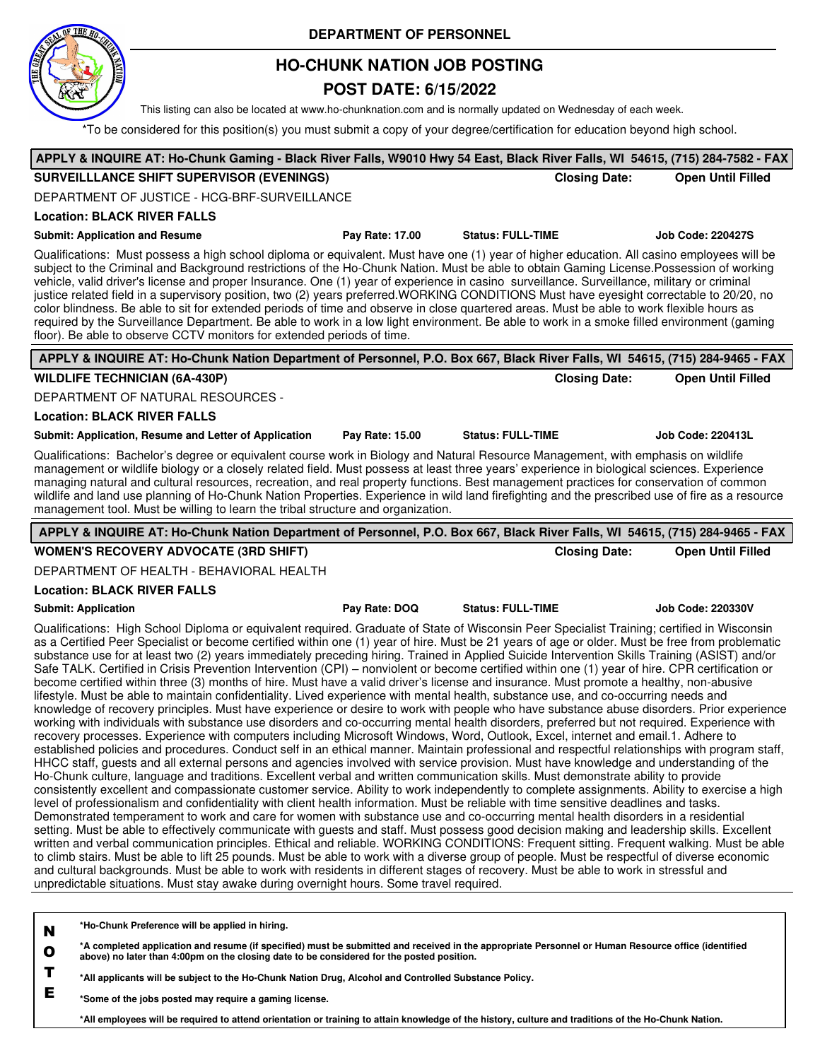**DEPARTMENT OF PERSONNEL**

# HO-CHUNK NATION JOB POSTING

## POST DATE: 6/15/2022

This listing can also be located at www.ho-chunknation.com and is normally updated on Wednesday of each week.

*To be considered for this position(s) you must submit a copy of your degree/certification for education beyond high school.

---

**APPLY & INQUIRE AT: Ho-Chunk Gaming - Black River Falls, W9010 Hwy 54 East, Black River Falls, WI 54615, (715) 284-7582 - FAX**

**SURVEILLLANCE SHIFT SUPERVISOR (EVENINGS)** — **Closing Date: Open Until Filled**

DEPARTMENT OF JUSTICE - HCG-BRF-SURVEILLANCE

**Location: BLACK RIVER FALLS**

**Submit: Application and Resume** | **Pay Rate: 17.00** | **Status: FULL-TIME** | **Job Code: 220427S**

Qualifications: Must possess a high school diploma or equivalent. Must have one (1) year of higher education. All casino employees will be subject to the Criminal and Background restrictions of the Ho-Chunk Nation. Must be able to obtain Gaming License.Possession of working vehicle, valid driver's license and proper Insurance. One (1) year of experience in casino surveillance. Surveillance, military or criminal justice related field in a supervisory position, two (2) years preferred.WORKING CONDITIONS Must have eyesight correctable to 20/20, no color blindness. Be able to sit for extended periods of time and observe in close quartered areas. Must be able to work flexible hours as required by the Surveillance Department. Be able to work in a low light environment. Be able to work in a smoke filled environment (gaming floor). Be able to observe CCTV monitors for extended periods of time.

---

**APPLY & INQUIRE AT: Ho-Chunk Nation Department of Personnel, P.O. Box 667, Black River Falls, WI 54615, (715) 284-9465 - FAX**

**WILDLIFE TECHNICIAN (6A-430P)** — **Closing Date: Open Until Filled**

DEPARTMENT OF NATURAL RESOURCES -

**Location: BLACK RIVER FALLS**

**Submit: Application, Resume and Letter of Application** | **Pay Rate: 15.00** | **Status: FULL-TIME** | **Job Code: 220413L**

Qualifications: Bachelor's degree or equivalent course work in Biology and Natural Resource Management, with emphasis on wildlife management or wildlife biology or a closely related field. Must possess at least three years' experience in biological sciences. Experience managing natural and cultural resources, recreation, and real property functions. Best management practices for conservation of common wildlife and land use planning of Ho-Chunk Nation Properties. Experience in wild land firefighting and the prescribed use of fire as a resource management tool. Must be willing to learn the tribal structure and organization.

---

**APPLY & INQUIRE AT: Ho-Chunk Nation Department of Personnel, P.O. Box 667, Black River Falls, WI 54615, (715) 284-9465 - FAX**

**WOMEN'S RECOVERY ADVOCATE (3RD SHIFT)** — **Closing Date: Open Until Filled**

DEPARTMENT OF HEALTH - BEHAVIORAL HEALTH

**Location: BLACK RIVER FALLS**

**Submit: Application** | **Pay Rate: DOQ** | **Status: FULL-TIME** | **Job Code: 220330V**

Qualifications: High School Diploma or equivalent required. Graduate of State of Wisconsin Peer Specialist Training; certified in Wisconsin as a Certified Peer Specialist or become certified within one (1) year of hire. Must be 21 years of age or older. Must be free from problematic substance use for at least two (2) years immediately preceding hiring. Trained in Applied Suicide Intervention Skills Training (ASIST) and/or Safe TALK. Certified in Crisis Prevention Intervention (CPI) – nonviolent or become certified within one (1) year of hire. CPR certification or become certified within three (3) months of hire. Must have a valid driver's license and insurance. Must promote a healthy, non-abusive lifestyle. Must be able to maintain confidentiality. Lived experience with mental health, substance use, and co-occurring needs and knowledge of recovery principles. Must have experience or desire to work with people who have substance abuse disorders. Prior experience working with individuals with substance use disorders and co-occurring mental health disorders, preferred but not required. Experience with recovery processes. Experience with computers including Microsoft Windows, Word, Outlook, Excel, internet and email.1. Adhere to established policies and procedures. Conduct self in an ethical manner. Maintain professional and respectful relationships with program staff, HHCC staff, guests and all external persons and agencies involved with service provision. Must have knowledge and understanding of the Ho-Chunk culture, language and traditions. Excellent verbal and written communication skills. Must demonstrate ability to provide consistently excellent and compassionate customer service. Ability to work independently to complete assignments. Ability to exercise a high level of professionalism and confidentiality with client health information. Must be reliable with time sensitive deadlines and tasks. Demonstrated temperament to work and care for women with substance use and co-occurring mental health disorders in a residential setting. Must be able to effectively communicate with guests and staff. Must possess good decision making and leadership skills. Excellent written and verbal communication principles. Ethical and reliable. WORKING CONDITIONS: Frequent sitting. Frequent walking. Must be able to climb stairs. Must be able to lift 25 pounds. Must be able to work with a diverse group of people. Must be respectful of diverse economic and cultural backgrounds. Must be able to work with residents in different stages of recovery. Must be able to work in stressful and unpredictable situations. Must stay awake during overnight hours. Some travel required.

---

**NOTE**

- ***Ho-Chunk Preference will be applied in hiring.**
- ***A completed application and resume (if specified) must be submitted and received in the appropriate Personnel or Human Resource office (identified above) no later than 4:00pm on the closing date to be considered for the posted position.**
- ***All applicants will be subject to the Ho-Chunk Nation Drug, Alcohol and Controlled Substance Policy.**
- ***Some of the jobs posted may require a gaming license.**
- ***All employees will be required to attend orientation or training to attain knowledge of the history, culture and traditions of the Ho-Chunk Nation.**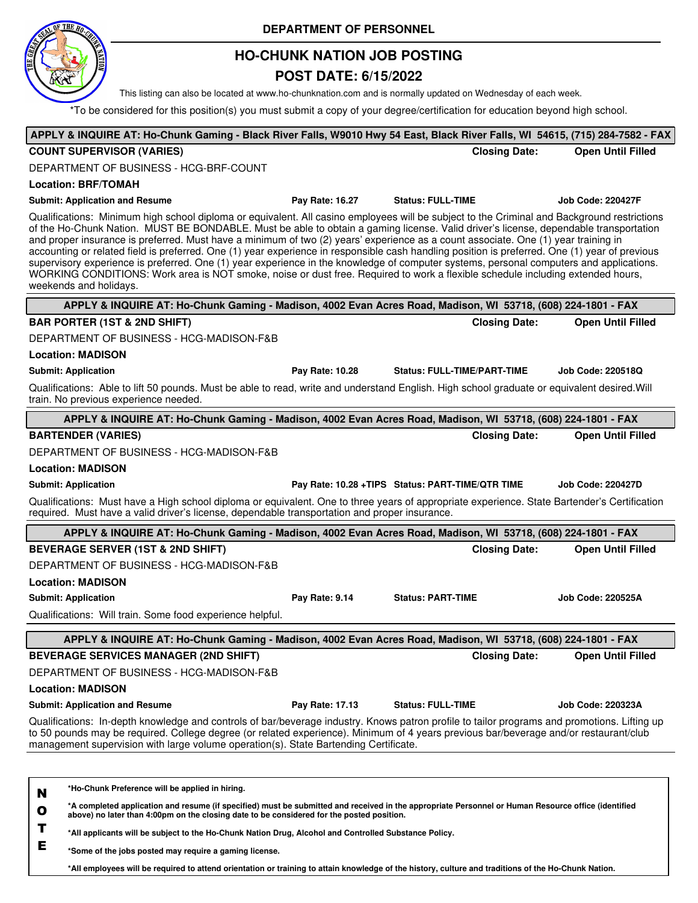DEPARTMENT OF PERSONNEL

# HO-CHUNK NATION JOB POSTING

## POST DATE: 6/15/2022

This listing can also be located at www.ho-chunknation.com and is normally updated on Wednesday of each week.

*To be considered for this position(s) you must submit a copy of your degree/certification for education beyond high school.

---

**APPLY & INQUIRE AT: Ho-Chunk Gaming - Black River Falls, W9010 Hwy 54 East, Black River Falls, WI 54615, (715) 284-7582 - FAX**

**COUNT SUPERVISOR (VARIES)** — **Closing Date:** **Open Until Filled**

DEPARTMENT OF BUSINESS - HCG-BRF-COUNT

**Location: BRF/TOMAH**

**Submit: Application and Resume** | **Pay Rate: 16.27** | **Status: FULL-TIME** | **Job Code: 220427F**

Qualifications: Minimum high school diploma or equivalent. All casino employees will be subject to the Criminal and Background restrictions of the Ho-Chunk Nation. MUST BE BONDABLE. Must be able to obtain a gaming license. Valid driver's license, dependable transportation and proper insurance is preferred. Must have a minimum of two (2) years' experience as a count associate. One (1) year training in accounting or related field is preferred. One (1) year experience in responsible cash handling position is preferred. One (1) year of previous supervisory experience is preferred. One (1) year experience in the knowledge of computer systems, personal computers and applications. WORKING CONDITIONS: Work area is NOT smoke, noise or dust free. Required to work a flexible schedule including extended hours, weekends and holidays.

---

**APPLY & INQUIRE AT: Ho-Chunk Gaming - Madison, 4002 Evan Acres Road, Madison, WI 53718, (608) 224-1801 - FAX**

**BAR PORTER (1ST & 2ND SHIFT)** — **Closing Date:** **Open Until Filled**

DEPARTMENT OF BUSINESS - HCG-MADISON-F&B

**Location: MADISON**

**Submit: Application** | **Pay Rate: 10.28** | **Status: FULL-TIME/PART-TIME** | **Job Code: 220518Q**

Qualifications: Able to lift 50 pounds. Must be able to read, write and understand English. High school graduate or equivalent desired.Will train. No previous experience needed.

---

**APPLY & INQUIRE AT: Ho-Chunk Gaming - Madison, 4002 Evan Acres Road, Madison, WI 53718, (608) 224-1801 - FAX**

**BARTENDER (VARIES)** — **Closing Date:** **Open Until Filled**

DEPARTMENT OF BUSINESS - HCG-MADISON-F&B

**Location: MADISON**

**Submit: Application** | **Pay Rate: 10.28 +TIPS** | **Status: PART-TIME/QTR TIME** | **Job Code: 220427D**

Qualifications: Must have a High school diploma or equivalent. One to three years of appropriate experience. State Bartender's Certification required. Must have a valid driver's license, dependable transportation and proper insurance.

---

**APPLY & INQUIRE AT: Ho-Chunk Gaming - Madison, 4002 Evan Acres Road, Madison, WI 53718, (608) 224-1801 - FAX**

**BEVERAGE SERVER (1ST & 2ND SHIFT)** — **Closing Date:** **Open Until Filled**

DEPARTMENT OF BUSINESS - HCG-MADISON-F&B

**Location: MADISON**

**Submit: Application** | **Pay Rate: 9.14** | **Status: PART-TIME** | **Job Code: 220525A**

Qualifications: Will train. Some food experience helpful.

---

**APPLY & INQUIRE AT: Ho-Chunk Gaming - Madison, 4002 Evan Acres Road, Madison, WI 53718, (608) 224-1801 - FAX**

**BEVERAGE SERVICES MANAGER (2ND SHIFT)** — **Closing Date:** **Open Until Filled**

DEPARTMENT OF BUSINESS - HCG-MADISON-F&B

**Location: MADISON**

**Submit: Application and Resume** | **Pay Rate: 17.13** | **Status: FULL-TIME** | **Job Code: 220323A**

Qualifications: In-depth knowledge and controls of bar/beverage industry. Knows patron profile to tailor programs and promotions. Lifting up to 50 pounds may be required. College degree (or related experience). Minimum of 4 years previous bar/beverage and/or restaurant/club management supervision with large volume operation(s). State Bartending Certificate.

---

**NOTE**

- ***Ho-Chunk Preference will be applied in hiring.**
- ***A completed application and resume (if specified) must be submitted and received in the appropriate Personnel or Human Resource office (identified above) no later than 4:00pm on the closing date to be considered for the posted position.**
- ***All applicants will be subject to the Ho-Chunk Nation Drug, Alcohol and Controlled Substance Policy.**
- ***Some of the jobs posted may require a gaming license.**
- ***All employees will be required to attend orientation or training to attain knowledge of the history, culture and traditions of the Ho-Chunk Nation.**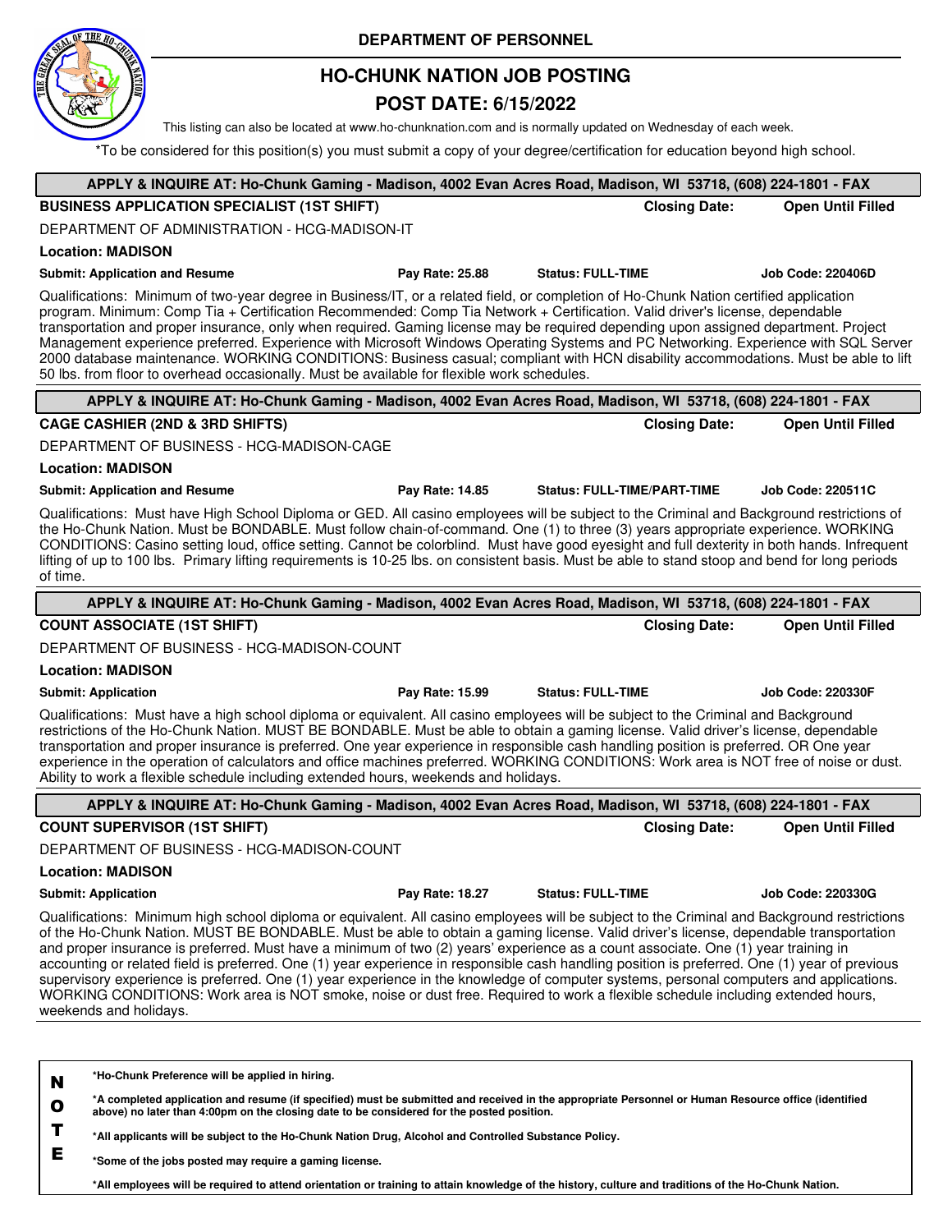**DEPARTMENT OF PERSONNEL**

# HO-CHUNK NATION JOB POSTING

## POST DATE: 6/15/2022

This listing can also be located at www.ho-chunknation.com and is normally updated on Wednesday of each week.

*To be considered for this position(s) you must submit a copy of your degree/certification for education beyond high school.

---

**APPLY & INQUIRE AT: Ho-Chunk Gaming - Madison, 4002 Evan Acres Road, Madison, WI 53718, (608) 224-1801 - FAX**

**BUSINESS APPLICATION SPECIALIST (1ST SHIFT)** — **Closing Date: Open Until Filled**

DEPARTMENT OF ADMINISTRATION - HCG-MADISON-IT

**Location: MADISON**

**Submit: Application and Resume** | **Pay Rate: 25.88** | **Status: FULL-TIME** | **Job Code: 220406D**

Qualifications: Minimum of two-year degree in Business/IT, or a related field, or completion of Ho-Chunk Nation certified application program. Minimum: Comp Tia + Certification Recommended: Comp Tia Network + Certification. Valid driver's license, dependable transportation and proper insurance, only when required. Gaming license may be required depending upon assigned department. Project Management experience preferred. Experience with Microsoft Windows Operating Systems and PC Networking. Experience with SQL Server 2000 database maintenance. WORKING CONDITIONS: Business casual; compliant with HCN disability accommodations. Must be able to lift 50 lbs. from floor to overhead occasionally. Must be available for flexible work schedules.

---

**APPLY & INQUIRE AT: Ho-Chunk Gaming - Madison, 4002 Evan Acres Road, Madison, WI 53718, (608) 224-1801 - FAX**

**CAGE CASHIER (2ND & 3RD SHIFTS)** — **Closing Date: Open Until Filled**

DEPARTMENT OF BUSINESS - HCG-MADISON-CAGE

**Location: MADISON**

**Submit: Application and Resume** | **Pay Rate: 14.85** | **Status: FULL-TIME/PART-TIME** | **Job Code: 220511C**

Qualifications: Must have High School Diploma or GED. All casino employees will be subject to the Criminal and Background restrictions of the Ho-Chunk Nation. Must be BONDABLE. Must follow chain-of-command. One (1) to three (3) years appropriate experience. WORKING CONDITIONS: Casino setting loud, office setting. Cannot be colorblind. Must have good eyesight and full dexterity in both hands. Infrequent lifting of up to 100 lbs. Primary lifting requirements is 10-25 lbs. on consistent basis. Must be able to stand stoop and bend for long periods of time.

---

**APPLY & INQUIRE AT: Ho-Chunk Gaming - Madison, 4002 Evan Acres Road, Madison, WI 53718, (608) 224-1801 - FAX**

**COUNT ASSOCIATE (1ST SHIFT)** — **Closing Date: Open Until Filled**

DEPARTMENT OF BUSINESS - HCG-MADISON-COUNT

**Location: MADISON**

**Submit: Application** | **Pay Rate: 15.99** | **Status: FULL-TIME** | **Job Code: 220330F**

Qualifications: Must have a high school diploma or equivalent. All casino employees will be subject to the Criminal and Background restrictions of the Ho-Chunk Nation. MUST BE BONDABLE. Must be able to obtain a gaming license. Valid driver's license, dependable transportation and proper insurance is preferred. One year experience in responsible cash handling position is preferred. OR One year experience in the operation of calculators and office machines preferred. WORKING CONDITIONS: Work area is NOT free of noise or dust. Ability to work a flexible schedule including extended hours, weekends and holidays.

---

**APPLY & INQUIRE AT: Ho-Chunk Gaming - Madison, 4002 Evan Acres Road, Madison, WI 53718, (608) 224-1801 - FAX**

**COUNT SUPERVISOR (1ST SHIFT)** — **Closing Date: Open Until Filled**

DEPARTMENT OF BUSINESS - HCG-MADISON-COUNT

**Location: MADISON**

**Submit: Application** | **Pay Rate: 18.27** | **Status: FULL-TIME** | **Job Code: 220330G**

Qualifications: Minimum high school diploma or equivalent. All casino employees will be subject to the Criminal and Background restrictions of the Ho-Chunk Nation. MUST BE BONDABLE. Must be able to obtain a gaming license. Valid driver's license, dependable transportation and proper insurance is preferred. Must have a minimum of two (2) years' experience as a count associate. One (1) year training in accounting or related field is preferred. One (1) year experience in responsible cash handling position is preferred. One (1) year of previous supervisory experience is preferred. One (1) year experience in the knowledge of computer systems, personal computers and applications. WORKING CONDITIONS: Work area is NOT smoke, noise or dust free. Required to work a flexible schedule including extended hours, weekends and holidays.

---

**NOTE**

- ***Ho-Chunk Preference will be applied in hiring.**
- ***A completed application and resume (if specified) must be submitted and received in the appropriate Personnel or Human Resource office (identified above) no later than 4:00pm on the closing date to be considered for the posted position.**
- ***All applicants will be subject to the Ho-Chunk Nation Drug, Alcohol and Controlled Substance Policy.**
- ***Some of the jobs posted may require a gaming license.**
- ***All employees will be required to attend orientation or training to attain knowledge of the history, culture and traditions of the Ho-Chunk Nation.**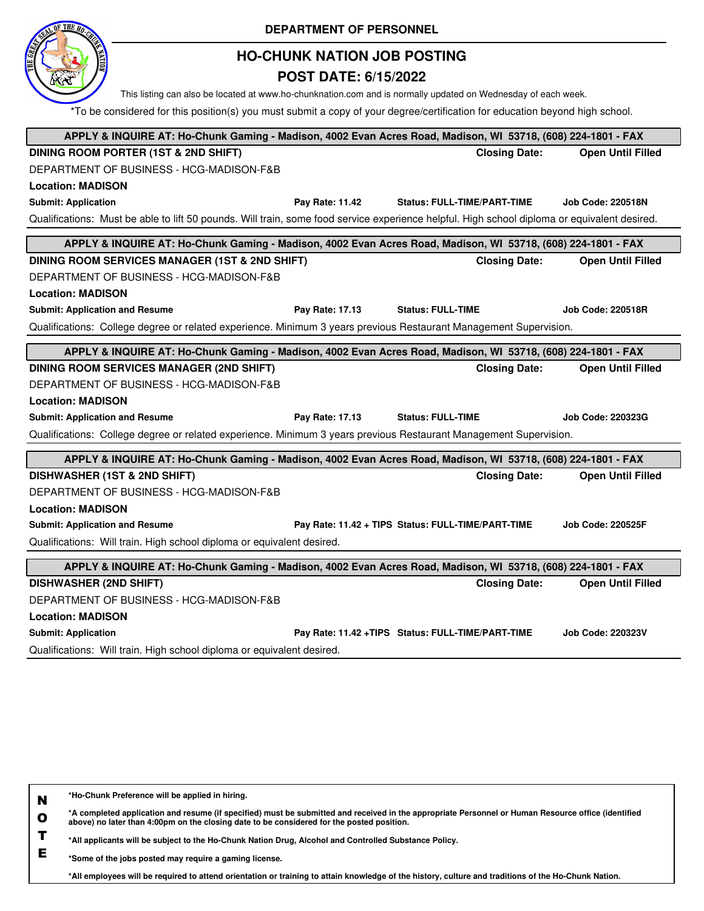**DEPARTMENT OF PERSONNEL**

# HO-CHUNK NATION JOB POSTING

## POST DATE: 6/15/2022

This listing can also be located at www.ho-chunknation.com and is normally updated on Wednesday of each week.

*To be considered for this position(s) you must submit a copy of your degree/certification for education beyond high school.

---

**APPLY & INQUIRE AT: Ho-Chunk Gaming - Madison, 4002 Evan Acres Road, Madison, WI 53718, (608) 224-1801 - FAX**

**DINING ROOM PORTER (1ST & 2ND SHIFT)** — **Closing Date:** **Open Until Filled**

DEPARTMENT OF BUSINESS - HCG-MADISON-F&B

**Location: MADISON**

**Submit: Application** | **Pay Rate: 11.42** | **Status: FULL-TIME/PART-TIME** | **Job Code: 220518N**

Qualifications: Must be able to lift 50 pounds. Will train, some food service experience helpful. High school diploma or equivalent desired.

---

**APPLY & INQUIRE AT: Ho-Chunk Gaming - Madison, 4002 Evan Acres Road, Madison, WI 53718, (608) 224-1801 - FAX**

**DINING ROOM SERVICES MANAGER (1ST & 2ND SHIFT)** — **Closing Date:** **Open Until Filled**

DEPARTMENT OF BUSINESS - HCG-MADISON-F&B

**Location: MADISON**

**Submit: Application and Resume** | **Pay Rate: 17.13** | **Status: FULL-TIME** | **Job Code: 220518R**

Qualifications: College degree or related experience. Minimum 3 years previous Restaurant Management Supervision.

---

**APPLY & INQUIRE AT: Ho-Chunk Gaming - Madison, 4002 Evan Acres Road, Madison, WI 53718, (608) 224-1801 - FAX**

**DINING ROOM SERVICES MANAGER (2ND SHIFT)** — **Closing Date:** **Open Until Filled**

DEPARTMENT OF BUSINESS - HCG-MADISON-F&B

**Location: MADISON**

**Submit: Application and Resume** | **Pay Rate: 17.13** | **Status: FULL-TIME** | **Job Code: 220323G**

Qualifications: College degree or related experience. Minimum 3 years previous Restaurant Management Supervision.

---

**APPLY & INQUIRE AT: Ho-Chunk Gaming - Madison, 4002 Evan Acres Road, Madison, WI 53718, (608) 224-1801 - FAX**

**DISHWASHER (1ST & 2ND SHIFT)** — **Closing Date:** **Open Until Filled**

DEPARTMENT OF BUSINESS - HCG-MADISON-F&B

**Location: MADISON**

**Submit: Application and Resume** | **Pay Rate: 11.42 + TIPS** | **Status: FULL-TIME/PART-TIME** | **Job Code: 220525F**

Qualifications: Will train. High school diploma or equivalent desired.

---

**APPLY & INQUIRE AT: Ho-Chunk Gaming - Madison, 4002 Evan Acres Road, Madison, WI 53718, (608) 224-1801 - FAX**

**DISHWASHER (2ND SHIFT)** — **Closing Date:** **Open Until Filled**

DEPARTMENT OF BUSINESS - HCG-MADISON-F&B

**Location: MADISON**

**Submit: Application** | **Pay Rate: 11.42 +TIPS** | **Status: FULL-TIME/PART-TIME** | **Job Code: 220323V**

Qualifications: Will train. High school diploma or equivalent desired.

---

**NOTE**

**\*Ho-Chunk Preference will be applied in hiring.**

**\*A completed application and resume (if specified) must be submitted and received in the appropriate Personnel or Human Resource office (identified above) no later than 4:00pm on the closing date to be considered for the posted position.**

**\*All applicants will be subject to the Ho-Chunk Nation Drug, Alcohol and Controlled Substance Policy.**

**\*Some of the jobs posted may require a gaming license.**

**\*All employees will be required to attend orientation or training to attain knowledge of the history, culture and traditions of the Ho-Chunk Nation.**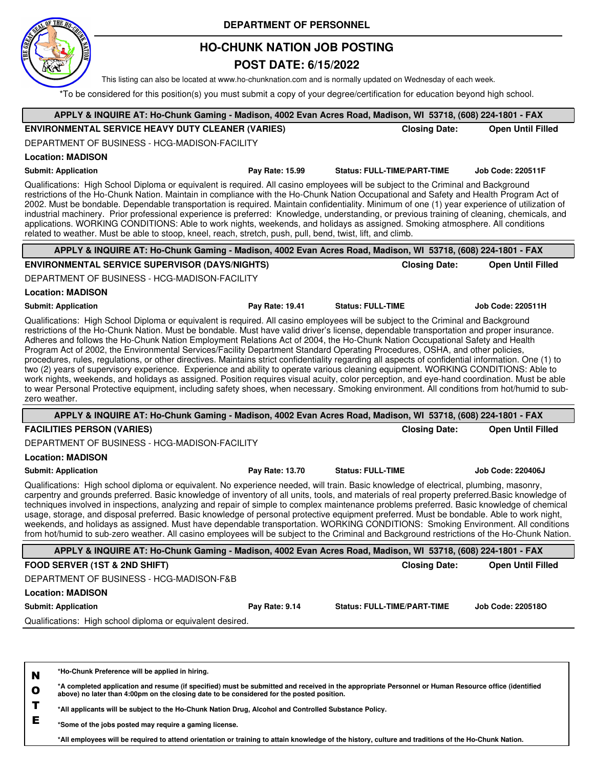# DEPARTMENT OF PERSONNEL

## HO-CHUNK NATION JOB POSTING

## POST DATE: 6/15/2022

This listing can also be located at www.ho-chunknation.com and is normally updated on Wednesday of each week.

*To be considered for this position(s) you must submit a copy of your degree/certification for education beyond high school.

---

**APPLY & INQUIRE AT: Ho-Chunk Gaming - Madison, 4002 Evan Acres Road, Madison, WI 53718, (608) 224-1801 - FAX**

**ENVIRONMENTAL SERVICE HEAVY DUTY CLEANER (VARIES)** — **Closing Date: Open Until Filled**

DEPARTMENT OF BUSINESS - HCG-MADISON-FACILITY

**Location: MADISON**

**Submit: Application** | **Pay Rate: 15.99** | **Status: FULL-TIME/PART-TIME** | **Job Code: 220511F**

Qualifications: High School Diploma or equivalent is required. All casino employees will be subject to the Criminal and Background restrictions of the Ho-Chunk Nation. Maintain in compliance with the Ho-Chunk Nation Occupational and Safety and Health Program Act of 2002. Must be bondable. Dependable transportation is required. Maintain confidentiality. Minimum of one (1) year experience of utilization of industrial machinery. Prior professional experience is preferred: Knowledge, understanding, or previous training of cleaning, chemicals, and applications. WORKING CONDITIONS: Able to work nights, weekends, and holidays as assigned. Smoking atmosphere. All conditions related to weather. Must be able to stoop, kneel, reach, stretch, push, pull, bend, twist, lift, and climb.

---

**APPLY & INQUIRE AT: Ho-Chunk Gaming - Madison, 4002 Evan Acres Road, Madison, WI 53718, (608) 224-1801 - FAX**

**ENVIRONMENTAL SERVICE SUPERVISOR (DAYS/NIGHTS)** — **Closing Date: Open Until Filled**

DEPARTMENT OF BUSINESS - HCG-MADISON-FACILITY

**Location: MADISON**

**Submit: Application** | **Pay Rate: 19.41** | **Status: FULL-TIME** | **Job Code: 220511H**

Qualifications: High School Diploma or equivalent is required. All casino employees will be subject to the Criminal and Background restrictions of the Ho-Chunk Nation. Must be bondable. Must have valid driver's license, dependable transportation and proper insurance. Adheres and follows the Ho-Chunk Nation Employment Relations Act of 2004, the Ho-Chunk Nation Occupational Safety and Health Program Act of 2002, the Environmental Services/Facility Department Standard Operating Procedures, OSHA, and other policies, procedures, rules, regulations, or other directives. Maintains strict confidentiality regarding all aspects of confidential information. One (1) to two (2) years of supervisory experience. Experience and ability to operate various cleaning equipment. WORKING CONDITIONS: Able to work nights, weekends, and holidays as assigned. Position requires visual acuity, color perception, and eye-hand coordination. Must be able to wear Personal Protective equipment, including safety shoes, when necessary. Smoking environment. All conditions from hot/humid to sub-zero weather.

---

**APPLY & INQUIRE AT: Ho-Chunk Gaming - Madison, 4002 Evan Acres Road, Madison, WI 53718, (608) 224-1801 - FAX**

**FACILITIES PERSON (VARIES)** — **Closing Date: Open Until Filled**

DEPARTMENT OF BUSINESS - HCG-MADISON-FACILITY

**Location: MADISON**

**Submit: Application** | **Pay Rate: 13.70** | **Status: FULL-TIME** | **Job Code: 220406J**

Qualifications: High school diploma or equivalent. No experience needed, will train. Basic knowledge of electrical, plumbing, masonry, carpentry and grounds preferred. Basic knowledge of inventory of all units, tools, and materials of real property preferred.Basic knowledge of techniques involved in inspections, analyzing and repair of simple to complex maintenance problems preferred. Basic knowledge of chemical usage, storage, and disposal preferred. Basic knowledge of personal protective equipment preferred. Must be bondable. Able to work night, weekends, and holidays as assigned. Must have dependable transportation. WORKING CONDITIONS: Smoking Environment. All conditions from hot/humid to sub-zero weather. All casino employees will be subject to the Criminal and Background restrictions of the Ho-Chunk Nation.

---

**APPLY & INQUIRE AT: Ho-Chunk Gaming - Madison, 4002 Evan Acres Road, Madison, WI 53718, (608) 224-1801 - FAX**

**FOOD SERVER (1ST & 2ND SHIFT)** — **Closing Date: Open Until Filled**

DEPARTMENT OF BUSINESS - HCG-MADISON-F&B

**Location: MADISON**

**Submit: Application** | **Pay Rate: 9.14** | **Status: FULL-TIME/PART-TIME** | **Job Code: 220518O**

Qualifications: High school diploma or equivalent desired.

---

**NOTE**

**\*Ho-Chunk Preference will be applied in hiring.**

**\*A completed application and resume (if specified) must be submitted and received in the appropriate Personnel or Human Resource office (identified above) no later than 4:00pm on the closing date to be considered for the posted position.**

**\*All applicants will be subject to the Ho-Chunk Nation Drug, Alcohol and Controlled Substance Policy.**

**\*Some of the jobs posted may require a gaming license.**

**\*All employees will be required to attend orientation or training to attain knowledge of the history, culture and traditions of the Ho-Chunk Nation.**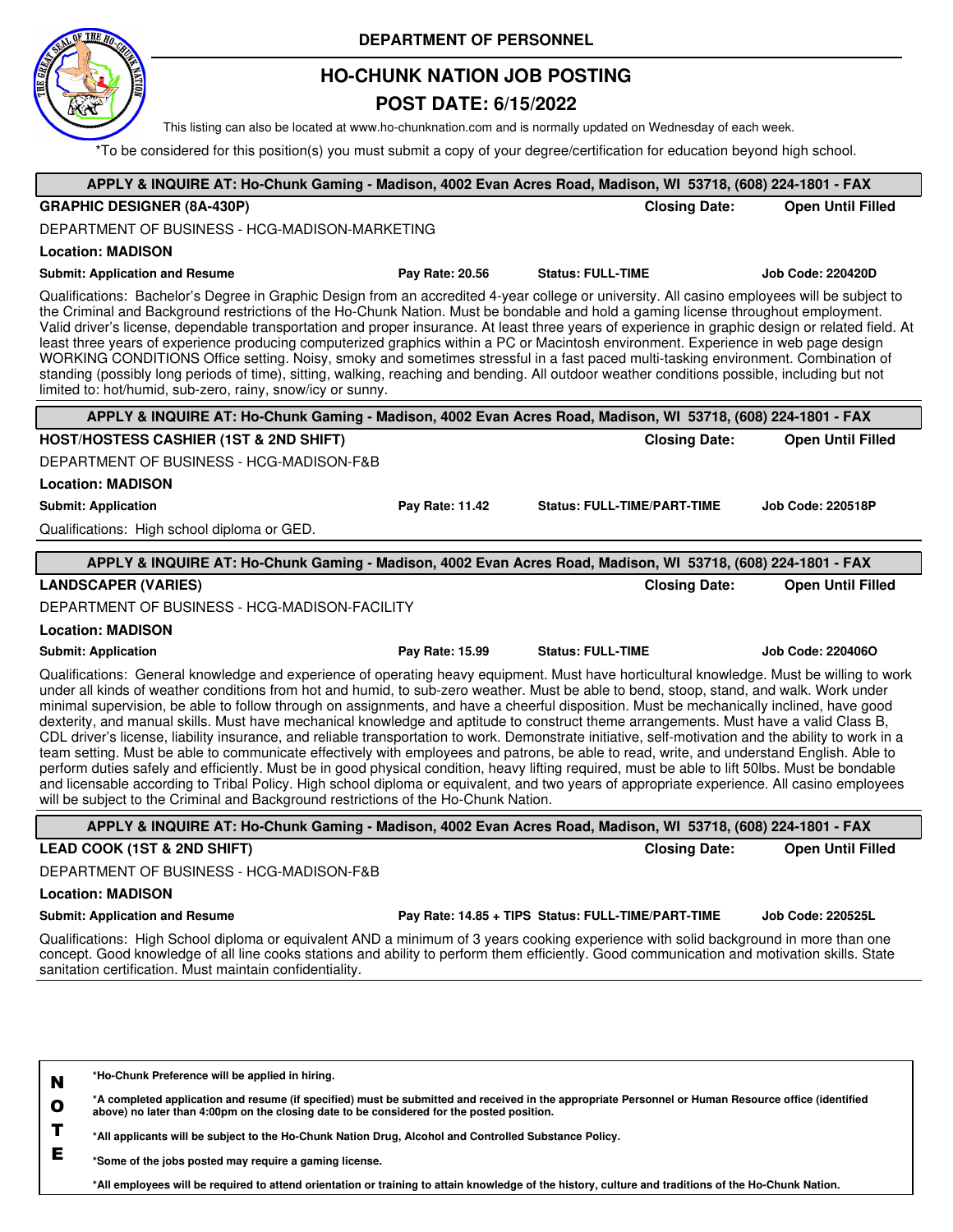DEPARTMENT OF PERSONNEL

# HO-CHUNK NATION JOB POSTING

## POST DATE: 6/15/2022

This listing can also be located at www.ho-chunknation.com and is normally updated on Wednesday of each week.

*To be considered for this position(s) you must submit a copy of your degree/certification for education beyond high school.

---

**APPLY & INQUIRE AT: Ho-Chunk Gaming - Madison, 4002 Evan Acres Road, Madison, WI 53718, (608) 224-1801 - FAX**

**GRAPHIC DESIGNER (8A-430P)** — **Closing Date: Open Until Filled**

DEPARTMENT OF BUSINESS - HCG-MADISON-MARKETING

**Location: MADISON**

**Submit: Application and Resume** | **Pay Rate: 20.56** | **Status: FULL-TIME** | **Job Code: 220420D**

Qualifications: Bachelor's Degree in Graphic Design from an accredited 4-year college or university. All casino employees will be subject to the Criminal and Background restrictions of the Ho-Chunk Nation. Must be bondable and hold a gaming license throughout employment. Valid driver's license, dependable transportation and proper insurance. At least three years of experience in graphic design or related field. At least three years of experience producing computerized graphics within a PC or Macintosh environment. Experience in web page design WORKING CONDITIONS Office setting. Noisy, smoky and sometimes stressful in a fast paced multi-tasking environment. Combination of standing (possibly long periods of time), sitting, walking, reaching and bending. All outdoor weather conditions possible, including but not limited to: hot/humid, sub-zero, rainy, snow/icy or sunny.

---

**APPLY & INQUIRE AT: Ho-Chunk Gaming - Madison, 4002 Evan Acres Road, Madison, WI 53718, (608) 224-1801 - FAX**

**HOST/HOSTESS CASHIER (1ST & 2ND SHIFT)** — **Closing Date: Open Until Filled**

DEPARTMENT OF BUSINESS - HCG-MADISON-F&B

**Location: MADISON**

**Submit: Application** | **Pay Rate: 11.42** | **Status: FULL-TIME/PART-TIME** | **Job Code: 220518P**

Qualifications: High school diploma or GED.

---

**APPLY & INQUIRE AT: Ho-Chunk Gaming - Madison, 4002 Evan Acres Road, Madison, WI 53718, (608) 224-1801 - FAX**

**LANDSCAPER (VARIES)** — **Closing Date: Open Until Filled**

DEPARTMENT OF BUSINESS - HCG-MADISON-FACILITY

**Location: MADISON**

**Submit: Application** | **Pay Rate: 15.99** | **Status: FULL-TIME** | **Job Code: 220406O**

Qualifications: General knowledge and experience of operating heavy equipment. Must have horticultural knowledge. Must be willing to work under all kinds of weather conditions from hot and humid, to sub-zero weather. Must be able to bend, stoop, stand, and walk. Work under minimal supervision, be able to follow through on assignments, and have a cheerful disposition. Must be mechanically inclined, have good dexterity, and manual skills. Must have mechanical knowledge and aptitude to construct theme arrangements. Must have a valid Class B, CDL driver's license, liability insurance, and reliable transportation to work. Demonstrate initiative, self-motivation and the ability to work in a team setting. Must be able to communicate effectively with employees and patrons, be able to read, write, and understand English. Able to perform duties safely and efficiently. Must be in good physical condition, heavy lifting required, must be able to lift 50lbs. Must be bondable and licensable according to Tribal Policy. High school diploma or equivalent, and two years of appropriate experience. All casino employees will be subject to the Criminal and Background restrictions of the Ho-Chunk Nation.

---

**APPLY & INQUIRE AT: Ho-Chunk Gaming - Madison, 4002 Evan Acres Road, Madison, WI 53718, (608) 224-1801 - FAX**

**LEAD COOK (1ST & 2ND SHIFT)** — **Closing Date: Open Until Filled**

DEPARTMENT OF BUSINESS - HCG-MADISON-F&B

**Location: MADISON**

**Submit: Application and Resume** | **Pay Rate: 14.85 + TIPS** | **Status: FULL-TIME/PART-TIME** | **Job Code: 220525L**

Qualifications: High School diploma or equivalent AND a minimum of 3 years cooking experience with solid background in more than one concept. Good knowledge of all line cooks stations and ability to perform them efficiently. Good communication and motivation skills. State sanitation certification. Must maintain confidentiality.

---

**NOTE**

**\*Ho-Chunk Preference will be applied in hiring.**

**\*A completed application and resume (if specified) must be submitted and received in the appropriate Personnel or Human Resource office (identified above) no later than 4:00pm on the closing date to be considered for the posted position.**

**\*All applicants will be subject to the Ho-Chunk Nation Drug, Alcohol and Controlled Substance Policy.**

**\*Some of the jobs posted may require a gaming license.**

**\*All employees will be required to attend orientation or training to attain knowledge of the history, culture and traditions of the Ho-Chunk Nation.**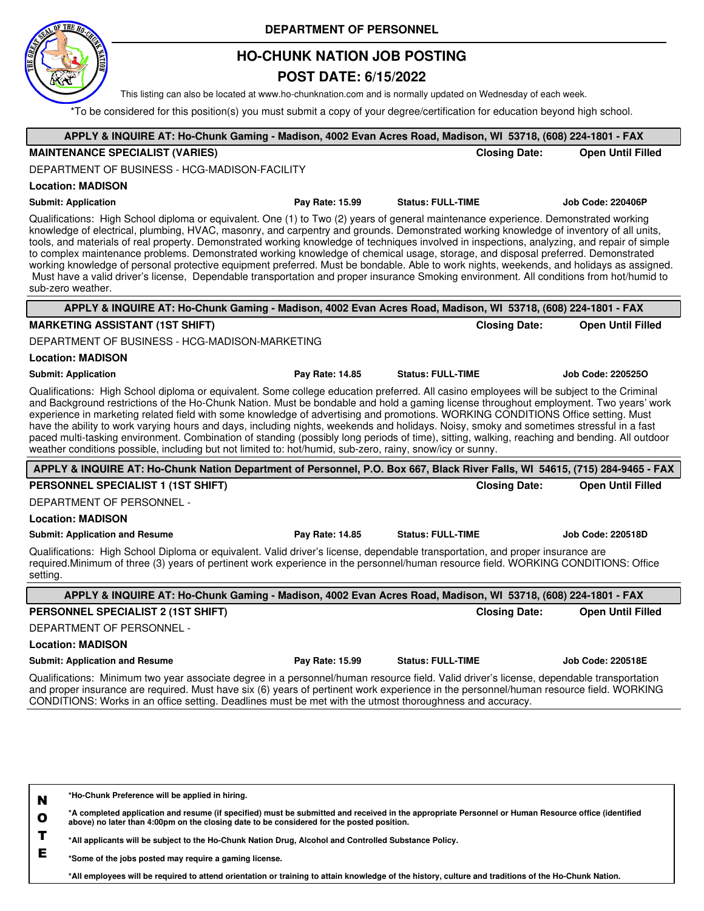DEPARTMENT OF PERSONNEL

# HO-CHUNK NATION JOB POSTING

## POST DATE: 6/15/2022

This listing can also be located at www.ho-chunknation.com and is normally updated on Wednesday of each week.

*To be considered for this position(s) you must submit a copy of your degree/certification for education beyond high school.

---

**APPLY & INQUIRE AT: Ho-Chunk Gaming - Madison, 4002 Evan Acres Road, Madison, WI 53718, (608) 224-1801 - FAX**

**MAINTENANCE SPECIALIST (VARIES)** — **Closing Date: Open Until Filled**

DEPARTMENT OF BUSINESS - HCG-MADISON-FACILITY

**Location: MADISON**

**Submit: Application** | **Pay Rate: 15.99** | **Status: FULL-TIME** | **Job Code: 220406P**

Qualifications: High School diploma or equivalent. One (1) to Two (2) years of general maintenance experience. Demonstrated working knowledge of electrical, plumbing, HVAC, masonry, and carpentry and grounds. Demonstrated working knowledge of inventory of all units, tools, and materials of real property. Demonstrated working knowledge of techniques involved in inspections, analyzing, and repair of simple to complex maintenance problems. Demonstrated working knowledge of chemical usage, storage, and disposal preferred. Demonstrated working knowledge of personal protective equipment preferred. Must be bondable. Able to work nights, weekends, and holidays as assigned. Must have a valid driver's license, Dependable transportation and proper insurance Smoking environment. All conditions from hot/humid to sub-zero weather.

---

**APPLY & INQUIRE AT: Ho-Chunk Gaming - Madison, 4002 Evan Acres Road, Madison, WI 53718, (608) 224-1801 - FAX**

**MARKETING ASSISTANT (1ST SHIFT)** — **Closing Date: Open Until Filled**

DEPARTMENT OF BUSINESS - HCG-MADISON-MARKETING

**Location: MADISON**

**Submit: Application** | **Pay Rate: 14.85** | **Status: FULL-TIME** | **Job Code: 220525O**

Qualifications: High School diploma or equivalent. Some college education preferred. All casino employees will be subject to the Criminal and Background restrictions of the Ho-Chunk Nation. Must be bondable and hold a gaming license throughout employment. Two years' work experience in marketing related field with some knowledge of advertising and promotions. WORKING CONDITIONS Office setting. Must have the ability to work varying hours and days, including nights, weekends and holidays. Noisy, smoky and sometimes stressful in a fast paced multi-tasking environment. Combination of standing (possibly long periods of time), sitting, walking, reaching and bending. All outdoor weather conditions possible, including but not limited to: hot/humid, sub-zero, rainy, snow/icy or sunny.

---

**APPLY & INQUIRE AT: Ho-Chunk Nation Department of Personnel, P.O. Box 667, Black River Falls, WI 54615, (715) 284-9465 - FAX**

**PERSONNEL SPECIALIST 1 (1ST SHIFT)** — **Closing Date: Open Until Filled**

DEPARTMENT OF PERSONNEL -

**Location: MADISON**

**Submit: Application and Resume** | **Pay Rate: 14.85** | **Status: FULL-TIME** | **Job Code: 220518D**

Qualifications: High School Diploma or equivalent. Valid driver's license, dependable transportation, and proper insurance are required.Minimum of three (3) years of pertinent work experience in the personnel/human resource field. WORKING CONDITIONS: Office setting.

---

**APPLY & INQUIRE AT: Ho-Chunk Gaming - Madison, 4002 Evan Acres Road, Madison, WI 53718, (608) 224-1801 - FAX**

**PERSONNEL SPECIALIST 2 (1ST SHIFT)** — **Closing Date: Open Until Filled**

DEPARTMENT OF PERSONNEL -

**Location: MADISON**

**Submit: Application and Resume** | **Pay Rate: 15.99** | **Status: FULL-TIME** | **Job Code: 220518E**

Qualifications: Minimum two year associate degree in a personnel/human resource field. Valid driver's license, dependable transportation and proper insurance are required. Must have six (6) years of pertinent work experience in the personnel/human resource field. WORKING CONDITIONS: Works in an office setting. Deadlines must be met with the utmost thoroughness and accuracy.

---

**NOTE**

**\*Ho-Chunk Preference will be applied in hiring.**

**\*A completed application and resume (if specified) must be submitted and received in the appropriate Personnel or Human Resource office (identified above) no later than 4:00pm on the closing date to be considered for the posted position.**

**\*All applicants will be subject to the Ho-Chunk Nation Drug, Alcohol and Controlled Substance Policy.**

**\*Some of the jobs posted may require a gaming license.**

**\*All employees will be required to attend orientation or training to attain knowledge of the history, culture and traditions of the Ho-Chunk Nation.**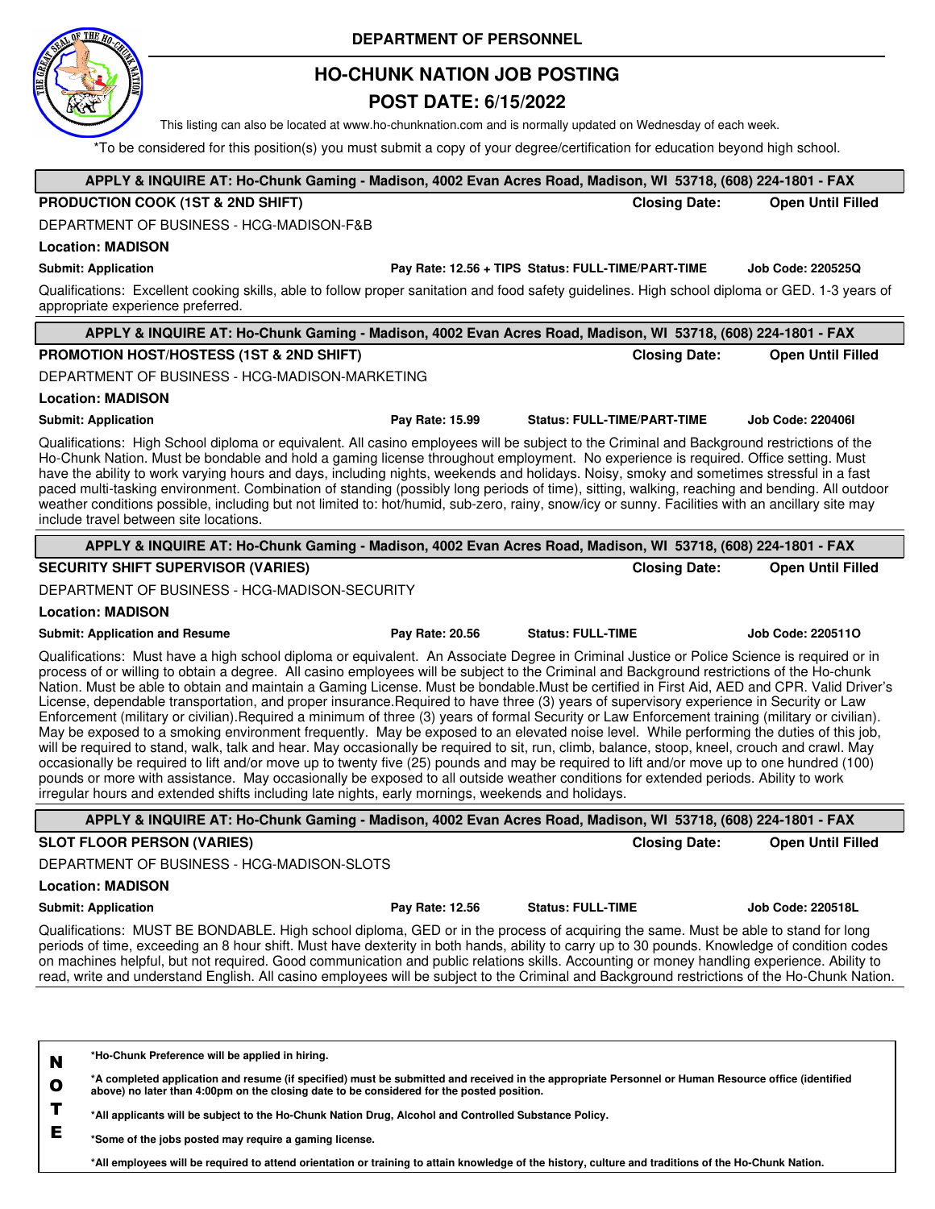**DEPARTMENT OF PERSONNEL**

# HO-CHUNK NATION JOB POSTING

## POST DATE: 6/15/2022

This listing can also be located at www.ho-chunknation.com and is normally updated on Wednesday of each week.

*To be considered for this position(s) you must submit a copy of your degree/certification for education beyond high school.

---

**APPLY & INQUIRE AT: Ho-Chunk Gaming - Madison, 4002 Evan Acres Road, Madison, WI 53718, (608) 224-1801 - FAX**

**PRODUCTION COOK (1ST & 2ND SHIFT)** — **Closing Date: Open Until Filled**

DEPARTMENT OF BUSINESS - HCG-MADISON-F&B

**Location: MADISON**

**Submit: Application** | **Pay Rate: 12.56 + TIPS** | **Status: FULL-TIME/PART-TIME** | **Job Code: 220525Q**

Qualifications: Excellent cooking skills, able to follow proper sanitation and food safety guidelines. High school diploma or GED. 1-3 years of appropriate experience preferred.

---

**APPLY & INQUIRE AT: Ho-Chunk Gaming - Madison, 4002 Evan Acres Road, Madison, WI 53718, (608) 224-1801 - FAX**

**PROMOTION HOST/HOSTESS (1ST & 2ND SHIFT)** — **Closing Date: Open Until Filled**

DEPARTMENT OF BUSINESS - HCG-MADISON-MARKETING

**Location: MADISON**

**Submit: Application** | **Pay Rate: 15.99** | **Status: FULL-TIME/PART-TIME** | **Job Code: 220406I**

Qualifications: High School diploma or equivalent. All casino employees will be subject to the Criminal and Background restrictions of the Ho-Chunk Nation. Must be bondable and hold a gaming license throughout employment. No experience is required. Office setting. Must have the ability to work varying hours and days, including nights, weekends and holidays. Noisy, smoky and sometimes stressful in a fast paced multi-tasking environment. Combination of standing (possibly long periods of time), sitting, walking, reaching and bending. All outdoor weather conditions possible, including but not limited to: hot/humid, sub-zero, rainy, snow/icy or sunny. Facilities with an ancillary site may include travel between site locations.

---

**APPLY & INQUIRE AT: Ho-Chunk Gaming - Madison, 4002 Evan Acres Road, Madison, WI 53718, (608) 224-1801 - FAX**

**SECURITY SHIFT SUPERVISOR (VARIES)** — **Closing Date: Open Until Filled**

DEPARTMENT OF BUSINESS - HCG-MADISON-SECURITY

**Location: MADISON**

**Submit: Application and Resume** | **Pay Rate: 20.56** | **Status: FULL-TIME** | **Job Code: 220511O**

Qualifications: Must have a high school diploma or equivalent. An Associate Degree in Criminal Justice or Police Science is required or in process of or willing to obtain a degree. All casino employees will be subject to the Criminal and Background restrictions of the Ho-chunk Nation. Must be able to obtain and maintain a Gaming License. Must be bondable.Must be certified in First Aid, AED and CPR. Valid Driver's License, dependable transportation, and proper insurance.Required to have three (3) years of supervisory experience in Security or Law Enforcement (military or civilian).Required a minimum of three (3) years of formal Security or Law Enforcement training (military or civilian). May be exposed to a smoking environment frequently. May be exposed to an elevated noise level. While performing the duties of this job, will be required to stand, walk, talk and hear. May occasionally be required to sit, run, climb, balance, stoop, kneel, crouch and crawl. May occasionally be required to lift and/or move up to twenty five (25) pounds and may be required to lift and/or move up to one hundred (100) pounds or more with assistance. May occasionally be exposed to all outside weather conditions for extended periods. Ability to work irregular hours and extended shifts including late nights, early mornings, weekends and holidays.

---

**APPLY & INQUIRE AT: Ho-Chunk Gaming - Madison, 4002 Evan Acres Road, Madison, WI 53718, (608) 224-1801 - FAX**

**SLOT FLOOR PERSON (VARIES)** — **Closing Date: Open Until Filled**

DEPARTMENT OF BUSINESS - HCG-MADISON-SLOTS

**Location: MADISON**

**Submit: Application** | **Pay Rate: 12.56** | **Status: FULL-TIME** | **Job Code: 220518L**

Qualifications: MUST BE BONDABLE. High school diploma, GED or in the process of acquiring the same. Must be able to stand for long periods of time, exceeding an 8 hour shift. Must have dexterity in both hands, ability to carry up to 30 pounds. Knowledge of condition codes on machines helpful, but not required. Good communication and public relations skills. Accounting or money handling experience. Ability to read, write and understand English. All casino employees will be subject to the Criminal and Background restrictions of the Ho-Chunk Nation.

---

**NOTE**

- *Ho-Chunk Preference will be applied in hiring.
- *A completed application and resume (if specified) must be submitted and received in the appropriate Personnel or Human Resource office (identified above) no later than 4:00pm on the closing date to be considered for the posted position.
- *All applicants will be subject to the Ho-Chunk Nation Drug, Alcohol and Controlled Substance Policy.
- *Some of the jobs posted may require a gaming license.
- *All employees will be required to attend orientation or training to attain knowledge of the history, culture and traditions of the Ho-Chunk Nation.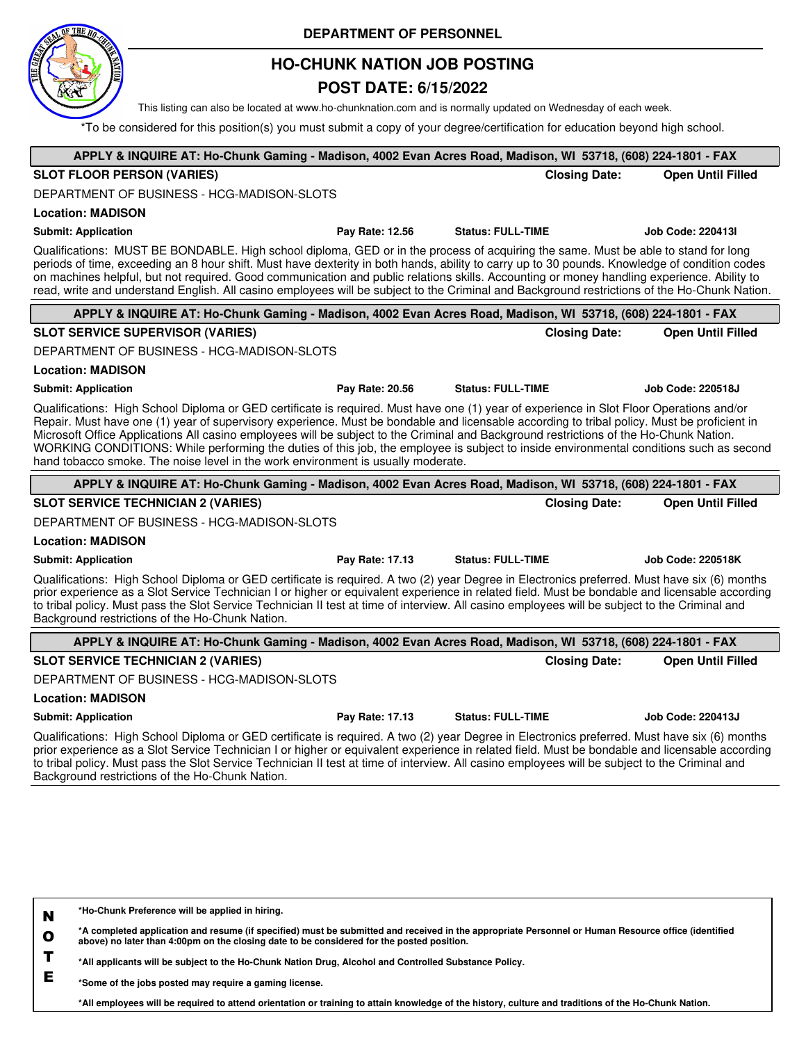**DEPARTMENT OF PERSONNEL**

# HO-CHUNK NATION JOB POSTING

## POST DATE: 6/15/2022

This listing can also be located at www.ho-chunknation.com and is normally updated on Wednesday of each week.

*To be considered for this position(s) you must submit a copy of your degree/certification for education beyond high school.

---

**APPLY & INQUIRE AT: Ho-Chunk Gaming - Madison, 4002 Evan Acres Road, Madison, WI 53718, (608) 224-1801 - FAX**

**SLOT FLOOR PERSON (VARIES)** — **Closing Date:** **Open Until Filled**

DEPARTMENT OF BUSINESS - HCG-MADISON-SLOTS

**Location: MADISON**

**Submit: Application** | **Pay Rate: 12.56** | **Status: FULL-TIME** | **Job Code: 220413I**

Qualifications: MUST BE BONDABLE. High school diploma, GED or in the process of acquiring the same. Must be able to stand for long periods of time, exceeding an 8 hour shift. Must have dexterity in both hands, ability to carry up to 30 pounds. Knowledge of condition codes on machines helpful, but not required. Good communication and public relations skills. Accounting or money handling experience. Ability to read, write and understand English. All casino employees will be subject to the Criminal and Background restrictions of the Ho-Chunk Nation.

---

**APPLY & INQUIRE AT: Ho-Chunk Gaming - Madison, 4002 Evan Acres Road, Madison, WI 53718, (608) 224-1801 - FAX**

**SLOT SERVICE SUPERVISOR (VARIES)** — **Closing Date:** **Open Until Filled**

DEPARTMENT OF BUSINESS - HCG-MADISON-SLOTS

**Location: MADISON**

**Submit: Application** | **Pay Rate: 20.56** | **Status: FULL-TIME** | **Job Code: 220518J**

Qualifications: High School Diploma or GED certificate is required. Must have one (1) year of experience in Slot Floor Operations and/or Repair. Must have one (1) year of supervisory experience. Must be bondable and licensable according to tribal policy. Must be proficient in Microsoft Office Applications All casino employees will be subject to the Criminal and Background restrictions of the Ho-Chunk Nation. WORKING CONDITIONS: While performing the duties of this job, the employee is subject to inside environmental conditions such as second hand tobacco smoke. The noise level in the work environment is usually moderate.

---

**APPLY & INQUIRE AT: Ho-Chunk Gaming - Madison, 4002 Evan Acres Road, Madison, WI 53718, (608) 224-1801 - FAX**

**SLOT SERVICE TECHNICIAN 2 (VARIES)** — **Closing Date:** **Open Until Filled**

DEPARTMENT OF BUSINESS - HCG-MADISON-SLOTS

**Location: MADISON**

**Submit: Application** | **Pay Rate: 17.13** | **Status: FULL-TIME** | **Job Code: 220518K**

Qualifications: High School Diploma or GED certificate is required. A two (2) year Degree in Electronics preferred. Must have six (6) months prior experience as a Slot Service Technician I or higher or equivalent experience in related field. Must be bondable and licensable according to tribal policy. Must pass the Slot Service Technician II test at time of interview. All casino employees will be subject to the Criminal and Background restrictions of the Ho-Chunk Nation.

---

**APPLY & INQUIRE AT: Ho-Chunk Gaming - Madison, 4002 Evan Acres Road, Madison, WI 53718, (608) 224-1801 - FAX**

**SLOT SERVICE TECHNICIAN 2 (VARIES)** — **Closing Date:** **Open Until Filled**

DEPARTMENT OF BUSINESS - HCG-MADISON-SLOTS

**Location: MADISON**

**Submit: Application** | **Pay Rate: 17.13** | **Status: FULL-TIME** | **Job Code: 220413J**

Qualifications: High School Diploma or GED certificate is required. A two (2) year Degree in Electronics preferred. Must have six (6) months prior experience as a Slot Service Technician I or higher or equivalent experience in related field. Must be bondable and licensable according to tribal policy. Must pass the Slot Service Technician II test at time of interview. All casino employees will be subject to the Criminal and Background restrictions of the Ho-Chunk Nation.

---

**NOTE**

- ***Ho-Chunk Preference will be applied in hiring.**
- ***A completed application and resume (if specified) must be submitted and received in the appropriate Personnel or Human Resource office (identified above) no later than 4:00pm on the closing date to be considered for the posted position.**
- ***All applicants will be subject to the Ho-Chunk Nation Drug, Alcohol and Controlled Substance Policy.**
- ***Some of the jobs posted may require a gaming license.**
- ***All employees will be required to attend orientation or training to attain knowledge of the history, culture and traditions of the Ho-Chunk Nation.**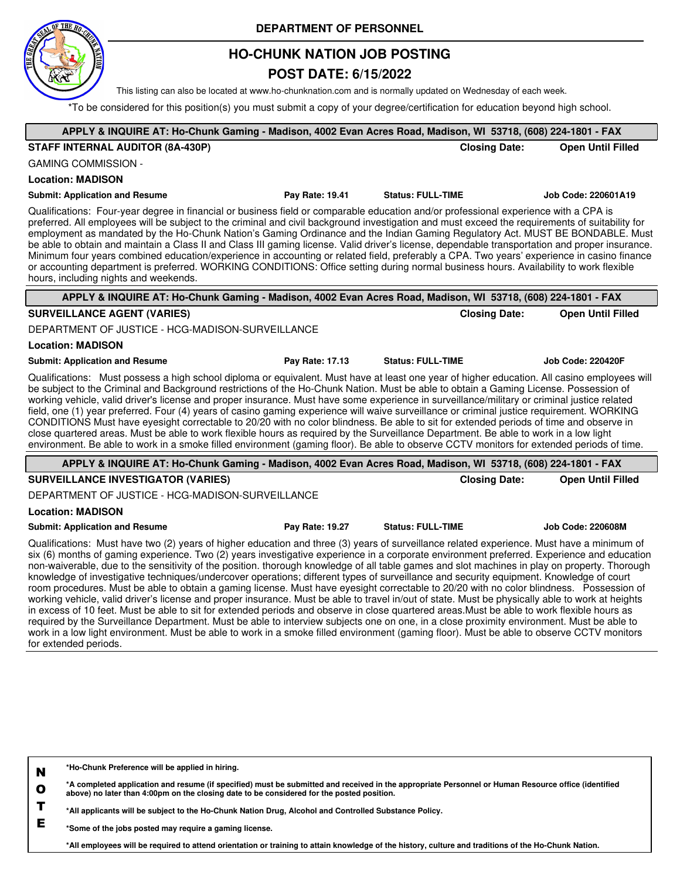**DEPARTMENT OF PERSONNEL**

# HO-CHUNK NATION JOB POSTING

## POST DATE: 6/15/2022

This listing can also be located at www.ho-chunknation.com and is normally updated on Wednesday of each week.

*To be considered for this position(s) you must submit a copy of your degree/certification for education beyond high school.

---

**APPLY & INQUIRE AT: Ho-Chunk Gaming - Madison, 4002 Evan Acres Road, Madison, WI 53718, (608) 224-1801 - FAX**

**STAFF INTERNAL AUDITOR (8A-430P)** — **Closing Date: Open Until Filled**

GAMING COMMISSION -

**Location: MADISON**

**Submit: Application and Resume** | **Pay Rate: 19.41** | **Status: FULL-TIME** | **Job Code: 220601A19**

Qualifications: Four-year degree in financial or business field or comparable education and/or professional experience with a CPA is preferred. All employees will be subject to the criminal and civil background investigation and must exceed the requirements of suitability for employment as mandated by the Ho-Chunk Nation's Gaming Ordinance and the Indian Gaming Regulatory Act. MUST BE BONDABLE. Must be able to obtain and maintain a Class II and Class III gaming license. Valid driver's license, dependable transportation and proper insurance. Minimum four years combined education/experience in accounting or related field, preferably a CPA. Two years' experience in casino finance or accounting department is preferred. WORKING CONDITIONS: Office setting during normal business hours. Availability to work flexible hours, including nights and weekends.

---

**APPLY & INQUIRE AT: Ho-Chunk Gaming - Madison, 4002 Evan Acres Road, Madison, WI 53718, (608) 224-1801 - FAX**

**SURVEILLANCE AGENT (VARIES)** — **Closing Date: Open Until Filled**

DEPARTMENT OF JUSTICE - HCG-MADISON-SURVEILLANCE

**Location: MADISON**

**Submit: Application and Resume** | **Pay Rate: 17.13** | **Status: FULL-TIME** | **Job Code: 220420F**

Qualifications: Must possess a high school diploma or equivalent. Must have at least one year of higher education. All casino employees will be subject to the Criminal and Background restrictions of the Ho-Chunk Nation. Must be able to obtain a Gaming License. Possession of working vehicle, valid driver's license and proper insurance. Must have some experience in surveillance/military or criminal justice related field, one (1) year preferred. Four (4) years of casino gaming experience will waive surveillance or criminal justice requirement. WORKING CONDITIONS Must have eyesight correctable to 20/20 with no color blindness. Be able to sit for extended periods of time and observe in close quartered areas. Must be able to work flexible hours as required by the Surveillance Department. Be able to work in a low light environment. Be able to work in a smoke filled environment (gaming floor). Be able to observe CCTV monitors for extended periods of time.

---

**APPLY & INQUIRE AT: Ho-Chunk Gaming - Madison, 4002 Evan Acres Road, Madison, WI 53718, (608) 224-1801 - FAX**

**SURVEILLANCE INVESTIGATOR (VARIES)** — **Closing Date: Open Until Filled**

DEPARTMENT OF JUSTICE - HCG-MADISON-SURVEILLANCE

**Location: MADISON**

**Submit: Application and Resume** | **Pay Rate: 19.27** | **Status: FULL-TIME** | **Job Code: 220608M**

Qualifications: Must have two (2) years of higher education and three (3) years of surveillance related experience. Must have a minimum of six (6) months of gaming experience. Two (2) years investigative experience in a corporate environment preferred. Experience and education non-waiverable, due to the sensitivity of the position. thorough knowledge of all table games and slot machines in play on property. Thorough knowledge of investigative techniques/undercover operations; different types of surveillance and security equipment. Knowledge of court room procedures. Must be able to obtain a gaming license. Must have eyesight correctable to 20/20 with no color blindness. Possession of working vehicle, valid driver's license and proper insurance. Must be able to travel in/out of state. Must be physically able to work at heights in excess of 10 feet. Must be able to sit for extended periods and observe in close quartered areas.Must be able to work flexible hours as required by the Surveillance Department. Must be able to interview subjects one on one, in a close proximity environment. Must be able to work in a low light environment. Must be able to work in a smoke filled environment (gaming floor). Must be able to observe CCTV monitors for extended periods.

---

**NOTE**

- **\*Ho-Chunk Preference will be applied in hiring.**
- **\*A completed application and resume (if specified) must be submitted and received in the appropriate Personnel or Human Resource office (identified above) no later than 4:00pm on the closing date to be considered for the posted position.**
- **\*All applicants will be subject to the Ho-Chunk Nation Drug, Alcohol and Controlled Substance Policy.**
- **\*Some of the jobs posted may require a gaming license.**
- **\*All employees will be required to attend orientation or training to attain knowledge of the history, culture and traditions of the Ho-Chunk Nation.**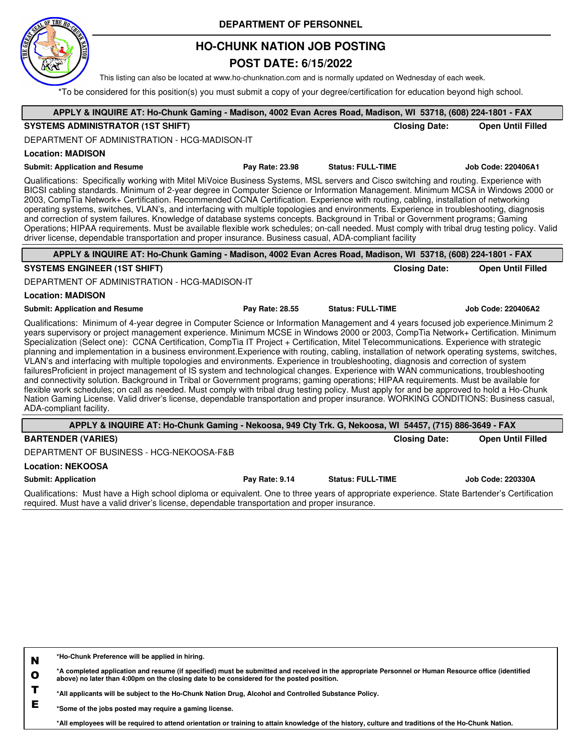DEPARTMENT OF PERSONNEL

# HO-CHUNK NATION JOB POSTING

## POST DATE: 6/15/2022

This listing can also be located at www.ho-chunknation.com and is normally updated on Wednesday of each week.

*To be considered for this position(s) you must submit a copy of your degree/certification for education beyond high school.

---

**APPLY & INQUIRE AT: Ho-Chunk Gaming - Madison, 4002 Evan Acres Road, Madison, WI 53718, (608) 224-1801 - FAX**

**SYSTEMS ADMINISTRATOR (1ST SHIFT)** — **Closing Date: Open Until Filled**

DEPARTMENT OF ADMINISTRATION - HCG-MADISON-IT

**Location: MADISON**

**Submit: Application and Resume** | **Pay Rate: 23.98** | **Status: FULL-TIME** | **Job Code: 220406A1**

Qualifications: Specifically working with Mitel MiVoice Business Systems, MSL servers and Cisco switching and routing. Experience with BICSI cabling standards. Minimum of 2-year degree in Computer Science or Information Management. Minimum MCSA in Windows 2000 or 2003, CompTia Network+ Certification. Recommended CCNA Certification. Experience with routing, cabling, installation of networking operating systems, switches, VLAN's, and interfacing with multiple topologies and environments. Experience in troubleshooting, diagnosis and correction of system failures. Knowledge of database systems concepts. Background in Tribal or Government programs; Gaming Operations; HIPAA requirements. Must be available flexible work schedules; on-call needed. Must comply with tribal drug testing policy. Valid driver license, dependable transportation and proper insurance. Business casual, ADA-compliant facility

---

**APPLY & INQUIRE AT: Ho-Chunk Gaming - Madison, 4002 Evan Acres Road, Madison, WI 53718, (608) 224-1801 - FAX**

**SYSTEMS ENGINEER (1ST SHIFT)** — **Closing Date: Open Until Filled**

DEPARTMENT OF ADMINISTRATION - HCG-MADISON-IT

**Location: MADISON**

**Submit: Application and Resume** | **Pay Rate: 28.55** | **Status: FULL-TIME** | **Job Code: 220406A2**

Qualifications: Minimum of 4-year degree in Computer Science or Information Management and 4 years focused job experience.Minimum 2 years supervisory or project management experience. Minimum MCSE in Windows 2000 or 2003, CompTia Network+ Certification. Minimum Specialization (Select one): CCNA Certification, CompTia IT Project + Certification, Mitel Telecommunications. Experience with strategic planning and implementation in a business environment.Experience with routing, cabling, installation of network operating systems, switches, VLAN's and interfacing with multiple topologies and environments. Experience in troubleshooting, diagnosis and correction of system failuresProficient in project management of IS system and technological changes. Experience with WAN communications, troubleshooting and connectivity solution. Background in Tribal or Government programs; gaming operations; HIPAA requirements. Must be available for flexible work schedules; on call as needed. Must comply with tribal drug testing policy. Must apply for and be approved to hold a Ho-Chunk Nation Gaming License. Valid driver's license, dependable transportation and proper insurance. WORKING CONDITIONS: Business casual, ADA-compliant facility.

---

**APPLY & INQUIRE AT: Ho-Chunk Gaming - Nekoosa, 949 Cty Trk. G, Nekoosa, WI 54457, (715) 886-3649 - FAX**

**BARTENDER (VARIES)** — **Closing Date: Open Until Filled**

DEPARTMENT OF BUSINESS - HCG-NEKOOSA-F&B

**Location: NEKOOSA**

**Submit: Application** | **Pay Rate: 9.14** | **Status: FULL-TIME** | **Job Code: 220330A**

Qualifications: Must have a High school diploma or equivalent. One to three years of appropriate experience. State Bartender's Certification required. Must have a valid driver's license, dependable transportation and proper insurance.

---

**NOTE**

**\*Ho-Chunk Preference will be applied in hiring.**

**\*A completed application and resume (if specified) must be submitted and received in the appropriate Personnel or Human Resource office (identified above) no later than 4:00pm on the closing date to be considered for the posted position.**

**\*All applicants will be subject to the Ho-Chunk Nation Drug, Alcohol and Controlled Substance Policy.**

**\*Some of the jobs posted may require a gaming license.**

**\*All employees will be required to attend orientation or training to attain knowledge of the history, culture and traditions of the Ho-Chunk Nation.**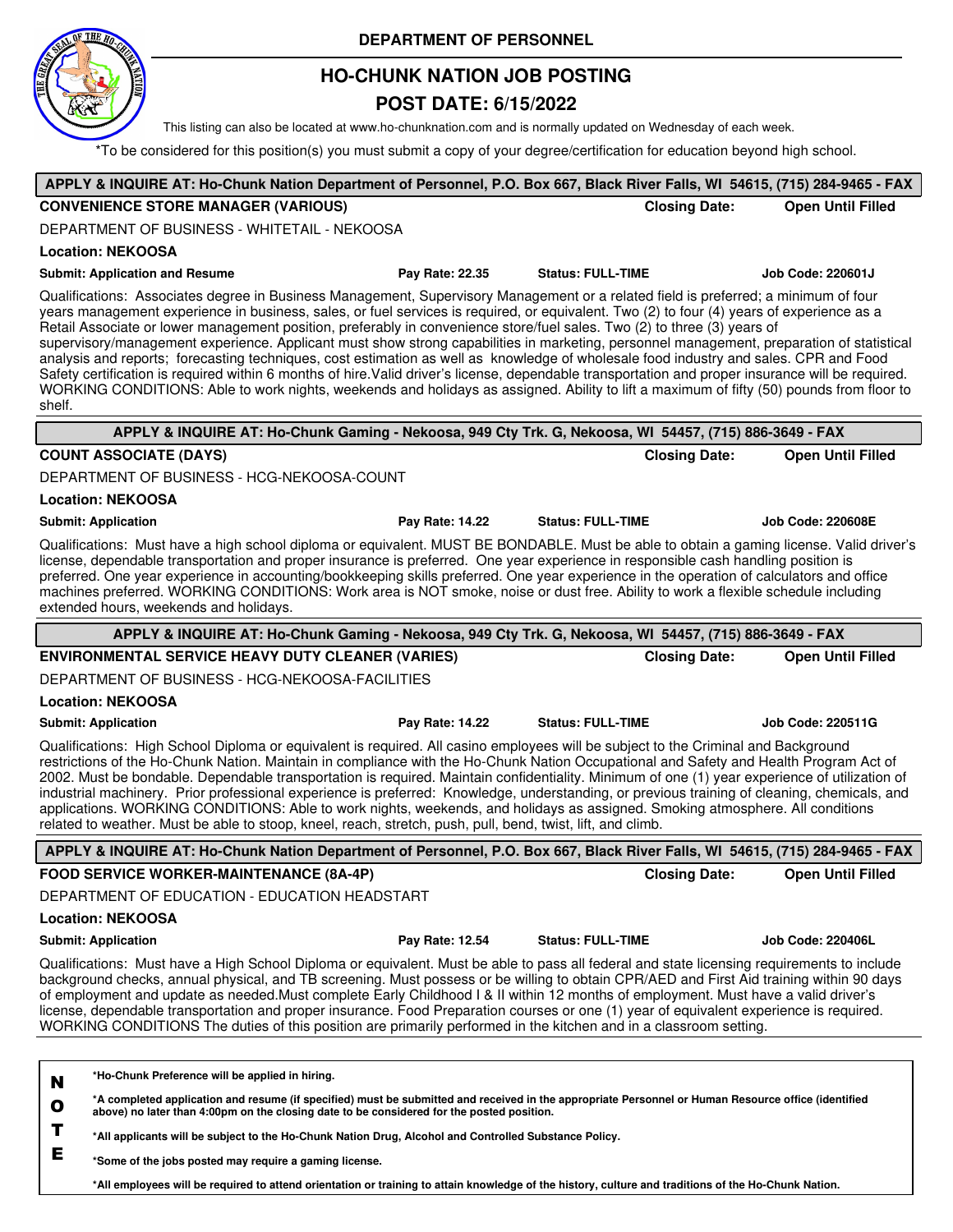DEPARTMENT OF PERSONNEL

# HO-CHUNK NATION JOB POSTING

## POST DATE: 6/15/2022

This listing can also be located at www.ho-chunknation.com and is normally updated on Wednesday of each week.

*To be considered for this position(s) you must submit a copy of your degree/certification for education beyond high school.

---

**APPLY & INQUIRE AT: Ho-Chunk Nation Department of Personnel, P.O. Box 667, Black River Falls, WI 54615, (715) 284-9465 - FAX**

**CONVENIENCE STORE MANAGER (VARIOUS)** — **Closing Date: Open Until Filled**

DEPARTMENT OF BUSINESS - WHITETAIL - NEKOOSA

**Location: NEKOOSA**

**Submit: Application and Resume** | **Pay Rate: 22.35** | **Status: FULL-TIME** | **Job Code: 220601J**

Qualifications: Associates degree in Business Management, Supervisory Management or a related field is preferred; a minimum of four years management experience in business, sales, or fuel services is required, or equivalent. Two (2) to four (4) years of experience as a Retail Associate or lower management position, preferably in convenience store/fuel sales. Two (2) to three (3) years of supervisory/management experience. Applicant must show strong capabilities in marketing, personnel management, preparation of statistical analysis and reports; forecasting techniques, cost estimation as well as knowledge of wholesale food industry and sales. CPR and Food Safety certification is required within 6 months of hire.Valid driver's license, dependable transportation and proper insurance will be required. WORKING CONDITIONS: Able to work nights, weekends and holidays as assigned. Ability to lift a maximum of fifty (50) pounds from floor to shelf.

---

**APPLY & INQUIRE AT: Ho-Chunk Gaming - Nekoosa, 949 Cty Trk. G, Nekoosa, WI 54457, (715) 886-3649 - FAX**

**COUNT ASSOCIATE (DAYS)** — **Closing Date: Open Until Filled**

DEPARTMENT OF BUSINESS - HCG-NEKOOSA-COUNT

**Location: NEKOOSA**

**Submit: Application** | **Pay Rate: 14.22** | **Status: FULL-TIME** | **Job Code: 220608E**

Qualifications: Must have a high school diploma or equivalent. MUST BE BONDABLE. Must be able to obtain a gaming license. Valid driver's license, dependable transportation and proper insurance is preferred. One year experience in responsible cash handling position is preferred. One year experience in accounting/bookkeeping skills preferred. One year experience in the operation of calculators and office machines preferred. WORKING CONDITIONS: Work area is NOT smoke, noise or dust free. Ability to work a flexible schedule including extended hours, weekends and holidays.

---

**APPLY & INQUIRE AT: Ho-Chunk Gaming - Nekoosa, 949 Cty Trk. G, Nekoosa, WI 54457, (715) 886-3649 - FAX**

**ENVIRONMENTAL SERVICE HEAVY DUTY CLEANER (VARIES)** — **Closing Date: Open Until Filled**

DEPARTMENT OF BUSINESS - HCG-NEKOOSA-FACILITIES

**Location: NEKOOSA**

**Submit: Application** | **Pay Rate: 14.22** | **Status: FULL-TIME** | **Job Code: 220511G**

Qualifications: High School Diploma or equivalent is required. All casino employees will be subject to the Criminal and Background restrictions of the Ho-Chunk Nation. Maintain in compliance with the Ho-Chunk Nation Occupational and Safety and Health Program Act of 2002. Must be bondable. Dependable transportation is required. Maintain confidentiality. Minimum of one (1) year experience of utilization of industrial machinery. Prior professional experience is preferred: Knowledge, understanding, or previous training of cleaning, chemicals, and applications. WORKING CONDITIONS: Able to work nights, weekends, and holidays as assigned. Smoking atmosphere. All conditions related to weather. Must be able to stoop, kneel, reach, stretch, push, pull, bend, twist, lift, and climb.

---

**APPLY & INQUIRE AT: Ho-Chunk Nation Department of Personnel, P.O. Box 667, Black River Falls, WI 54615, (715) 284-9465 - FAX**

**FOOD SERVICE WORKER-MAINTENANCE (8A-4P)** — **Closing Date: Open Until Filled**

DEPARTMENT OF EDUCATION - EDUCATION HEADSTART

**Location: NEKOOSA**

**Submit: Application** | **Pay Rate: 12.54** | **Status: FULL-TIME** | **Job Code: 220406L**

Qualifications: Must have a High School Diploma or equivalent. Must be able to pass all federal and state licensing requirements to include background checks, annual physical, and TB screening. Must possess or be willing to obtain CPR/AED and First Aid training within 90 days of employment and update as needed.Must complete Early Childhood I & II within 12 months of employment. Must have a valid driver's license, dependable transportation and proper insurance. Food Preparation courses or one (1) year of equivalent experience is required. WORKING CONDITIONS The duties of this position are primarily performed in the kitchen and in a classroom setting.

---

**NOTE**

- **Ho-Chunk Preference will be applied in hiring.**
- **A completed application and resume (if specified) must be submitted and received in the appropriate Personnel or Human Resource office (identified above) no later than 4:00pm on the closing date to be considered for the posted position.**
- **All applicants will be subject to the Ho-Chunk Nation Drug, Alcohol and Controlled Substance Policy.**
- **Some of the jobs posted may require a gaming license.**
- **All employees will be required to attend orientation or training to attain knowledge of the history, culture and traditions of the Ho-Chunk Nation.**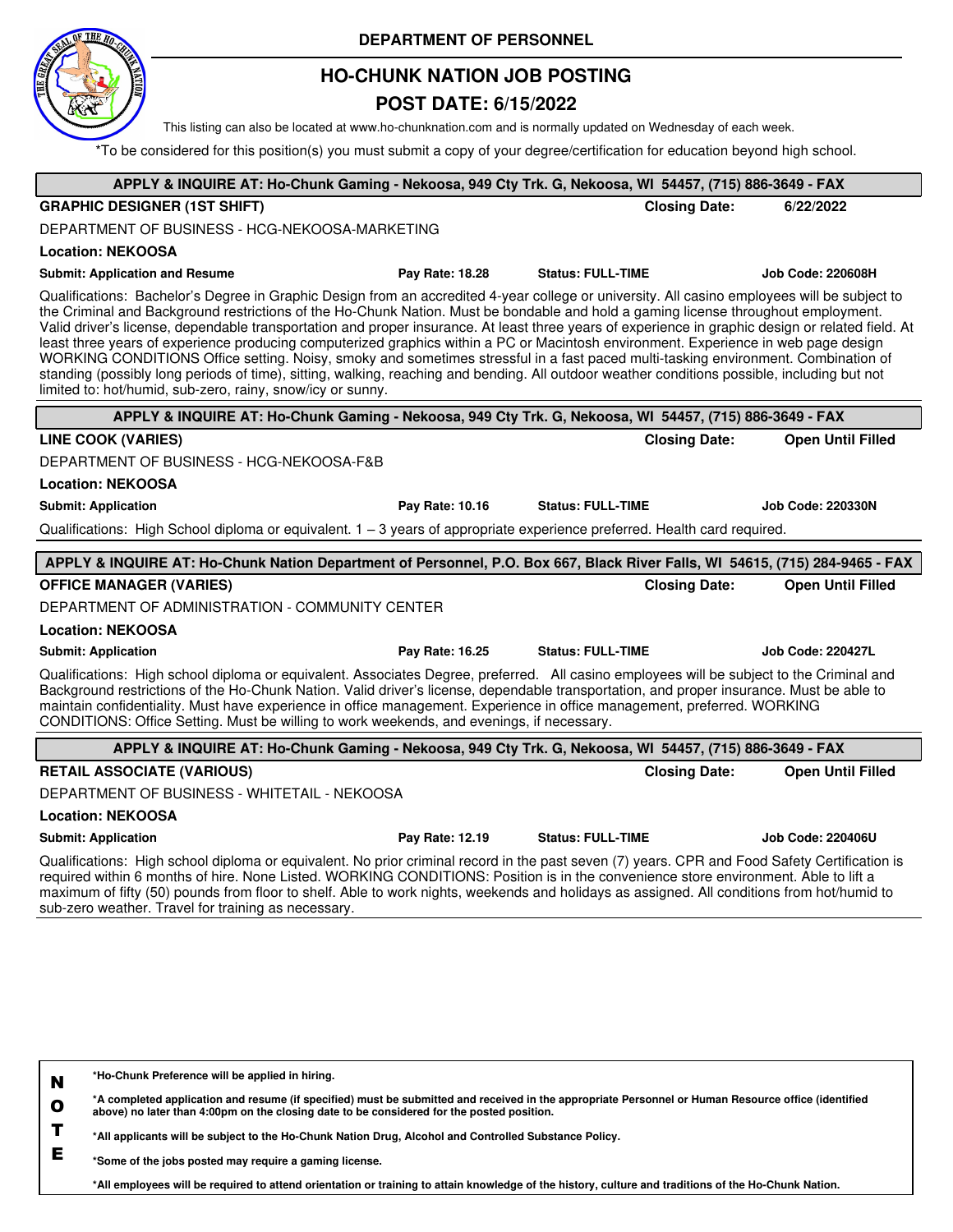# DEPARTMENT OF PERSONNEL

## HO-CHUNK NATION JOB POSTING

## POST DATE: 6/15/2022

This listing can also be located at www.ho-chunknation.com and is normally updated on Wednesday of each week.

*To be considered for this position(s) you must submit a copy of your degree/certification for education beyond high school.

---

**APPLY & INQUIRE AT: Ho-Chunk Gaming - Nekoosa, 949 Cty Trk. G, Nekoosa, WI 54457, (715) 886-3649 - FAX**

**GRAPHIC DESIGNER (1ST SHIFT)** — **Closing Date:** 6/22/2022

DEPARTMENT OF BUSINESS - HCG-NEKOOSA-MARKETING

**Location: NEKOOSA**

**Submit: Application and Resume** | **Pay Rate: 18.28** | **Status: FULL-TIME** | **Job Code: 220608H**

Qualifications: Bachelor's Degree in Graphic Design from an accredited 4-year college or university. All casino employees will be subject to the Criminal and Background restrictions of the Ho-Chunk Nation. Must be bondable and hold a gaming license throughout employment. Valid driver's license, dependable transportation and proper insurance. At least three years of experience in graphic design or related field. At least three years of experience producing computerized graphics within a PC or Macintosh environment. Experience in web page design WORKING CONDITIONS Office setting. Noisy, smoky and sometimes stressful in a fast paced multi-tasking environment. Combination of standing (possibly long periods of time), sitting, walking, reaching and bending. All outdoor weather conditions possible, including but not limited to: hot/humid, sub-zero, rainy, snow/icy or sunny.

---

**APPLY & INQUIRE AT: Ho-Chunk Gaming - Nekoosa, 949 Cty Trk. G, Nekoosa, WI 54457, (715) 886-3649 - FAX**

**LINE COOK (VARIES)** — **Closing Date:** Open Until Filled

DEPARTMENT OF BUSINESS - HCG-NEKOOSA-F&B

**Location: NEKOOSA**

**Submit: Application** | **Pay Rate: 10.16** | **Status: FULL-TIME** | **Job Code: 220330N**

Qualifications: High School diploma or equivalent. 1 – 3 years of appropriate experience preferred. Health card required.

---

**APPLY & INQUIRE AT: Ho-Chunk Nation Department of Personnel, P.O. Box 667, Black River Falls, WI 54615, (715) 284-9465 - FAX**

**OFFICE MANAGER (VARIES)** — **Closing Date:** Open Until Filled

DEPARTMENT OF ADMINISTRATION - COMMUNITY CENTER

**Location: NEKOOSA**

**Submit: Application** | **Pay Rate: 16.25** | **Status: FULL-TIME** | **Job Code: 220427L**

Qualifications: High school diploma or equivalent. Associates Degree, preferred. All casino employees will be subject to the Criminal and Background restrictions of the Ho-Chunk Nation. Valid driver's license, dependable transportation, and proper insurance. Must be able to maintain confidentiality. Must have experience in office management. Experience in office management, preferred. WORKING CONDITIONS: Office Setting. Must be willing to work weekends, and evenings, if necessary.

---

**APPLY & INQUIRE AT: Ho-Chunk Gaming - Nekoosa, 949 Cty Trk. G, Nekoosa, WI 54457, (715) 886-3649 - FAX**

**RETAIL ASSOCIATE (VARIOUS)** — **Closing Date:** Open Until Filled

DEPARTMENT OF BUSINESS - WHITETAIL - NEKOOSA

**Location: NEKOOSA**

**Submit: Application** | **Pay Rate: 12.19** | **Status: FULL-TIME** | **Job Code: 220406U**

Qualifications: High school diploma or equivalent. No prior criminal record in the past seven (7) years. CPR and Food Safety Certification is required within 6 months of hire. None Listed. WORKING CONDITIONS: Position is in the convenience store environment. Able to lift a maximum of fifty (50) pounds from floor to shelf. Able to work nights, weekends and holidays as assigned. All conditions from hot/humid to sub-zero weather. Travel for training as necessary.

---

**NOTE**

**\*Ho-Chunk Preference will be applied in hiring.**

**\*A completed application and resume (if specified) must be submitted and received in the appropriate Personnel or Human Resource office (identified above) no later than 4:00pm on the closing date to be considered for the posted position.**

**\*All applicants will be subject to the Ho-Chunk Nation Drug, Alcohol and Controlled Substance Policy.**

**\*Some of the jobs posted may require a gaming license.**

**\*All employees will be required to attend orientation or training to attain knowledge of the history, culture and traditions of the Ho-Chunk Nation.**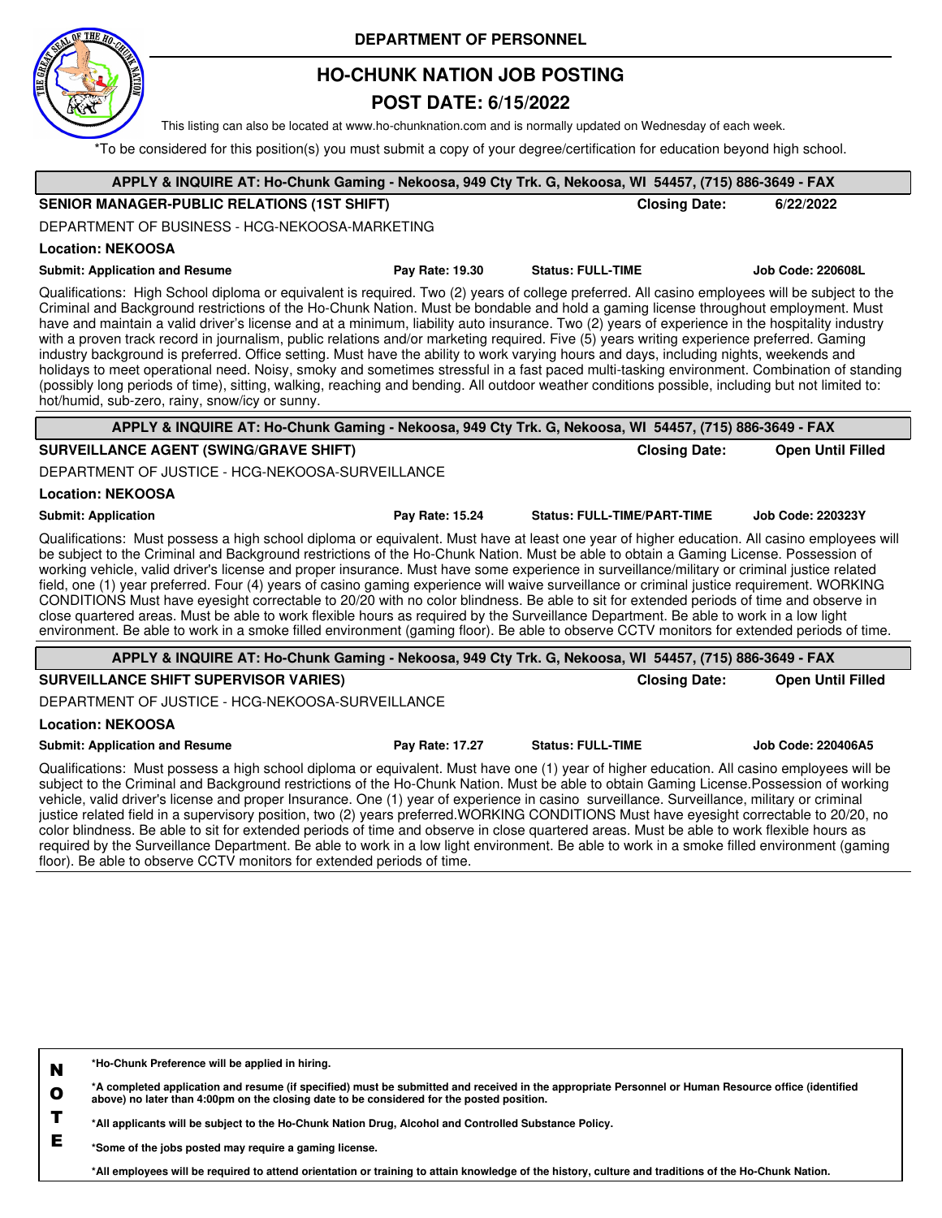DEPARTMENT OF PERSONNEL

# HO-CHUNK NATION JOB POSTING

## POST DATE: 6/15/2022

This listing can also be located at www.ho-chunknation.com and is normally updated on Wednesday of each week.

*To be considered for this position(s) you must submit a copy of your degree/certification for education beyond high school.

---

**APPLY & INQUIRE AT: Ho-Chunk Gaming - Nekoosa, 949 Cty Trk. G, Nekoosa, WI 54457, (715) 886-3649 - FAX**

### SENIOR MANAGER-PUBLIC RELATIONS (1ST SHIFT)

**Closing Date:** 6/22/2022

DEPARTMENT OF BUSINESS - HCG-NEKOOSA-MARKETING

**Location: NEKOOSA**

**Submit: Application and Resume** | **Pay Rate: 19.30** | **Status: FULL-TIME** | **Job Code: 220608L**

Qualifications: High School diploma or equivalent is required. Two (2) years of college preferred. All casino employees will be subject to the Criminal and Background restrictions of the Ho-Chunk Nation. Must be bondable and hold a gaming license throughout employment. Must have and maintain a valid driver's license and at a minimum, liability auto insurance. Two (2) years of experience in the hospitality industry with a proven track record in journalism, public relations and/or marketing required. Five (5) years writing experience preferred. Gaming industry background is preferred. Office setting. Must have the ability to work varying hours and days, including nights, weekends and holidays to meet operational need. Noisy, smoky and sometimes stressful in a fast paced multi-tasking environment. Combination of standing (possibly long periods of time), sitting, walking, reaching and bending. All outdoor weather conditions possible, including but not limited to: hot/humid, sub-zero, rainy, snow/icy or sunny.

---

**APPLY & INQUIRE AT: Ho-Chunk Gaming - Nekoosa, 949 Cty Trk. G, Nekoosa, WI 54457, (715) 886-3649 - FAX**

### SURVEILLANCE AGENT (SWING/GRAVE SHIFT)

**Closing Date:** Open Until Filled

DEPARTMENT OF JUSTICE - HCG-NEKOOSA-SURVEILLANCE

**Location: NEKOOSA**

**Submit: Application** | **Pay Rate: 15.24** | **Status: FULL-TIME/PART-TIME** | **Job Code: 220323Y**

Qualifications: Must possess a high school diploma or equivalent. Must have at least one year of higher education. All casino employees will be subject to the Criminal and Background restrictions of the Ho-Chunk Nation. Must be able to obtain a Gaming License. Possession of working vehicle, valid driver's license and proper insurance. Must have some experience in surveillance/military or criminal justice related field, one (1) year preferred. Four (4) years of casino gaming experience will waive surveillance or criminal justice requirement. WORKING CONDITIONS Must have eyesight correctable to 20/20 with no color blindness. Be able to sit for extended periods of time and observe in close quartered areas. Must be able to work flexible hours as required by the Surveillance Department. Be able to work in a low light environment. Be able to work in a smoke filled environment (gaming floor). Be able to observe CCTV monitors for extended periods of time.

---

**APPLY & INQUIRE AT: Ho-Chunk Gaming - Nekoosa, 949 Cty Trk. G, Nekoosa, WI 54457, (715) 886-3649 - FAX**

### SURVEILLANCE SHIFT SUPERVISOR VARIES)

**Closing Date:** Open Until Filled

DEPARTMENT OF JUSTICE - HCG-NEKOOSA-SURVEILLANCE

**Location: NEKOOSA**

**Submit: Application and Resume** | **Pay Rate: 17.27** | **Status: FULL-TIME** | **Job Code: 220406A5**

Qualifications: Must possess a high school diploma or equivalent. Must have one (1) year of higher education. All casino employees will be subject to the Criminal and Background restrictions of the Ho-Chunk Nation. Must be able to obtain Gaming License.Possession of working vehicle, valid driver's license and proper Insurance. One (1) year of experience in casino surveillance. Surveillance, military or criminal justice related field in a supervisory position, two (2) years preferred.WORKING CONDITIONS Must have eyesight correctable to 20/20, no color blindness. Be able to sit for extended periods of time and observe in close quartered areas. Must be able to work flexible hours as required by the Surveillance Department. Be able to work in a low light environment. Be able to work in a smoke filled environment (gaming floor). Be able to observe CCTV monitors for extended periods of time.

---

**NOTE**

**\*Ho-Chunk Preference will be applied in hiring.**

**\*A completed application and resume (if specified) must be submitted and received in the appropriate Personnel or Human Resource office (identified above) no later than 4:00pm on the closing date to be considered for the posted position.**

**\*All applicants will be subject to the Ho-Chunk Nation Drug, Alcohol and Controlled Substance Policy.**

**\*Some of the jobs posted may require a gaming license.**

**\*All employees will be required to attend orientation or training to attain knowledge of the history, culture and traditions of the Ho-Chunk Nation.**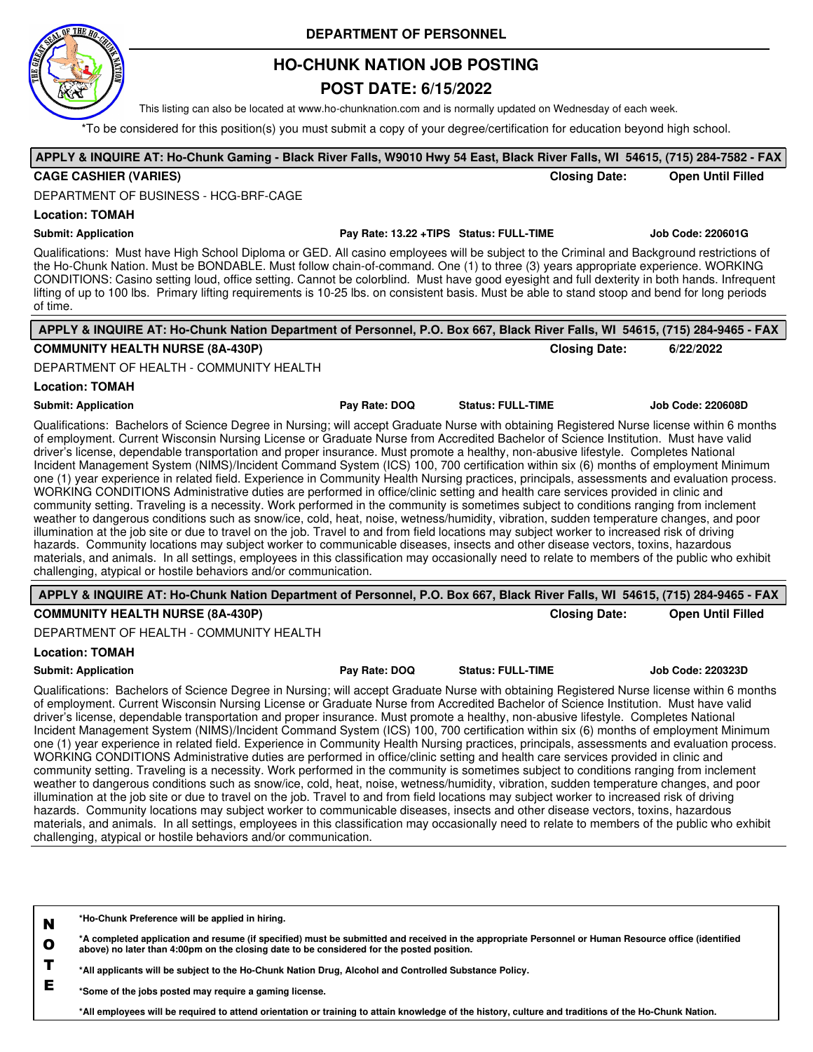# DEPARTMENT OF PERSONNEL

## HO-CHUNK NATION JOB POSTING

## POST DATE: 6/15/2022

This listing can also be located at www.ho-chunknation.com and is normally updated on Wednesday of each week.

*To be considered for this position(s) you must submit a copy of your degree/certification for education beyond high school.

---

**APPLY & INQUIRE AT: Ho-Chunk Gaming - Black River Falls, W9010 Hwy 54 East, Black River Falls, WI 54615, (715) 284-7582 - FAX**

**CAGE CASHIER (VARIES)** — **Closing Date:** **Open Until Filled**

DEPARTMENT OF BUSINESS - HCG-BRF-CAGE

**Location: TOMAH**

**Submit: Application** | **Pay Rate: 13.22 +TIPS** | **Status: FULL-TIME** | **Job Code: 220601G**

Qualifications: Must have High School Diploma or GED. All casino employees will be subject to the Criminal and Background restrictions of the Ho-Chunk Nation. Must be BONDABLE. Must follow chain-of-command. One (1) to three (3) years appropriate experience. WORKING CONDITIONS: Casino setting loud, office setting. Cannot be colorblind. Must have good eyesight and full dexterity in both hands. Infrequent lifting of up to 100 lbs. Primary lifting requirements is 10-25 lbs. on consistent basis. Must be able to stand stoop and bend for long periods of time.

---

**APPLY & INQUIRE AT: Ho-Chunk Nation Department of Personnel, P.O. Box 667, Black River Falls, WI 54615, (715) 284-9465 - FAX**

**COMMUNITY HEALTH NURSE (8A-430P)** — **Closing Date:** **6/22/2022**

DEPARTMENT OF HEALTH - COMMUNITY HEALTH

**Location: TOMAH**

**Submit: Application** | **Pay Rate: DOQ** | **Status: FULL-TIME** | **Job Code: 220608D**

Qualifications: Bachelors of Science Degree in Nursing; will accept Graduate Nurse with obtaining Registered Nurse license within 6 months of employment. Current Wisconsin Nursing License or Graduate Nurse from Accredited Bachelor of Science Institution. Must have valid driver's license, dependable transportation and proper insurance. Must promote a healthy, non-abusive lifestyle. Completes National Incident Management System (NIMS)/Incident Command System (ICS) 100, 700 certification within six (6) months of employment Minimum one (1) year experience in related field. Experience in Community Health Nursing practices, principals, assessments and evaluation process. WORKING CONDITIONS Administrative duties are performed in office/clinic setting and health care services provided in clinic and community setting. Traveling is a necessity. Work performed in the community is sometimes subject to conditions ranging from inclement weather to dangerous conditions such as snow/ice, cold, heat, noise, wetness/humidity, vibration, sudden temperature changes, and poor illumination at the job site or due to travel on the job. Travel to and from field locations may subject worker to increased risk of driving hazards. Community locations may subject worker to communicable diseases, insects and other disease vectors, toxins, hazardous materials, and animals. In all settings, employees in this classification may occasionally need to relate to members of the public who exhibit challenging, atypical or hostile behaviors and/or communication.

---

**APPLY & INQUIRE AT: Ho-Chunk Nation Department of Personnel, P.O. Box 667, Black River Falls, WI 54615, (715) 284-9465 - FAX**

**COMMUNITY HEALTH NURSE (8A-430P)** — **Closing Date:** **Open Until Filled**

DEPARTMENT OF HEALTH - COMMUNITY HEALTH

**Location: TOMAH**

**Submit: Application** | **Pay Rate: DOQ** | **Status: FULL-TIME** | **Job Code: 220323D**

Qualifications: Bachelors of Science Degree in Nursing; will accept Graduate Nurse with obtaining Registered Nurse license within 6 months of employment. Current Wisconsin Nursing License or Graduate Nurse from Accredited Bachelor of Science Institution. Must have valid driver's license, dependable transportation and proper insurance. Must promote a healthy, non-abusive lifestyle. Completes National Incident Management System (NIMS)/Incident Command System (ICS) 100, 700 certification within six (6) months of employment Minimum one (1) year experience in related field. Experience in Community Health Nursing practices, principals, assessments and evaluation process. WORKING CONDITIONS Administrative duties are performed in office/clinic setting and health care services provided in clinic and community setting. Traveling is a necessity. Work performed in the community is sometimes subject to conditions ranging from inclement weather to dangerous conditions such as snow/ice, cold, heat, noise, wetness/humidity, vibration, sudden temperature changes, and poor illumination at the job site or due to travel on the job. Travel to and from field locations may subject worker to increased risk of driving hazards. Community locations may subject worker to communicable diseases, insects and other disease vectors, toxins, hazardous materials, and animals. In all settings, employees in this classification may occasionally need to relate to members of the public who exhibit challenging, atypical or hostile behaviors and/or communication.

---

**NOTE**

- **Ho-Chunk Preference will be applied in hiring.**
- **A completed application and resume (if specified) must be submitted and received in the appropriate Personnel or Human Resource office (identified above) no later than 4:00pm on the closing date to be considered for the posted position.**
- **All applicants will be subject to the Ho-Chunk Nation Drug, Alcohol and Controlled Substance Policy.**
- **Some of the jobs posted may require a gaming license.**
- **All employees will be required to attend orientation or training to attain knowledge of the history, culture and traditions of the Ho-Chunk Nation.**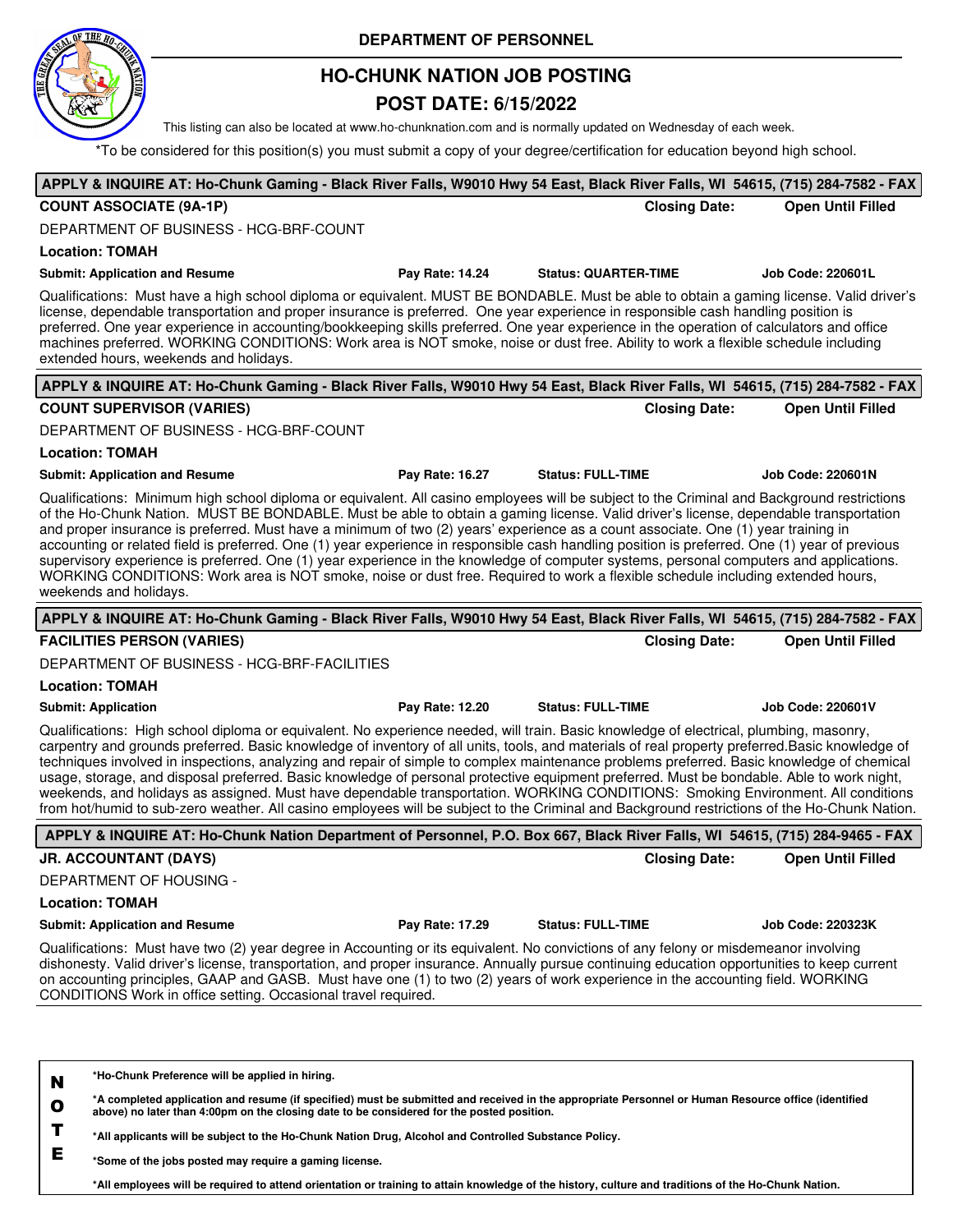**DEPARTMENT OF PERSONNEL**

# HO-CHUNK NATION JOB POSTING

## POST DATE: 6/15/2022

This listing can also be located at www.ho-chunknation.com and is normally updated on Wednesday of each week.

*To be considered for this position(s) you must submit a copy of your degree/certification for education beyond high school.

---

**APPLY & INQUIRE AT: Ho-Chunk Gaming - Black River Falls, W9010 Hwy 54 East, Black River Falls, WI 54615, (715) 284-7582 - FAX**

**COUNT ASSOCIATE (9A-1P)** — **Closing Date: Open Until Filled**

DEPARTMENT OF BUSINESS - HCG-BRF-COUNT

**Location: TOMAH**

**Submit: Application and Resume** | **Pay Rate: 14.24** | **Status: QUARTER-TIME** | **Job Code: 220601L**

Qualifications: Must have a high school diploma or equivalent. MUST BE BONDABLE. Must be able to obtain a gaming license. Valid driver's license, dependable transportation and proper insurance is preferred. One year experience in responsible cash handling position is preferred. One year experience in accounting/bookkeeping skills preferred. One year experience in the operation of calculators and office machines preferred. WORKING CONDITIONS: Work area is NOT smoke, noise or dust free. Ability to work a flexible schedule including extended hours, weekends and holidays.

---

**APPLY & INQUIRE AT: Ho-Chunk Gaming - Black River Falls, W9010 Hwy 54 East, Black River Falls, WI 54615, (715) 284-7582 - FAX**

**COUNT SUPERVISOR (VARIES)** — **Closing Date: Open Until Filled**

DEPARTMENT OF BUSINESS - HCG-BRF-COUNT

**Location: TOMAH**

**Submit: Application and Resume** | **Pay Rate: 16.27** | **Status: FULL-TIME** | **Job Code: 220601N**

Qualifications: Minimum high school diploma or equivalent. All casino employees will be subject to the Criminal and Background restrictions of the Ho-Chunk Nation. MUST BE BONDABLE. Must be able to obtain a gaming license. Valid driver's license, dependable transportation and proper insurance is preferred. Must have a minimum of two (2) years' experience as a count associate. One (1) year training in accounting or related field is preferred. One (1) year experience in responsible cash handling position is preferred. One (1) year of previous supervisory experience is preferred. One (1) year experience in the knowledge of computer systems, personal computers and applications. WORKING CONDITIONS: Work area is NOT smoke, noise or dust free. Required to work a flexible schedule including extended hours, weekends and holidays.

---

**APPLY & INQUIRE AT: Ho-Chunk Gaming - Black River Falls, W9010 Hwy 54 East, Black River Falls, WI 54615, (715) 284-7582 - FAX**

**FACILITIES PERSON (VARIES)** — **Closing Date: Open Until Filled**

DEPARTMENT OF BUSINESS - HCG-BRF-FACILITIES

**Location: TOMAH**

**Submit: Application** | **Pay Rate: 12.20** | **Status: FULL-TIME** | **Job Code: 220601V**

Qualifications: High school diploma or equivalent. No experience needed, will train. Basic knowledge of electrical, plumbing, masonry, carpentry and grounds preferred. Basic knowledge of inventory of all units, tools, and materials of real property preferred.Basic knowledge of techniques involved in inspections, analyzing and repair of simple to complex maintenance problems preferred. Basic knowledge of chemical usage, storage, and disposal preferred. Basic knowledge of personal protective equipment preferred. Must be bondable. Able to work night, weekends, and holidays as assigned. Must have dependable transportation. WORKING CONDITIONS: Smoking Environment. All conditions from hot/humid to sub-zero weather. All casino employees will be subject to the Criminal and Background restrictions of the Ho-Chunk Nation.

---

**APPLY & INQUIRE AT: Ho-Chunk Nation Department of Personnel, P.O. Box 667, Black River Falls, WI 54615, (715) 284-9465 - FAX**

**JR. ACCOUNTANT (DAYS)** — **Closing Date: Open Until Filled**

DEPARTMENT OF HOUSING -

**Location: TOMAH**

**Submit: Application and Resume** | **Pay Rate: 17.29** | **Status: FULL-TIME** | **Job Code: 220323K**

Qualifications: Must have two (2) year degree in Accounting or its equivalent. No convictions of any felony or misdemeanor involving dishonesty. Valid driver's license, transportation, and proper insurance. Annually pursue continuing education opportunities to keep current on accounting principles, GAAP and GASB. Must have one (1) to two (2) years of work experience in the accounting field. WORKING CONDITIONS Work in office setting. Occasional travel required.

---

**NOTE**

**\*Ho-Chunk Preference will be applied in hiring.**

**\*A completed application and resume (if specified) must be submitted and received in the appropriate Personnel or Human Resource office (identified above) no later than 4:00pm on the closing date to be considered for the posted position.**

**\*All applicants will be subject to the Ho-Chunk Nation Drug, Alcohol and Controlled Substance Policy.**

**\*Some of the jobs posted may require a gaming license.**

**\*All employees will be required to attend orientation or training to attain knowledge of the history, culture and traditions of the Ho-Chunk Nation.**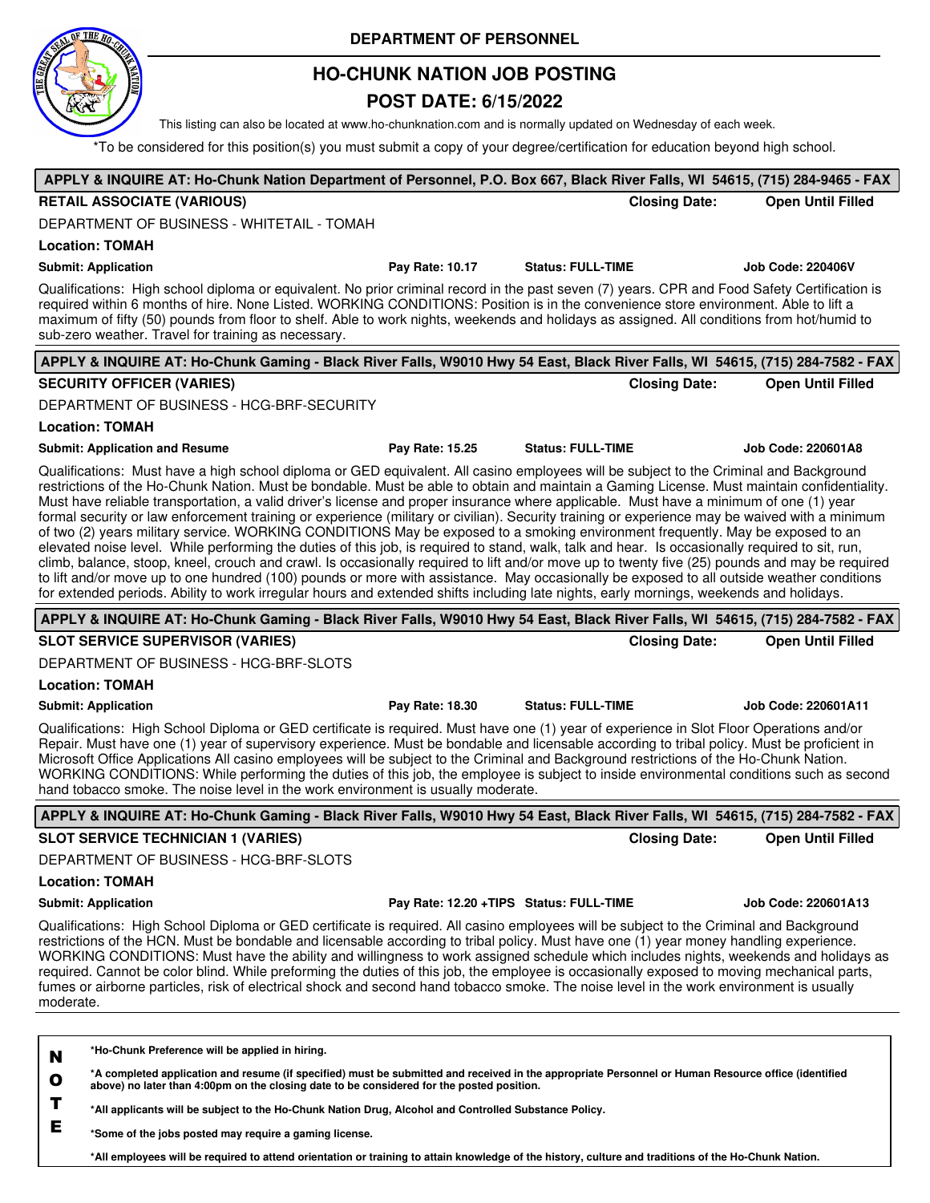**DEPARTMENT OF PERSONNEL**

# HO-CHUNK NATION JOB POSTING

## POST DATE: 6/15/2022

This listing can also be located at www.ho-chunknation.com and is normally updated on Wednesday of each week.

*To be considered for this position(s) you must submit a copy of your degree/certification for education beyond high school.

---

**APPLY & INQUIRE AT: Ho-Chunk Nation Department of Personnel, P.O. Box 667, Black River Falls, WI 54615, (715) 284-9465 - FAX**

**RETAIL ASSOCIATE (VARIOUS)** — **Closing Date: Open Until Filled**

DEPARTMENT OF BUSINESS - WHITETAIL - TOMAH

**Location: TOMAH**

**Submit: Application** | **Pay Rate: 10.17** | **Status: FULL-TIME** | **Job Code: 220406V**

Qualifications: High school diploma or equivalent. No prior criminal record in the past seven (7) years. CPR and Food Safety Certification is required within 6 months of hire. None Listed. WORKING CONDITIONS: Position is in the convenience store environment. Able to lift a maximum of fifty (50) pounds from floor to shelf. Able to work nights, weekends and holidays as assigned. All conditions from hot/humid to sub-zero weather. Travel for training as necessary.

---

**APPLY & INQUIRE AT: Ho-Chunk Gaming - Black River Falls, W9010 Hwy 54 East, Black River Falls, WI 54615, (715) 284-7582 - FAX**

**SECURITY OFFICER (VARIES)** — **Closing Date: Open Until Filled**

DEPARTMENT OF BUSINESS - HCG-BRF-SECURITY

**Location: TOMAH**

**Submit: Application and Resume** | **Pay Rate: 15.25** | **Status: FULL-TIME** | **Job Code: 220601A8**

Qualifications: Must have a high school diploma or GED equivalent. All casino employees will be subject to the Criminal and Background restrictions of the Ho-Chunk Nation. Must be bondable. Must be able to obtain and maintain a Gaming License. Must maintain confidentiality. Must have reliable transportation, a valid driver's license and proper insurance where applicable. Must have a minimum of one (1) year formal security or law enforcement training or experience (military or civilian). Security training or experience may be waived with a minimum of two (2) years military service. WORKING CONDITIONS May be exposed to a smoking environment frequently. May be exposed to an elevated noise level. While performing the duties of this job, is required to stand, walk, talk and hear. Is occasionally required to sit, run, climb, balance, stoop, kneel, crouch and crawl. Is occasionally required to lift and/or move up to twenty five (25) pounds and may be required to lift and/or move up to one hundred (100) pounds or more with assistance. May occasionally be exposed to all outside weather conditions for extended periods. Ability to work irregular hours and extended shifts including late nights, early mornings, weekends and holidays.

---

**APPLY & INQUIRE AT: Ho-Chunk Gaming - Black River Falls, W9010 Hwy 54 East, Black River Falls, WI 54615, (715) 284-7582 - FAX**

**SLOT SERVICE SUPERVISOR (VARIES)** — **Closing Date: Open Until Filled**

DEPARTMENT OF BUSINESS - HCG-BRF-SLOTS

**Location: TOMAH**

**Submit: Application** | **Pay Rate: 18.30** | **Status: FULL-TIME** | **Job Code: 220601A11**

Qualifications: High School Diploma or GED certificate is required. Must have one (1) year of experience in Slot Floor Operations and/or Repair. Must have one (1) year of supervisory experience. Must be bondable and licensable according to tribal policy. Must be proficient in Microsoft Office Applications All casino employees will be subject to the Criminal and Background restrictions of the Ho-Chunk Nation. WORKING CONDITIONS: While performing the duties of this job, the employee is subject to inside environmental conditions such as second hand tobacco smoke. The noise level in the work environment is usually moderate.

---

**APPLY & INQUIRE AT: Ho-Chunk Gaming - Black River Falls, W9010 Hwy 54 East, Black River Falls, WI 54615, (715) 284-7582 - FAX**

**SLOT SERVICE TECHNICIAN 1 (VARIES)** — **Closing Date: Open Until Filled**

DEPARTMENT OF BUSINESS - HCG-BRF-SLOTS

**Location: TOMAH**

**Submit: Application** | **Pay Rate: 12.20 +TIPS** | **Status: FULL-TIME** | **Job Code: 220601A13**

Qualifications: High School Diploma or GED certificate is required. All casino employees will be subject to the Criminal and Background restrictions of the HCN. Must be bondable and licensable according to tribal policy. Must have one (1) year money handling experience. WORKING CONDITIONS: Must have the ability and willingness to work assigned schedule which includes nights, weekends and holidays as required. Cannot be color blind. While preforming the duties of this job, the employee is occasionally exposed to moving mechanical parts, fumes or airborne particles, risk of electrical shock and second hand tobacco smoke. The noise level in the work environment is usually moderate.

---

**NOTE**

- **\*Ho-Chunk Preference will be applied in hiring.**
- **\*A completed application and resume (if specified) must be submitted and received in the appropriate Personnel or Human Resource office (identified above) no later than 4:00pm on the closing date to be considered for the posted position.**
- **\*All applicants will be subject to the Ho-Chunk Nation Drug, Alcohol and Controlled Substance Policy.**
- **\*Some of the jobs posted may require a gaming license.**
- **\*All employees will be required to attend orientation or training to attain knowledge of the history, culture and traditions of the Ho-Chunk Nation.**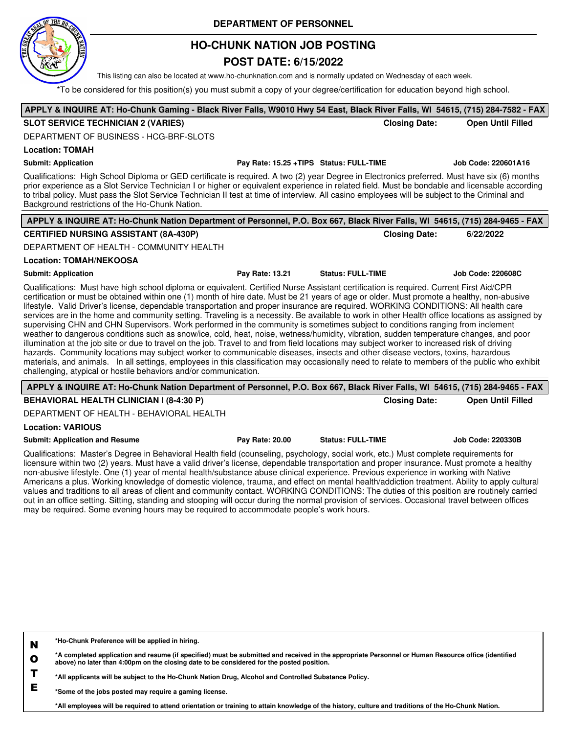# DEPARTMENT OF PERSONNEL

## HO-CHUNK NATION JOB POSTING

## POST DATE: 6/15/2022

This listing can also be located at www.ho-chunknation.com and is normally updated on Wednesday of each week.

*To be considered for this position(s) you must submit a copy of your degree/certification for education beyond high school.

---

**APPLY & INQUIRE AT: Ho-Chunk Gaming - Black River Falls, W9010 Hwy 54 East, Black River Falls, WI 54615, (715) 284-7582 - FAX**

**SLOT SERVICE TECHNICIAN 2 (VARIES)** — **Closing Date:** **Open Until Filled**

DEPARTMENT OF BUSINESS - HCG-BRF-SLOTS

**Location: TOMAH**

**Submit: Application** | **Pay Rate: 15.25 +TIPS** | **Status: FULL-TIME** | **Job Code: 220601A16**

Qualifications: High School Diploma or GED certificate is required. A two (2) year Degree in Electronics preferred. Must have six (6) months prior experience as a Slot Service Technician I or higher or equivalent experience in related field. Must be bondable and licensable according to tribal policy. Must pass the Slot Service Technician II test at time of interview. All casino employees will be subject to the Criminal and Background restrictions of the Ho-Chunk Nation.

---

**APPLY & INQUIRE AT: Ho-Chunk Nation Department of Personnel, P.O. Box 667, Black River Falls, WI 54615, (715) 284-9465 - FAX**

**CERTIFIED NURSING ASSISTANT (8A-430P)** — **Closing Date:** **6/22/2022**

DEPARTMENT OF HEALTH - COMMUNITY HEALTH

**Location: TOMAH/NEKOOSA**

**Submit: Application** | **Pay Rate: 13.21** | **Status: FULL-TIME** | **Job Code: 220608C**

Qualifications: Must have high school diploma or equivalent. Certified Nurse Assistant certification is required. Current First Aid/CPR certification or must be obtained within one (1) month of hire date. Must be 21 years of age or older. Must promote a healthy, non-abusive lifestyle. Valid Driver's license, dependable transportation and proper insurance are required. WORKING CONDITIONS: All health care services are in the home and community setting. Traveling is a necessity. Be available to work in other Health office locations as assigned by supervising CHN and CHN Supervisors. Work performed in the community is sometimes subject to conditions ranging from inclement weather to dangerous conditions such as snow/ice, cold, heat, noise, wetness/humidity, vibration, sudden temperature changes, and poor illumination at the job site or due to travel on the job. Travel to and from field locations may subject worker to increased risk of driving hazards. Community locations may subject worker to communicable diseases, insects and other disease vectors, toxins, hazardous materials, and animals. In all settings, employees in this classification may occasionally need to relate to members of the public who exhibit challenging, atypical or hostile behaviors and/or communication.

---

**APPLY & INQUIRE AT: Ho-Chunk Nation Department of Personnel, P.O. Box 667, Black River Falls, WI 54615, (715) 284-9465 - FAX**

**BEHAVIORAL HEALTH CLINICIAN I (8-4:30 P)** — **Closing Date:** **Open Until Filled**

DEPARTMENT OF HEALTH - BEHAVIORAL HEALTH

**Location: VARIOUS**

**Submit: Application and Resume** | **Pay Rate: 20.00** | **Status: FULL-TIME** | **Job Code: 220330B**

Qualifications: Master's Degree in Behavioral Health field (counseling, psychology, social work, etc.) Must complete requirements for licensure within two (2) years. Must have a valid driver's license, dependable transportation and proper insurance. Must promote a healthy non-abusive lifestyle. One (1) year of mental health/substance abuse clinical experience. Previous experience in working with Native Americans a plus. Working knowledge of domestic violence, trauma, and effect on mental health/addiction treatment. Ability to apply cultural values and traditions to all areas of client and community contact. WORKING CONDITIONS: The duties of this position are routinely carried out in an office setting. Sitting, standing and stooping will occur during the normal provision of services. Occasional travel between offices may be required. Some evening hours may be required to accommodate people's work hours.

---

**NOTE**

- **\*Ho-Chunk Preference will be applied in hiring.**
- **\*A completed application and resume (if specified) must be submitted and received in the appropriate Personnel or Human Resource office (identified above) no later than 4:00pm on the closing date to be considered for the posted position.**
- **\*All applicants will be subject to the Ho-Chunk Nation Drug, Alcohol and Controlled Substance Policy.**
- **\*Some of the jobs posted may require a gaming license.**
- **\*All employees will be required to attend orientation or training to attain knowledge of the history, culture and traditions of the Ho-Chunk Nation.**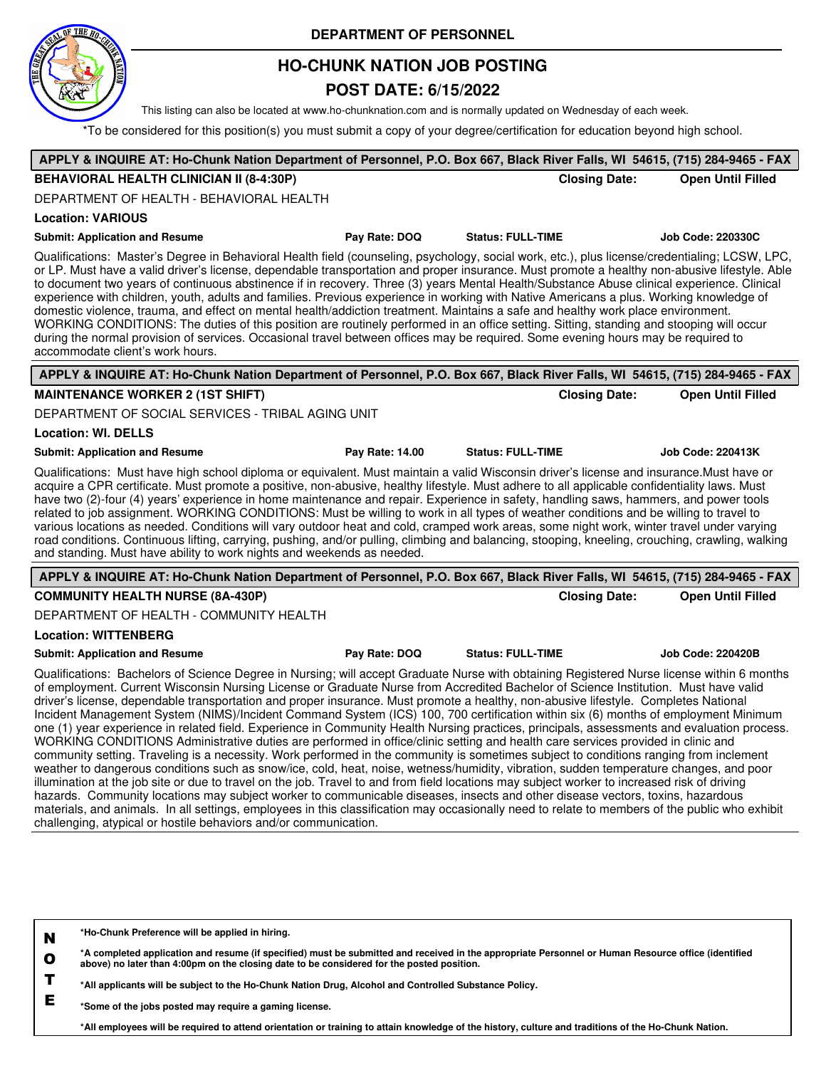**DEPARTMENT OF PERSONNEL**

# HO-CHUNK NATION JOB POSTING

## POST DATE: 6/15/2022

This listing can also be located at www.ho-chunknation.com and is normally updated on Wednesday of each week.

*To be considered for this position(s) you must submit a copy of your degree/certification for education beyond high school.

---

**APPLY & INQUIRE AT: Ho-Chunk Nation Department of Personnel, P.O. Box 667, Black River Falls, WI 54615, (715) 284-9465 - FAX**

**BEHAVIORAL HEALTH CLINICIAN II (8-4:30P)** — **Closing Date: Open Until Filled**

DEPARTMENT OF HEALTH - BEHAVIORAL HEALTH

**Location: VARIOUS**

**Submit: Application and Resume** | **Pay Rate: DOQ** | **Status: FULL-TIME** | **Job Code: 220330C**

Qualifications: Master's Degree in Behavioral Health field (counseling, psychology, social work, etc.), plus license/credentialing; LCSW, LPC, or LP. Must have a valid driver's license, dependable transportation and proper insurance. Must promote a healthy non-abusive lifestyle. Able to document two years of continuous abstinence if in recovery. Three (3) years Mental Health/Substance Abuse clinical experience. Clinical experience with children, youth, adults and families. Previous experience in working with Native Americans a plus. Working knowledge of domestic violence, trauma, and effect on mental health/addiction treatment. Maintains a safe and healthy work place environment. WORKING CONDITIONS: The duties of this position are routinely performed in an office setting. Sitting, standing and stooping will occur during the normal provision of services. Occasional travel between offices may be required. Some evening hours may be required to accommodate client's work hours.

---

**APPLY & INQUIRE AT: Ho-Chunk Nation Department of Personnel, P.O. Box 667, Black River Falls, WI 54615, (715) 284-9465 - FAX**

**MAINTENANCE WORKER 2 (1ST SHIFT)** — **Closing Date: Open Until Filled**

DEPARTMENT OF SOCIAL SERVICES - TRIBAL AGING UNIT

**Location: WI. DELLS**

**Submit: Application and Resume** | **Pay Rate: 14.00** | **Status: FULL-TIME** | **Job Code: 220413K**

Qualifications: Must have high school diploma or equivalent. Must maintain a valid Wisconsin driver's license and insurance.Must have or acquire a CPR certificate. Must promote a positive, non-abusive, healthy lifestyle. Must adhere to all applicable confidentiality laws. Must have two (2)-four (4) years' experience in home maintenance and repair. Experience in safety, handling saws, hammers, and power tools related to job assignment. WORKING CONDITIONS: Must be willing to work in all types of weather conditions and be willing to travel to various locations as needed. Conditions will vary outdoor heat and cold, cramped work areas, some night work, winter travel under varying road conditions. Continuous lifting, carrying, pushing, and/or pulling, climbing and balancing, stooping, kneeling, crouching, crawling, walking and standing. Must have ability to work nights and weekends as needed.

---

**APPLY & INQUIRE AT: Ho-Chunk Nation Department of Personnel, P.O. Box 667, Black River Falls, WI 54615, (715) 284-9465 - FAX**

**COMMUNITY HEALTH NURSE (8A-430P)** — **Closing Date: Open Until Filled**

DEPARTMENT OF HEALTH - COMMUNITY HEALTH

**Location: WITTENBERG**

**Submit: Application and Resume** | **Pay Rate: DOQ** | **Status: FULL-TIME** | **Job Code: 220420B**

Qualifications: Bachelors of Science Degree in Nursing; will accept Graduate Nurse with obtaining Registered Nurse license within 6 months of employment. Current Wisconsin Nursing License or Graduate Nurse from Accredited Bachelor of Science Institution. Must have valid driver's license, dependable transportation and proper insurance. Must promote a healthy, non-abusive lifestyle. Completes National Incident Management System (NIMS)/Incident Command System (ICS) 100, 700 certification within six (6) months of employment Minimum one (1) year experience in related field. Experience in Community Health Nursing practices, principals, assessments and evaluation process. WORKING CONDITIONS Administrative duties are performed in office/clinic setting and health care services provided in clinic and community setting. Traveling is a necessity. Work performed in the community is sometimes subject to conditions ranging from inclement weather to dangerous conditions such as snow/ice, cold, heat, noise, wetness/humidity, vibration, sudden temperature changes, and poor illumination at the job site or due to travel on the job. Travel to and from field locations may subject worker to increased risk of driving hazards. Community locations may subject worker to communicable diseases, insects and other disease vectors, toxins, hazardous materials, and animals. In all settings, employees in this classification may occasionally need to relate to members of the public who exhibit challenging, atypical or hostile behaviors and/or communication.

---

**NOTE**

- **\*Ho-Chunk Preference will be applied in hiring.**
- **\*A completed application and resume (if specified) must be submitted and received in the appropriate Personnel or Human Resource office (identified above) no later than 4:00pm on the closing date to be considered for the posted position.**
- **\*All applicants will be subject to the Ho-Chunk Nation Drug, Alcohol and Controlled Substance Policy.**
- **\*Some of the jobs posted may require a gaming license.**
- **\*All employees will be required to attend orientation or training to attain knowledge of the history, culture and traditions of the Ho-Chunk Nation.**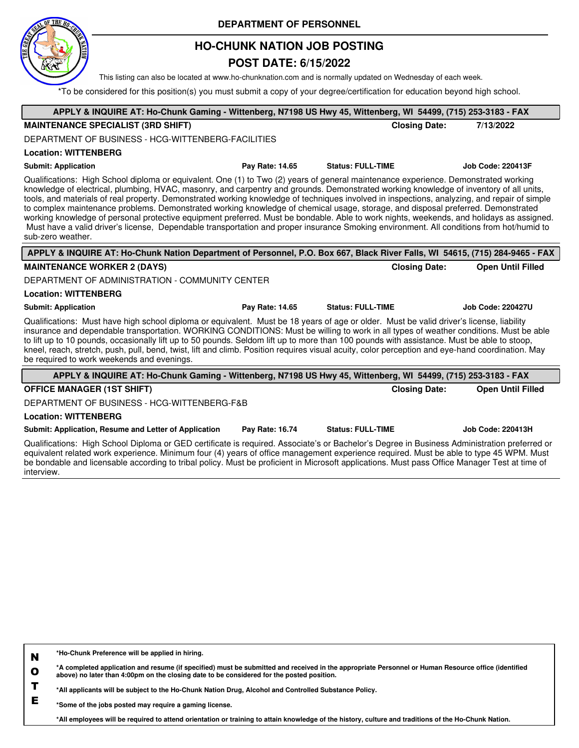**DEPARTMENT OF PERSONNEL**

# HO-CHUNK NATION JOB POSTING

## POST DATE: 6/15/2022

This listing can also be located at www.ho-chunknation.com and is normally updated on Wednesday of each week.

*To be considered for this position(s) you must submit a copy of your degree/certification for education beyond high school.

---

**APPLY & INQUIRE AT: Ho-Chunk Gaming - Wittenberg, N7198 US Hwy 45, Wittenberg, WI 54499, (715) 253-3183 - FAX**

**MAINTENANCE SPECIALIST (3RD SHIFT)** — **Closing Date:** 7/13/2022

DEPARTMENT OF BUSINESS - HCG-WITTENBERG-FACILITIES

**Location: WITTENBERG**

**Submit: Application** | **Pay Rate: 14.65** | **Status: FULL-TIME** | **Job Code: 220413F**

Qualifications: High School diploma or equivalent. One (1) to Two (2) years of general maintenance experience. Demonstrated working knowledge of electrical, plumbing, HVAC, masonry, and carpentry and grounds. Demonstrated working knowledge of inventory of all units, tools, and materials of real property. Demonstrated working knowledge of techniques involved in inspections, analyzing, and repair of simple to complex maintenance problems. Demonstrated working knowledge of chemical usage, storage, and disposal preferred. Demonstrated working knowledge of personal protective equipment preferred. Must be bondable. Able to work nights, weekends, and holidays as assigned. Must have a valid driver's license, Dependable transportation and proper insurance Smoking environment. All conditions from hot/humid to sub-zero weather.

---

**APPLY & INQUIRE AT: Ho-Chunk Nation Department of Personnel, P.O. Box 667, Black River Falls, WI 54615, (715) 284-9465 - FAX**

**MAINTENANCE WORKER 2 (DAYS)** — **Closing Date:** Open Until Filled

DEPARTMENT OF ADMINISTRATION - COMMUNITY CENTER

**Location: WITTENBERG**

**Submit: Application** | **Pay Rate: 14.65** | **Status: FULL-TIME** | **Job Code: 220427U**

Qualifications: Must have high school diploma or equivalent. Must be 18 years of age or older. Must be valid driver's license, liability insurance and dependable transportation. WORKING CONDITIONS: Must be willing to work in all types of weather conditions. Must be able to lift up to 10 pounds, occasionally lift up to 50 pounds. Seldom lift up to more than 100 pounds with assistance. Must be able to stoop, kneel, reach, stretch, push, pull, bend, twist, lift and climb. Position requires visual acuity, color perception and eye-hand coordination. May be required to work weekends and evenings.

---

**APPLY & INQUIRE AT: Ho-Chunk Gaming - Wittenberg, N7198 US Hwy 45, Wittenberg, WI 54499, (715) 253-3183 - FAX**

**OFFICE MANAGER (1ST SHIFT)** — **Closing Date:** Open Until Filled

DEPARTMENT OF BUSINESS - HCG-WITTENBERG-F&B

**Location: WITTENBERG**

**Submit: Application, Resume and Letter of Application** | **Pay Rate: 16.74** | **Status: FULL-TIME** | **Job Code: 220413H**

Qualifications: High School Diploma or GED certificate is required. Associate's or Bachelor's Degree in Business Administration preferred or equivalent related work experience. Minimum four (4) years of office management experience required. Must be able to type 45 WPM. Must be bondable and licensable according to tribal policy. Must be proficient in Microsoft applications. Must pass Office Manager Test at time of interview.

---

**NOTE**

**\*Ho-Chunk Preference will be applied in hiring.**

**\*A completed application and resume (if specified) must be submitted and received in the appropriate Personnel or Human Resource office (identified above) no later than 4:00pm on the closing date to be considered for the posted position.**

**\*All applicants will be subject to the Ho-Chunk Nation Drug, Alcohol and Controlled Substance Policy.**

**\*Some of the jobs posted may require a gaming license.**

**\*All employees will be required to attend orientation or training to attain knowledge of the history, culture and traditions of the Ho-Chunk Nation.**